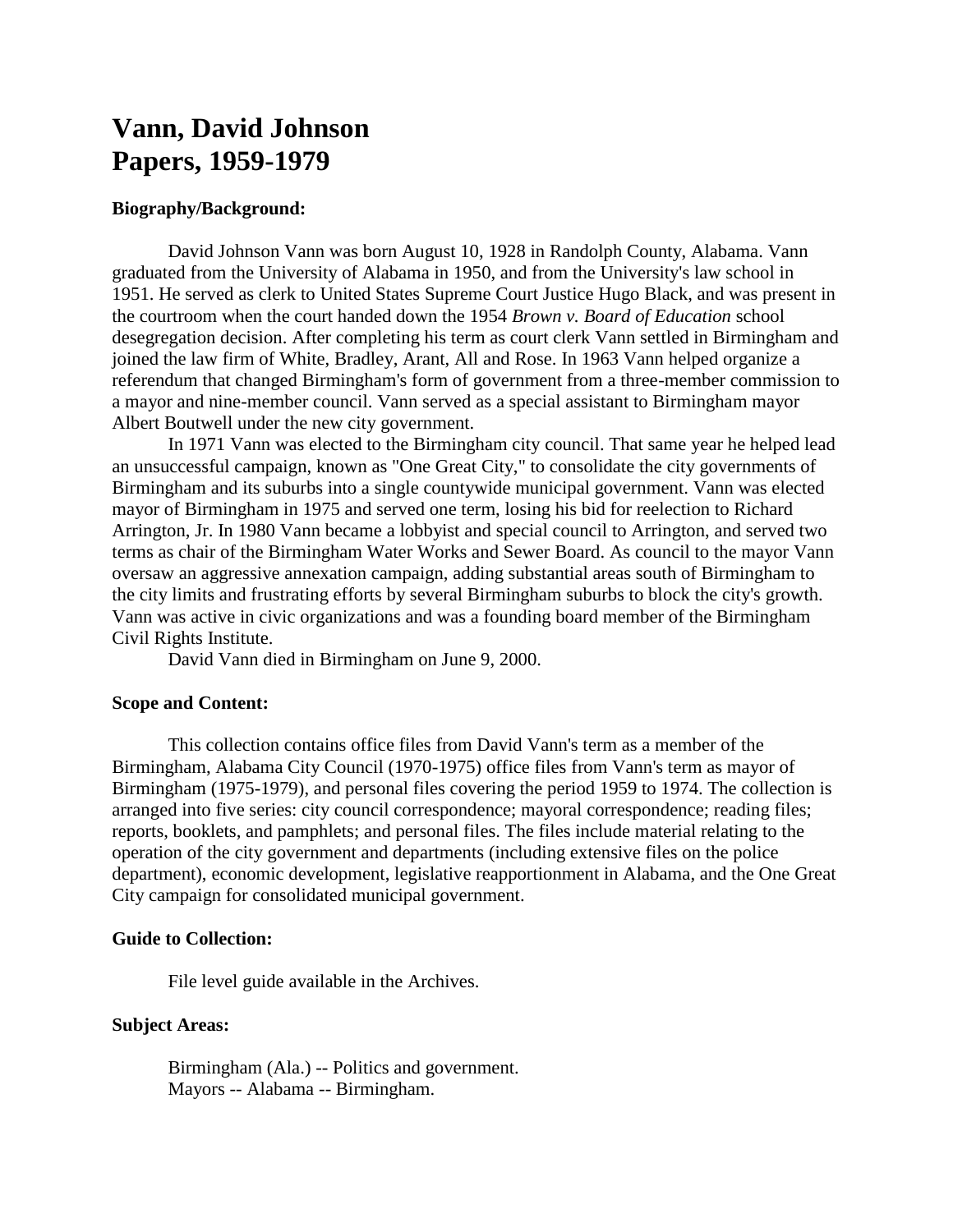# Vann, David Johnson
# Papers, 1959-1979

**Biography/Background:**

David Johnson Vann was born August 10, 1928 in Randolph County, Alabama. Vann graduated from the University of Alabama in 1950, and from the University's law school in 1951. He served as clerk to United States Supreme Court Justice Hugo Black, and was present in the courtroom when the court handed down the 1954 *Brown v. Board of Education* school desegregation decision. After completing his term as court clerk Vann settled in Birmingham and joined the law firm of White, Bradley, Arant, All and Rose. In 1963 Vann helped organize a referendum that changed Birmingham's form of government from a three-member commission to a mayor and nine-member council. Vann served as a special assistant to Birmingham mayor Albert Boutwell under the new city government.

In 1971 Vann was elected to the Birmingham city council. That same year he helped lead an unsuccessful campaign, known as "One Great City," to consolidate the city governments of Birmingham and its suburbs into a single countywide municipal government. Vann was elected mayor of Birmingham in 1975 and served one term, losing his bid for reelection to Richard Arrington, Jr. In 1980 Vann became a lobbyist and special council to Arrington, and served two terms as chair of the Birmingham Water Works and Sewer Board. As council to the mayor Vann oversaw an aggressive annexation campaign, adding substantial areas south of Birmingham to the city limits and frustrating efforts by several Birmingham suburbs to block the city's growth. Vann was active in civic organizations and was a founding board member of the Birmingham Civil Rights Institute.

David Vann died in Birmingham on June 9, 2000.

**Scope and Content:**

This collection contains office files from David Vann's term as a member of the Birmingham, Alabama City Council (1970-1975) office files from Vann's term as mayor of Birmingham (1975-1979), and personal files covering the period 1959 to 1974. The collection is arranged into five series: city council correspondence; mayoral correspondence; reading files; reports, booklets, and pamphlets; and personal files. The files include material relating to the operation of the city government and departments (including extensive files on the police department), economic development, legislative reapportionment in Alabama, and the One Great City campaign for consolidated municipal government.

**Guide to Collection:**

File level guide available in the Archives.

**Subject Areas:**

Birmingham (Ala.) -- Politics and government.
Mayors -- Alabama -- Birmingham.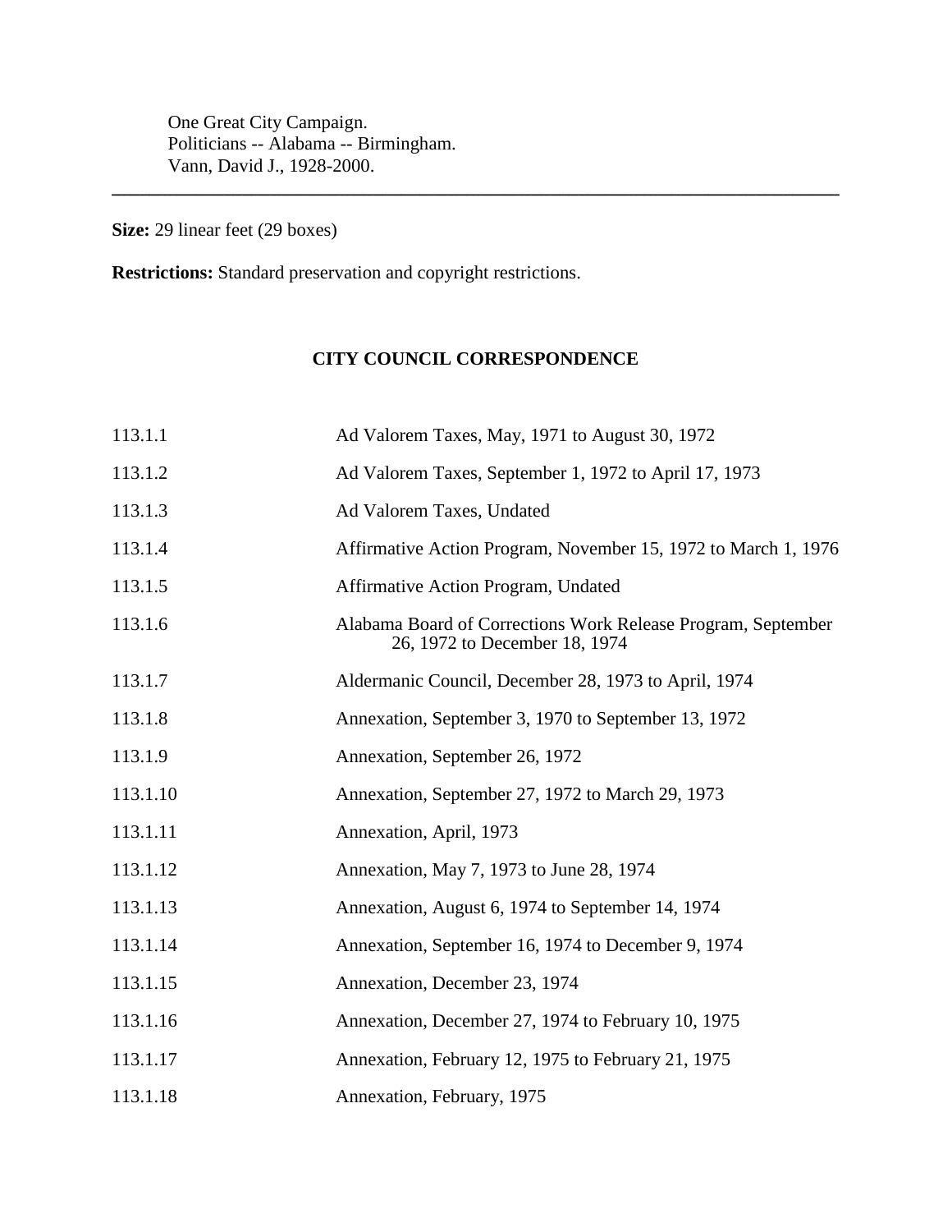One Great City Campaign.
Politicians -- Alabama -- Birmingham.
Vann, David J., 1928-2000.

---

**Size:** 29 linear feet (29 boxes)

**Restrictions:** Standard preservation and copyright restrictions.

## CITY COUNCIL CORRESPONDENCE

| | |
|---|---|
| 113.1.1 | Ad Valorem Taxes, May, 1971 to August 30, 1972 |
| 113.1.2 | Ad Valorem Taxes, September 1, 1972 to April 17, 1973 |
| 113.1.3 | Ad Valorem Taxes, Undated |
| 113.1.4 | Affirmative Action Program, November 15, 1972 to March 1, 1976 |
| 113.1.5 | Affirmative Action Program, Undated |
| 113.1.6 | Alabama Board of Corrections Work Release Program, September 26, 1972 to December 18, 1974 |
| 113.1.7 | Aldermanic Council, December 28, 1973 to April, 1974 |
| 113.1.8 | Annexation, September 3, 1970 to September 13, 1972 |
| 113.1.9 | Annexation, September 26, 1972 |
| 113.1.10 | Annexation, September 27, 1972 to March 29, 1973 |
| 113.1.11 | Annexation, April, 1973 |
| 113.1.12 | Annexation, May 7, 1973 to June 28, 1974 |
| 113.1.13 | Annexation, August 6, 1974 to September 14, 1974 |
| 113.1.14 | Annexation, September 16, 1974 to December 9, 1974 |
| 113.1.15 | Annexation, December 23, 1974 |
| 113.1.16 | Annexation, December 27, 1974 to February 10, 1975 |
| 113.1.17 | Annexation, February 12, 1975 to February 21, 1975 |
| 113.1.18 | Annexation, February, 1975 |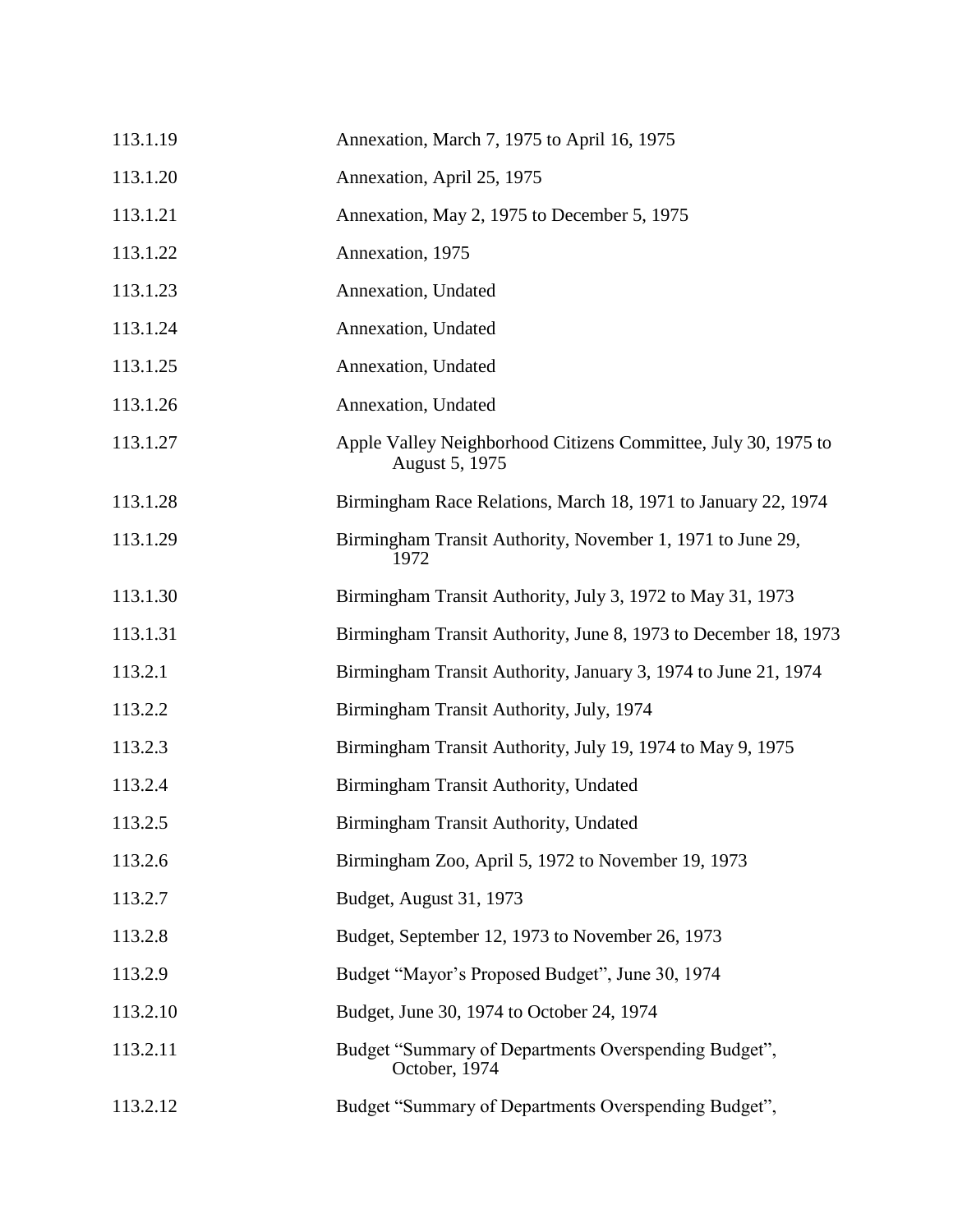| | |
|---|---|
| 113.1.19 | Annexation, March 7, 1975 to April 16, 1975 |
| 113.1.20 | Annexation, April 25, 1975 |
| 113.1.21 | Annexation, May 2, 1975 to December 5, 1975 |
| 113.1.22 | Annexation, 1975 |
| 113.1.23 | Annexation, Undated |
| 113.1.24 | Annexation, Undated |
| 113.1.25 | Annexation, Undated |
| 113.1.26 | Annexation, Undated |
| 113.1.27 | Apple Valley Neighborhood Citizens Committee, July 30, 1975 to August 5, 1975 |
| 113.1.28 | Birmingham Race Relations, March 18, 1971 to January 22, 1974 |
| 113.1.29 | Birmingham Transit Authority, November 1, 1971 to June 29, 1972 |
| 113.1.30 | Birmingham Transit Authority, July 3, 1972 to May 31, 1973 |
| 113.1.31 | Birmingham Transit Authority, June 8, 1973 to December 18, 1973 |
| 113.2.1 | Birmingham Transit Authority, January 3, 1974 to June 21, 1974 |
| 113.2.2 | Birmingham Transit Authority, July, 1974 |
| 113.2.3 | Birmingham Transit Authority, July 19, 1974 to May 9, 1975 |
| 113.2.4 | Birmingham Transit Authority, Undated |
| 113.2.5 | Birmingham Transit Authority, Undated |
| 113.2.6 | Birmingham Zoo, April 5, 1972 to November 19, 1973 |
| 113.2.7 | Budget, August 31, 1973 |
| 113.2.8 | Budget, September 12, 1973 to November 26, 1973 |
| 113.2.9 | Budget "Mayor's Proposed Budget", June 30, 1974 |
| 113.2.10 | Budget, June 30, 1974 to October 24, 1974 |
| 113.2.11 | Budget "Summary of Departments Overspending Budget", October, 1974 |
| 113.2.12 | Budget "Summary of Departments Overspending Budget", |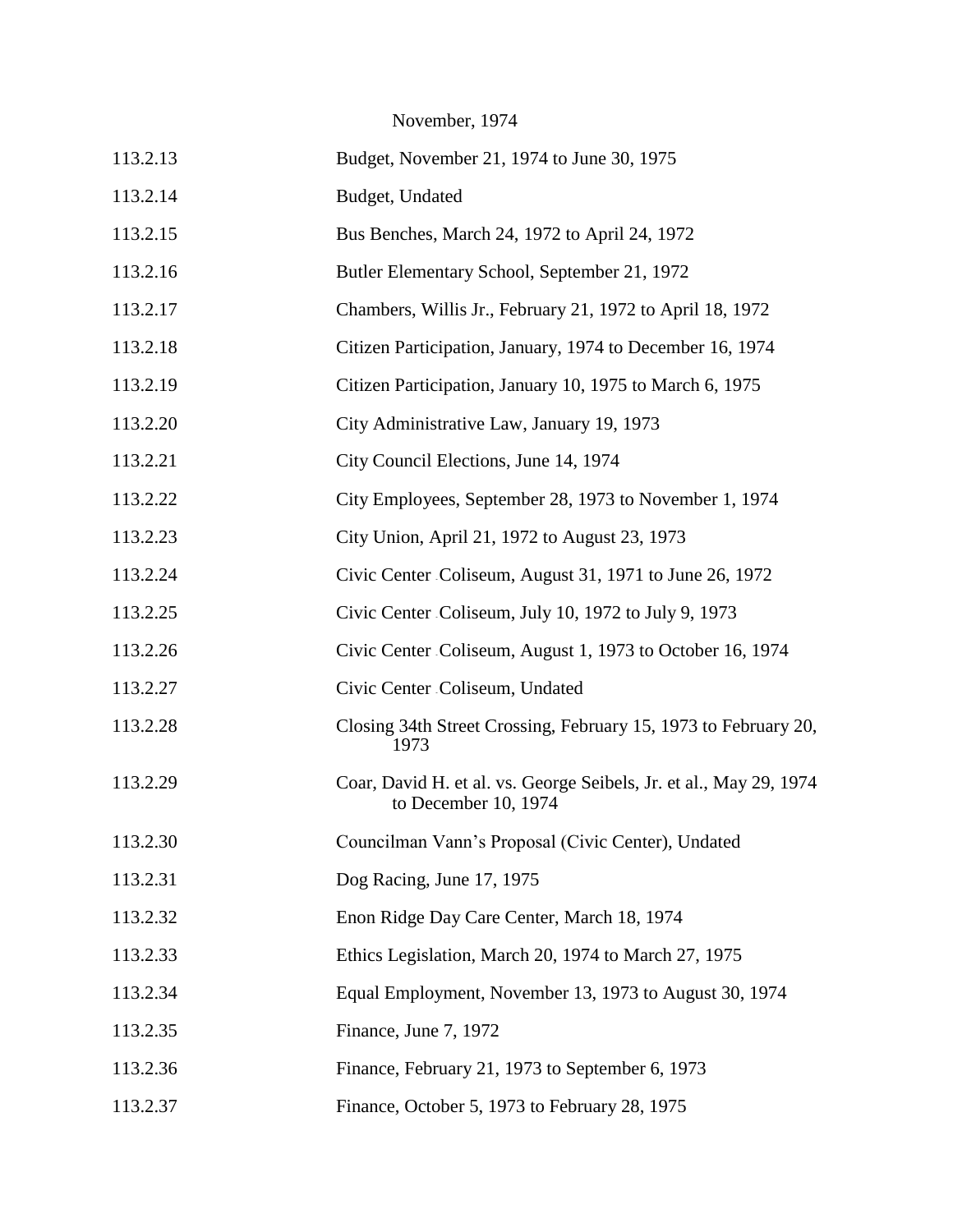November, 1974

| | |
|---|---|
| 113.2.13 | Budget, November 21, 1974 to June 30, 1975 |
| 113.2.14 | Budget, Undated |
| 113.2.15 | Bus Benches, March 24, 1972 to April 24, 1972 |
| 113.2.16 | Butler Elementary School, September 21, 1972 |
| 113.2.17 | Chambers, Willis Jr., February 21, 1972 to April 18, 1972 |
| 113.2.18 | Citizen Participation, January, 1974 to December 16, 1974 |
| 113.2.19 | Citizen Participation, January 10, 1975 to March 6, 1975 |
| 113.2.20 | City Administrative Law, January 19, 1973 |
| 113.2.21 | City Council Elections, June 14, 1974 |
| 113.2.22 | City Employees, September 28, 1973 to November 1, 1974 |
| 113.2.23 | City Union, April 21, 1972 to August 23, 1973 |
| 113.2.24 | Civic Center Coliseum, August 31, 1971 to June 26, 1972 |
| 113.2.25 | Civic Center Coliseum, July 10, 1972 to July 9, 1973 |
| 113.2.26 | Civic Center Coliseum, August 1, 1973 to October 16, 1974 |
| 113.2.27 | Civic Center Coliseum, Undated |
| 113.2.28 | Closing 34th Street Crossing, February 15, 1973 to February 20, 1973 |
| 113.2.29 | Coar, David H. et al. vs. George Seibels, Jr. et al., May 29, 1974 to December 10, 1974 |
| 113.2.30 | Councilman Vann's Proposal (Civic Center), Undated |
| 113.2.31 | Dog Racing, June 17, 1975 |
| 113.2.32 | Enon Ridge Day Care Center, March 18, 1974 |
| 113.2.33 | Ethics Legislation, March 20, 1974 to March 27, 1975 |
| 113.2.34 | Equal Employment, November 13, 1973 to August 30, 1974 |
| 113.2.35 | Finance, June 7, 1972 |
| 113.2.36 | Finance, February 21, 1973 to September 6, 1973 |
| 113.2.37 | Finance, October 5, 1973 to February 28, 1975 |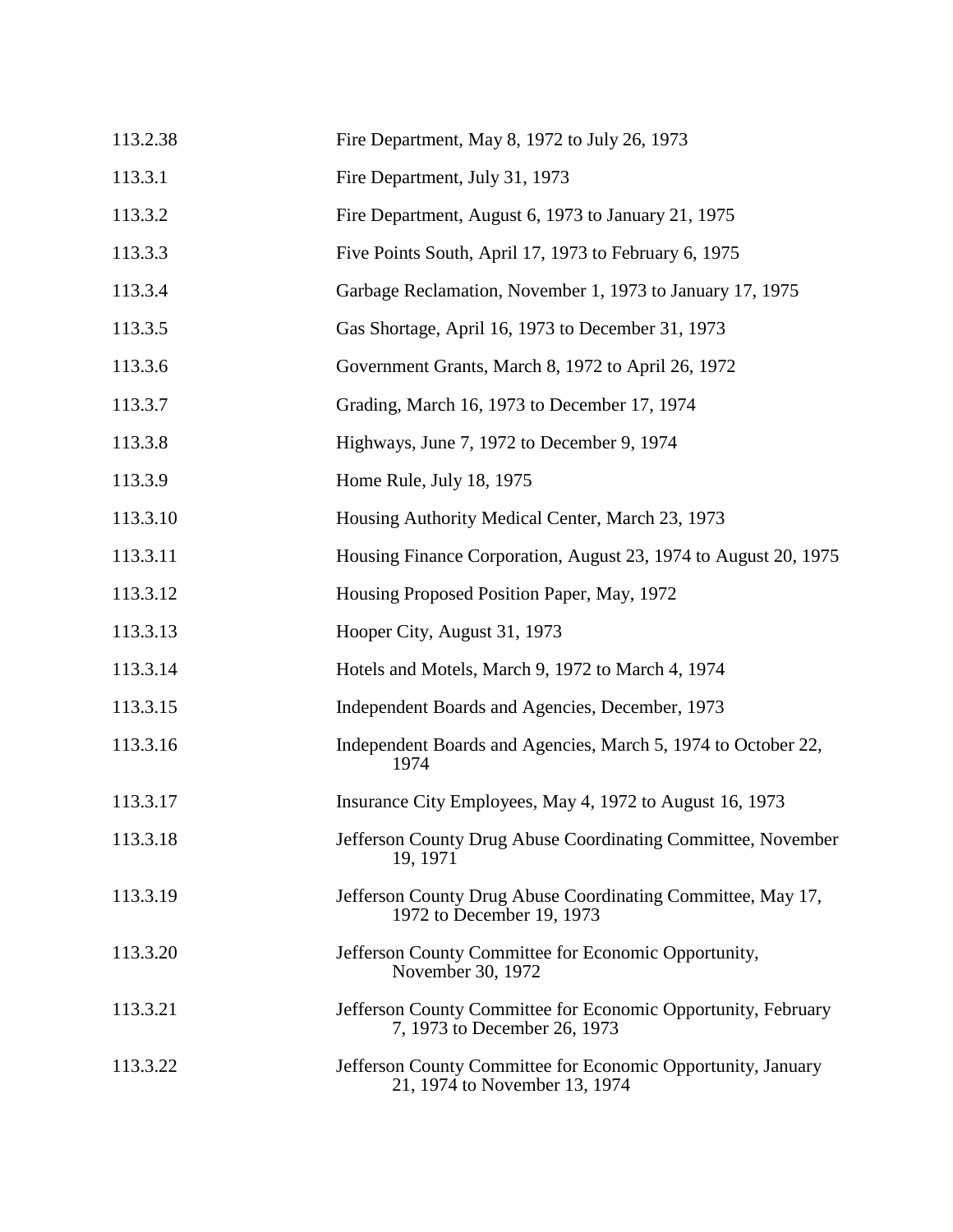| | |
|---|---|
| 113.2.38 | Fire Department, May 8, 1972 to July 26, 1973 |
| 113.3.1 | Fire Department, July 31, 1973 |
| 113.3.2 | Fire Department, August 6, 1973 to January 21, 1975 |
| 113.3.3 | Five Points South, April 17, 1973 to February 6, 1975 |
| 113.3.4 | Garbage Reclamation, November 1, 1973 to January 17, 1975 |
| 113.3.5 | Gas Shortage, April 16, 1973 to December 31, 1973 |
| 113.3.6 | Government Grants, March 8, 1972 to April 26, 1972 |
| 113.3.7 | Grading, March 16, 1973 to December 17, 1974 |
| 113.3.8 | Highways, June 7, 1972 to December 9, 1974 |
| 113.3.9 | Home Rule, July 18, 1975 |
| 113.3.10 | Housing Authority Medical Center, March 23, 1973 |
| 113.3.11 | Housing Finance Corporation, August 23, 1974 to August 20, 1975 |
| 113.3.12 | Housing Proposed Position Paper, May, 1972 |
| 113.3.13 | Hooper City, August 31, 1973 |
| 113.3.14 | Hotels and Motels, March 9, 1972 to March 4, 1974 |
| 113.3.15 | Independent Boards and Agencies, December, 1973 |
| 113.3.16 | Independent Boards and Agencies, March 5, 1974 to October 22, 1974 |
| 113.3.17 | Insurance City Employees, May 4, 1972 to August 16, 1973 |
| 113.3.18 | Jefferson County Drug Abuse Coordinating Committee, November 19, 1971 |
| 113.3.19 | Jefferson County Drug Abuse Coordinating Committee, May 17, 1972 to December 19, 1973 |
| 113.3.20 | Jefferson County Committee for Economic Opportunity, November 30, 1972 |
| 113.3.21 | Jefferson County Committee for Economic Opportunity, February 7, 1973 to December 26, 1973 |
| 113.3.22 | Jefferson County Committee for Economic Opportunity, January 21, 1974 to November 13, 1974 |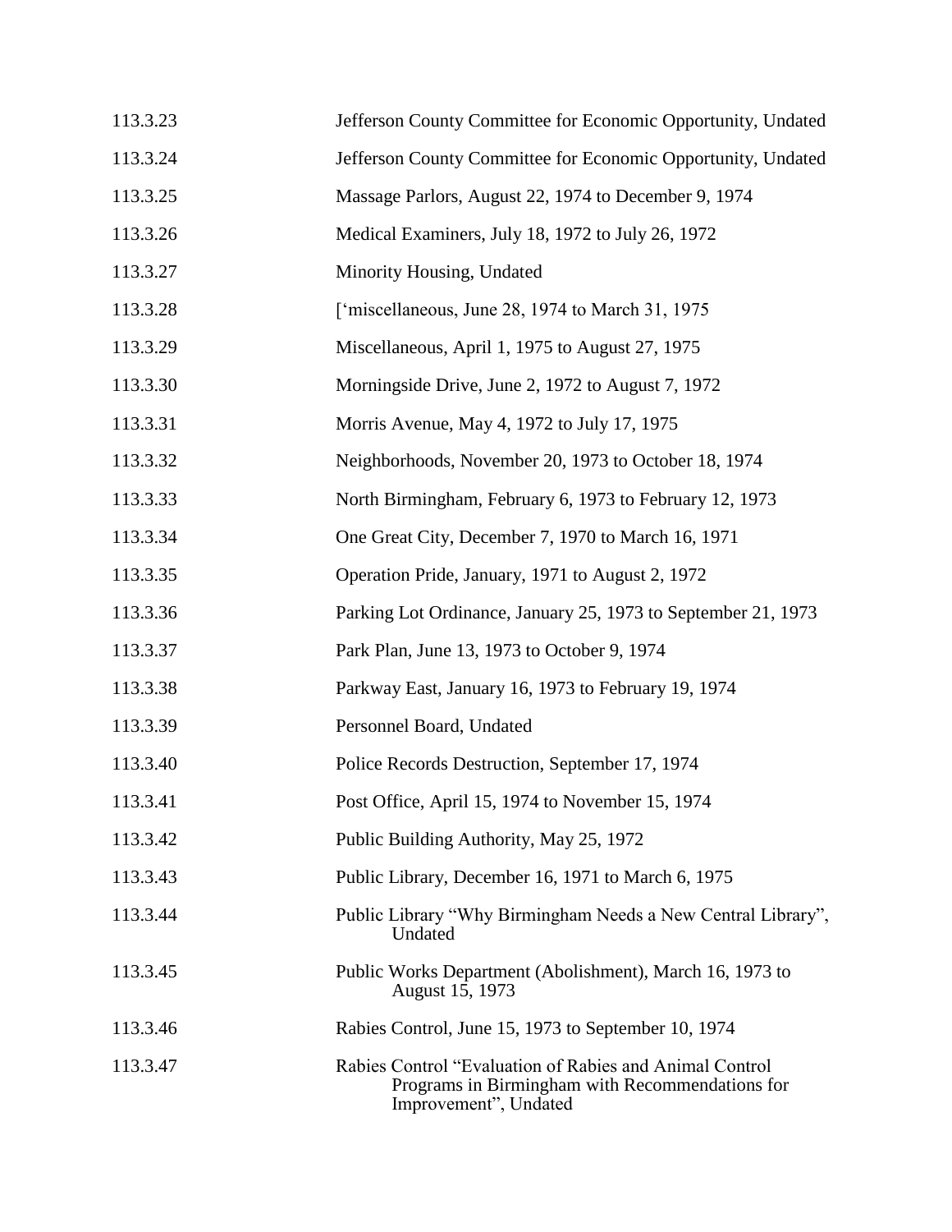| | |
|---|---|
| 113.3.23 | Jefferson County Committee for Economic Opportunity, Undated |
| 113.3.24 | Jefferson County Committee for Economic Opportunity, Undated |
| 113.3.25 | Massage Parlors, August 22, 1974 to December 9, 1974 |
| 113.3.26 | Medical Examiners, July 18, 1972 to July 26, 1972 |
| 113.3.27 | Minority Housing, Undated |
| 113.3.28 | ['miscellaneous, June 28, 1974 to March 31, 1975 |
| 113.3.29 | Miscellaneous, April 1, 1975 to August 27, 1975 |
| 113.3.30 | Morningside Drive, June 2, 1972 to August 7, 1972 |
| 113.3.31 | Morris Avenue, May 4, 1972 to July 17, 1975 |
| 113.3.32 | Neighborhoods, November 20, 1973 to October 18, 1974 |
| 113.3.33 | North Birmingham, February 6, 1973 to February 12, 1973 |
| 113.3.34 | One Great City, December 7, 1970 to March 16, 1971 |
| 113.3.35 | Operation Pride, January, 1971 to August 2, 1972 |
| 113.3.36 | Parking Lot Ordinance, January 25, 1973 to September 21, 1973 |
| 113.3.37 | Park Plan, June 13, 1973 to October 9, 1974 |
| 113.3.38 | Parkway East, January 16, 1973 to February 19, 1974 |
| 113.3.39 | Personnel Board, Undated |
| 113.3.40 | Police Records Destruction, September 17, 1974 |
| 113.3.41 | Post Office, April 15, 1974 to November 15, 1974 |
| 113.3.42 | Public Building Authority, May 25, 1972 |
| 113.3.43 | Public Library, December 16, 1971 to March 6, 1975 |
| 113.3.44 | Public Library "Why Birmingham Needs a New Central Library", Undated |
| 113.3.45 | Public Works Department (Abolishment), March 16, 1973 to August 15, 1973 |
| 113.3.46 | Rabies Control, June 15, 1973 to September 10, 1974 |
| 113.3.47 | Rabies Control "Evaluation of Rabies and Animal Control Programs in Birmingham with Recommendations for Improvement", Undated |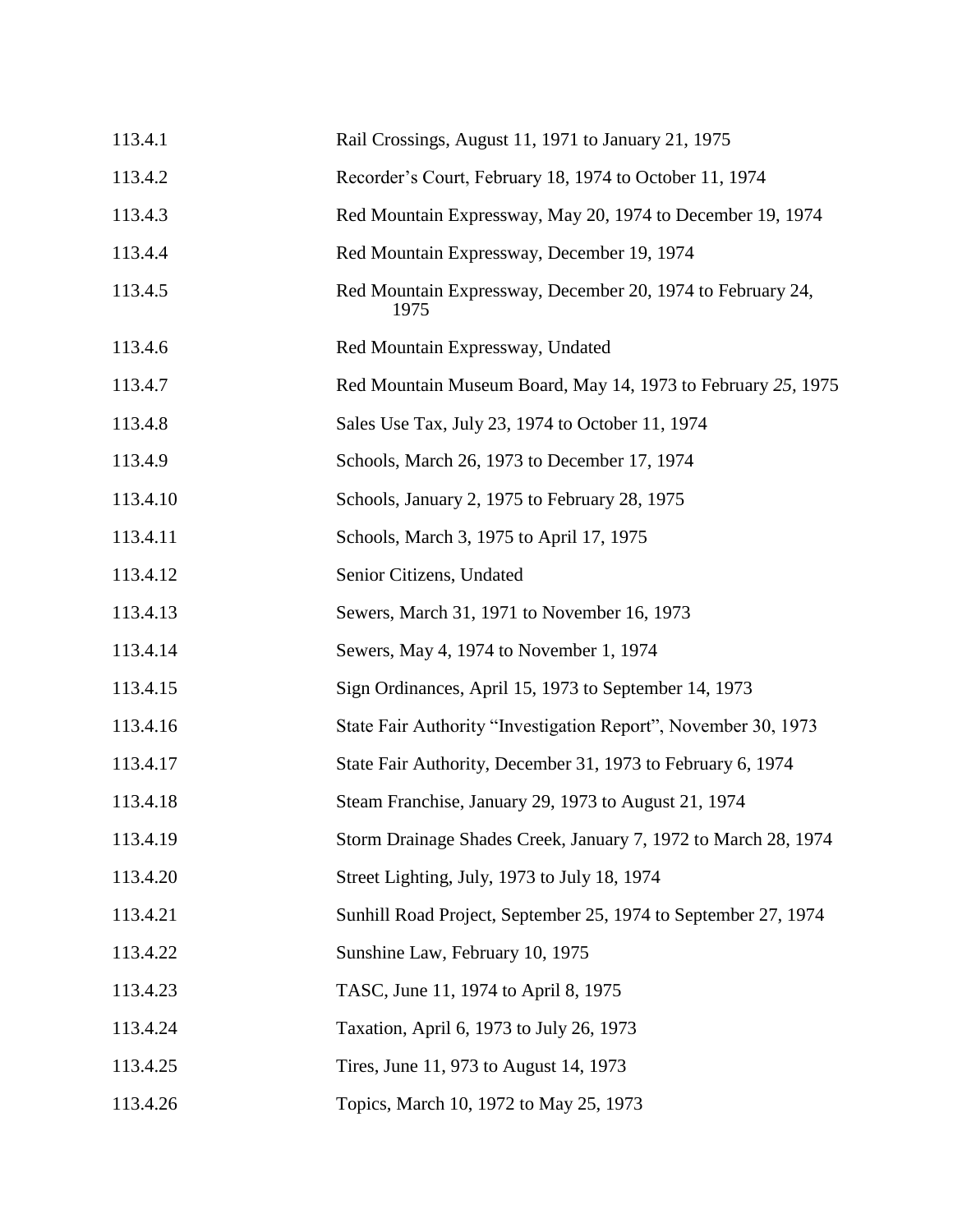| | |
|---|---|
| 113.4.1 | Rail Crossings, August 11, 1971 to January 21, 1975 |
| 113.4.2 | Recorder’s Court, February 18, 1974 to October 11, 1974 |
| 113.4.3 | Red Mountain Expressway, May 20, 1974 to December 19, 1974 |
| 113.4.4 | Red Mountain Expressway, December 19, 1974 |
| 113.4.5 | Red Mountain Expressway, December 20, 1974 to February 24, 1975 |
| 113.4.6 | Red Mountain Expressway, Undated |
| 113.4.7 | Red Mountain Museum Board, May 14, 1973 to February *25*, 1975 |
| 113.4.8 | Sales Use Tax, July 23, 1974 to October 11, 1974 |
| 113.4.9 | Schools, March 26, 1973 to December 17, 1974 |
| 113.4.10 | Schools, January 2, 1975 to February 28, 1975 |
| 113.4.11 | Schools, March 3, 1975 to April 17, 1975 |
| 113.4.12 | Senior Citizens, Undated |
| 113.4.13 | Sewers, March 31, 1971 to November 16, 1973 |
| 113.4.14 | Sewers, May 4, 1974 to November 1, 1974 |
| 113.4.15 | Sign Ordinances, April 15, 1973 to September 14, 1973 |
| 113.4.16 | State Fair Authority “Investigation Report”, November 30, 1973 |
| 113.4.17 | State Fair Authority, December 31, 1973 to February 6, 1974 |
| 113.4.18 | Steam Franchise, January 29, 1973 to August 21, 1974 |
| 113.4.19 | Storm Drainage Shades Creek, January 7, 1972 to March 28, 1974 |
| 113.4.20 | Street Lighting, July, 1973 to July 18, 1974 |
| 113.4.21 | Sunhill Road Project, September 25, 1974 to September 27, 1974 |
| 113.4.22 | Sunshine Law, February 10, 1975 |
| 113.4.23 | TASC, June 11, 1974 to April 8, 1975 |
| 113.4.24 | Taxation, April 6, 1973 to July 26, 1973 |
| 113.4.25 | Tires, June 11, 973 to August 14, 1973 |
| 113.4.26 | Topics, March 10, 1972 to May 25, 1973 |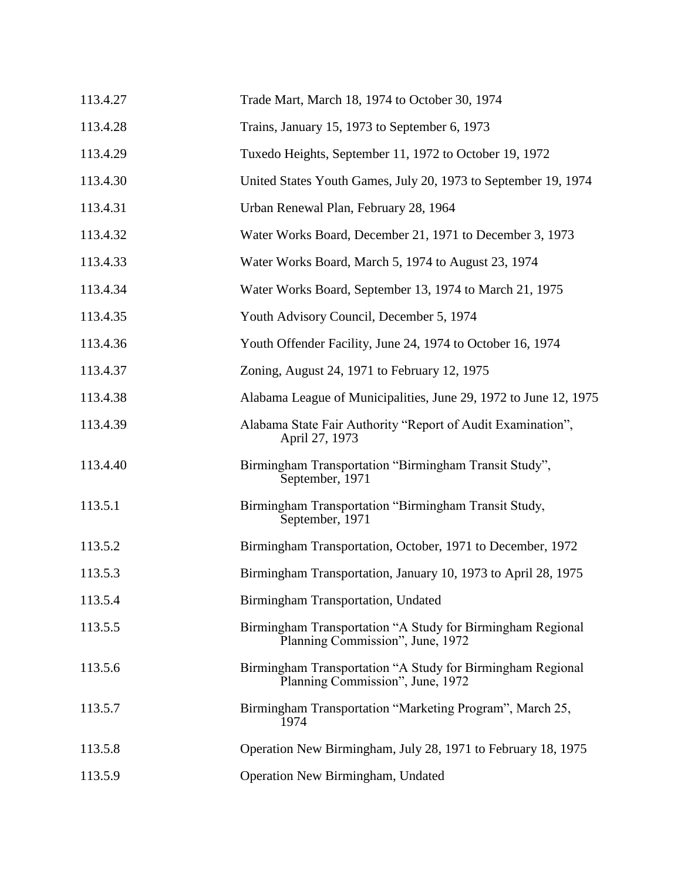| | |
|---|---|
| 113.4.27 | Trade Mart, March 18, 1974 to October 30, 1974 |
| 113.4.28 | Trains, January 15, 1973 to September 6, 1973 |
| 113.4.29 | Tuxedo Heights, September 11, 1972 to October 19, 1972 |
| 113.4.30 | United States Youth Games, July 20, 1973 to September 19, 1974 |
| 113.4.31 | Urban Renewal Plan, February 28, 1964 |
| 113.4.32 | Water Works Board, December 21, 1971 to December 3, 1973 |
| 113.4.33 | Water Works Board, March 5, 1974 to August 23, 1974 |
| 113.4.34 | Water Works Board, September 13, 1974 to March 21, 1975 |
| 113.4.35 | Youth Advisory Council, December 5, 1974 |
| 113.4.36 | Youth Offender Facility, June 24, 1974 to October 16, 1974 |
| 113.4.37 | Zoning, August 24, 1971 to February 12, 1975 |
| 113.4.38 | Alabama League of Municipalities, June 29, 1972 to June 12, 1975 |
| 113.4.39 | Alabama State Fair Authority "Report of Audit Examination", April 27, 1973 |
| 113.4.40 | Birmingham Transportation "Birmingham Transit Study", September, 1971 |
| 113.5.1 | Birmingham Transportation "Birmingham Transit Study, September, 1971 |
| 113.5.2 | Birmingham Transportation, October, 1971 to December, 1972 |
| 113.5.3 | Birmingham Transportation, January 10, 1973 to April 28, 1975 |
| 113.5.4 | Birmingham Transportation, Undated |
| 113.5.5 | Birmingham Transportation "A Study for Birmingham Regional Planning Commission", June, 1972 |
| 113.5.6 | Birmingham Transportation "A Study for Birmingham Regional Planning Commission", June, 1972 |
| 113.5.7 | Birmingham Transportation "Marketing Program", March 25, 1974 |
| 113.5.8 | Operation New Birmingham, July 28, 1971 to February 18, 1975 |
| 113.5.9 | Operation New Birmingham, Undated |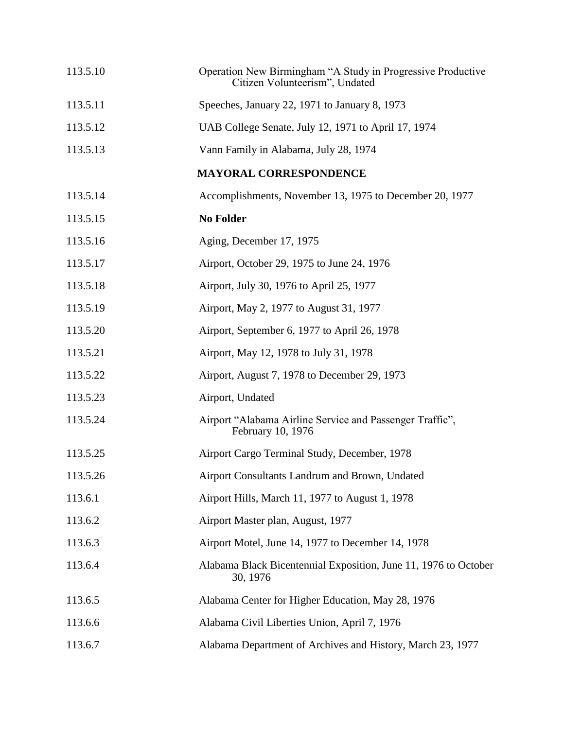| | |
|---|---|
| 113.5.10 | Operation New Birmingham "A Study in Progressive Productive Citizen Volunteerism", Undated |
| 113.5.11 | Speeches, January 22, 1971 to January 8, 1973 |
| 113.5.12 | UAB College Senate, July 12, 1971 to April 17, 1974 |
| 113.5.13 | Vann Family in Alabama, July 28, 1974 |
| | **MAYORAL CORRESPONDENCE** |
| 113.5.14 | Accomplishments, November 13, 1975 to December 20, 1977 |
| 113.5.15 | **No Folder** |
| 113.5.16 | Aging, December 17, 1975 |
| 113.5.17 | Airport, October 29, 1975 to June 24, 1976 |
| 113.5.18 | Airport, July 30, 1976 to April 25, 1977 |
| 113.5.19 | Airport, May 2, 1977 to August 31, 1977 |
| 113.5.20 | Airport, September 6, 1977 to April 26, 1978 |
| 113.5.21 | Airport, May 12, 1978 to July 31, 1978 |
| 113.5.22 | Airport, August 7, 1978 to December 29, 1973 |
| 113.5.23 | Airport, Undated |
| 113.5.24 | Airport "Alabama Airline Service and Passenger Traffic", February 10, 1976 |
| 113.5.25 | Airport Cargo Terminal Study, December, 1978 |
| 113.5.26 | Airport Consultants Landrum and Brown, Undated |
| 113.6.1 | Airport Hills, March 11, 1977 to August 1, 1978 |
| 113.6.2 | Airport Master plan, August, 1977 |
| 113.6.3 | Airport Motel, June 14, 1977 to December 14, 1978 |
| 113.6.4 | Alabama Black Bicentennial Exposition, June 11, 1976 to October 30, 1976 |
| 113.6.5 | Alabama Center for Higher Education, May 28, 1976 |
| 113.6.6 | Alabama Civil Liberties Union, April 7, 1976 |
| 113.6.7 | Alabama Department of Archives and History, March 23, 1977 |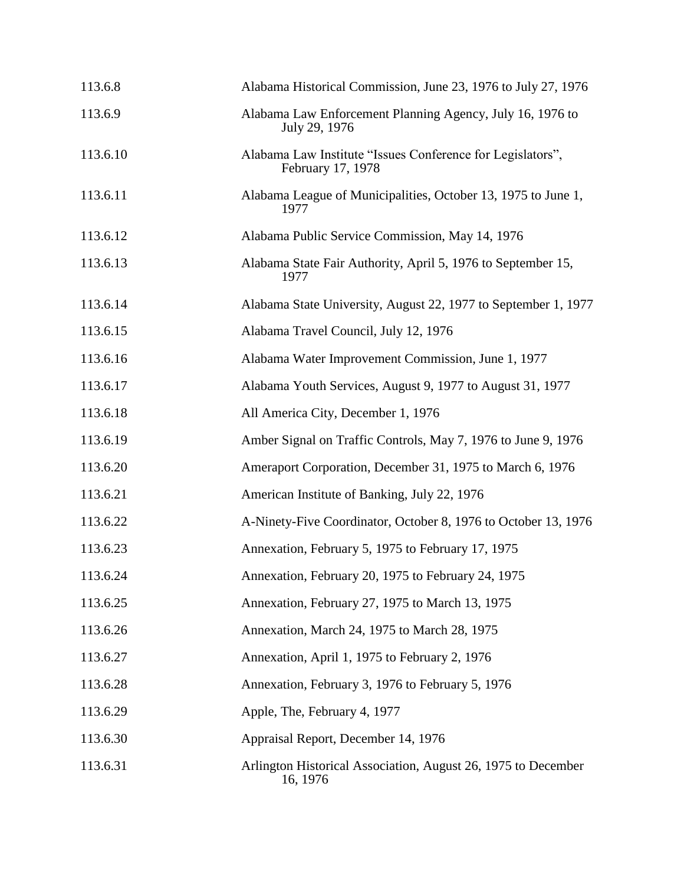| | |
|---|---|
| 113.6.8 | Alabama Historical Commission, June 23, 1976 to July 27, 1976 |
| 113.6.9 | Alabama Law Enforcement Planning Agency, July 16, 1976 to July 29, 1976 |
| 113.6.10 | Alabama Law Institute "Issues Conference for Legislators", February 17, 1978 |
| 113.6.11 | Alabama League of Municipalities, October 13, 1975 to June 1, 1977 |
| 113.6.12 | Alabama Public Service Commission, May 14, 1976 |
| 113.6.13 | Alabama State Fair Authority, April 5, 1976 to September 15, 1977 |
| 113.6.14 | Alabama State University, August 22, 1977 to September 1, 1977 |
| 113.6.15 | Alabama Travel Council, July 12, 1976 |
| 113.6.16 | Alabama Water Improvement Commission, June 1, 1977 |
| 113.6.17 | Alabama Youth Services, August 9, 1977 to August 31, 1977 |
| 113.6.18 | All America City, December 1, 1976 |
| 113.6.19 | Amber Signal on Traffic Controls, May 7, 1976 to June 9, 1976 |
| 113.6.20 | Ameraport Corporation, December 31, 1975 to March 6, 1976 |
| 113.6.21 | American Institute of Banking, July 22, 1976 |
| 113.6.22 | A-Ninety-Five Coordinator, October 8, 1976 to October 13, 1976 |
| 113.6.23 | Annexation, February 5, 1975 to February 17, 1975 |
| 113.6.24 | Annexation, February 20, 1975 to February 24, 1975 |
| 113.6.25 | Annexation, February 27, 1975 to March 13, 1975 |
| 113.6.26 | Annexation, March 24, 1975 to March 28, 1975 |
| 113.6.27 | Annexation, April 1, 1975 to February 2, 1976 |
| 113.6.28 | Annexation, February 3, 1976 to February 5, 1976 |
| 113.6.29 | Apple, The, February 4, 1977 |
| 113.6.30 | Appraisal Report, December 14, 1976 |
| 113.6.31 | Arlington Historical Association, August 26, 1975 to December 16, 1976 |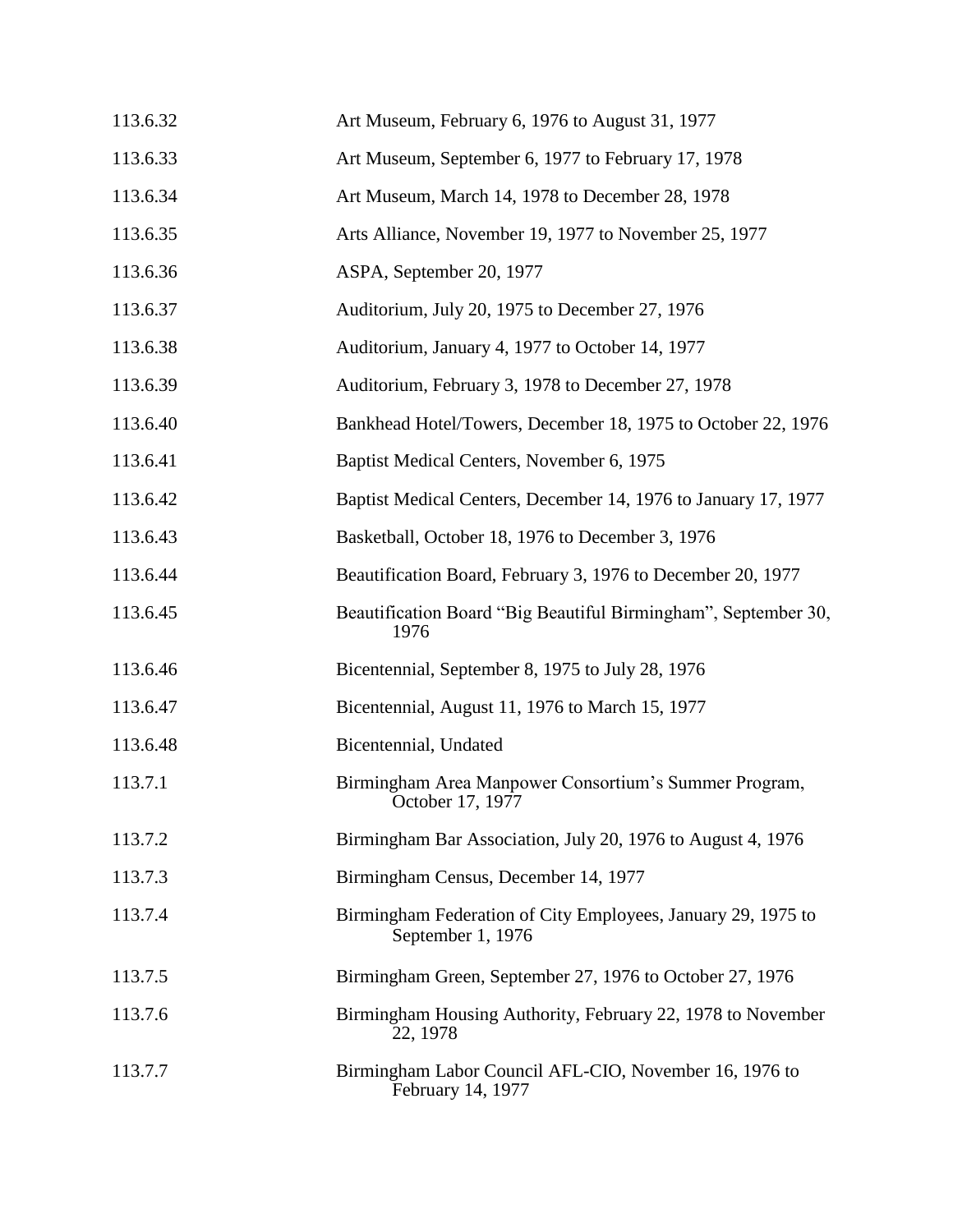| | |
|---|---|
| 113.6.32 | Art Museum, February 6, 1976 to August 31, 1977 |
| 113.6.33 | Art Museum, September 6, 1977 to February 17, 1978 |
| 113.6.34 | Art Museum, March 14, 1978 to December 28, 1978 |
| 113.6.35 | Arts Alliance, November 19, 1977 to November 25, 1977 |
| 113.6.36 | ASPA, September 20, 1977 |
| 113.6.37 | Auditorium, July 20, 1975 to December 27, 1976 |
| 113.6.38 | Auditorium, January 4, 1977 to October 14, 1977 |
| 113.6.39 | Auditorium, February 3, 1978 to December 27, 1978 |
| 113.6.40 | Bankhead Hotel/Towers, December 18, 1975 to October 22, 1976 |
| 113.6.41 | Baptist Medical Centers, November 6, 1975 |
| 113.6.42 | Baptist Medical Centers, December 14, 1976 to January 17, 1977 |
| 113.6.43 | Basketball, October 18, 1976 to December 3, 1976 |
| 113.6.44 | Beautification Board, February 3, 1976 to December 20, 1977 |
| 113.6.45 | Beautification Board "Big Beautiful Birmingham", September 30, 1976 |
| 113.6.46 | Bicentennial, September 8, 1975 to July 28, 1976 |
| 113.6.47 | Bicentennial, August 11, 1976 to March 15, 1977 |
| 113.6.48 | Bicentennial, Undated |
| 113.7.1 | Birmingham Area Manpower Consortium's Summer Program, October 17, 1977 |
| 113.7.2 | Birmingham Bar Association, July 20, 1976 to August 4, 1976 |
| 113.7.3 | Birmingham Census, December 14, 1977 |
| 113.7.4 | Birmingham Federation of City Employees, January 29, 1975 to September 1, 1976 |
| 113.7.5 | Birmingham Green, September 27, 1976 to October 27, 1976 |
| 113.7.6 | Birmingham Housing Authority, February 22, 1978 to November 22, 1978 |
| 113.7.7 | Birmingham Labor Council AFL-CIO, November 16, 1976 to February 14, 1977 |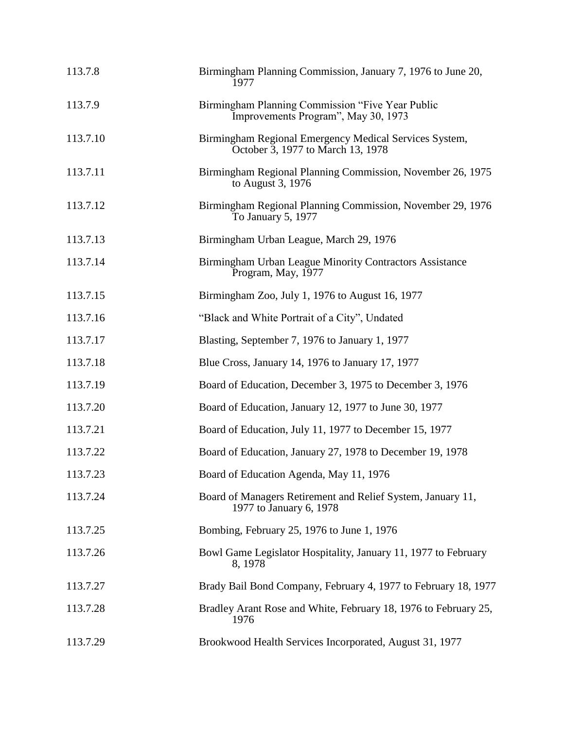| | |
|---|---|
| 113.7.8 | Birmingham Planning Commission, January 7, 1976 to June 20, 1977 |
| 113.7.9 | Birmingham Planning Commission "Five Year Public Improvements Program", May 30, 1973 |
| 113.7.10 | Birmingham Regional Emergency Medical Services System, October 3, 1977 to March 13, 1978 |
| 113.7.11 | Birmingham Regional Planning Commission, November 26, 1975 to August 3, 1976 |
| 113.7.12 | Birmingham Regional Planning Commission, November 29, 1976 To January 5, 1977 |
| 113.7.13 | Birmingham Urban League, March 29, 1976 |
| 113.7.14 | Birmingham Urban League Minority Contractors Assistance Program, May, 1977 |
| 113.7.15 | Birmingham Zoo, July 1, 1976 to August 16, 1977 |
| 113.7.16 | "Black and White Portrait of a City", Undated |
| 113.7.17 | Blasting, September 7, 1976 to January 1, 1977 |
| 113.7.18 | Blue Cross, January 14, 1976 to January 17, 1977 |
| 113.7.19 | Board of Education, December 3, 1975 to December 3, 1976 |
| 113.7.20 | Board of Education, January 12, 1977 to June 30, 1977 |
| 113.7.21 | Board of Education, July 11, 1977 to December 15, 1977 |
| 113.7.22 | Board of Education, January 27, 1978 to December 19, 1978 |
| 113.7.23 | Board of Education Agenda, May 11, 1976 |
| 113.7.24 | Board of Managers Retirement and Relief System, January 11, 1977 to January 6, 1978 |
| 113.7.25 | Bombing, February 25, 1976 to June 1, 1976 |
| 113.7.26 | Bowl Game Legislator Hospitality, January 11, 1977 to February 8, 1978 |
| 113.7.27 | Brady Bail Bond Company, February 4, 1977 to February 18, 1977 |
| 113.7.28 | Bradley Arant Rose and White, February 18, 1976 to February 25, 1976 |
| 113.7.29 | Brookwood Health Services Incorporated, August 31, 1977 |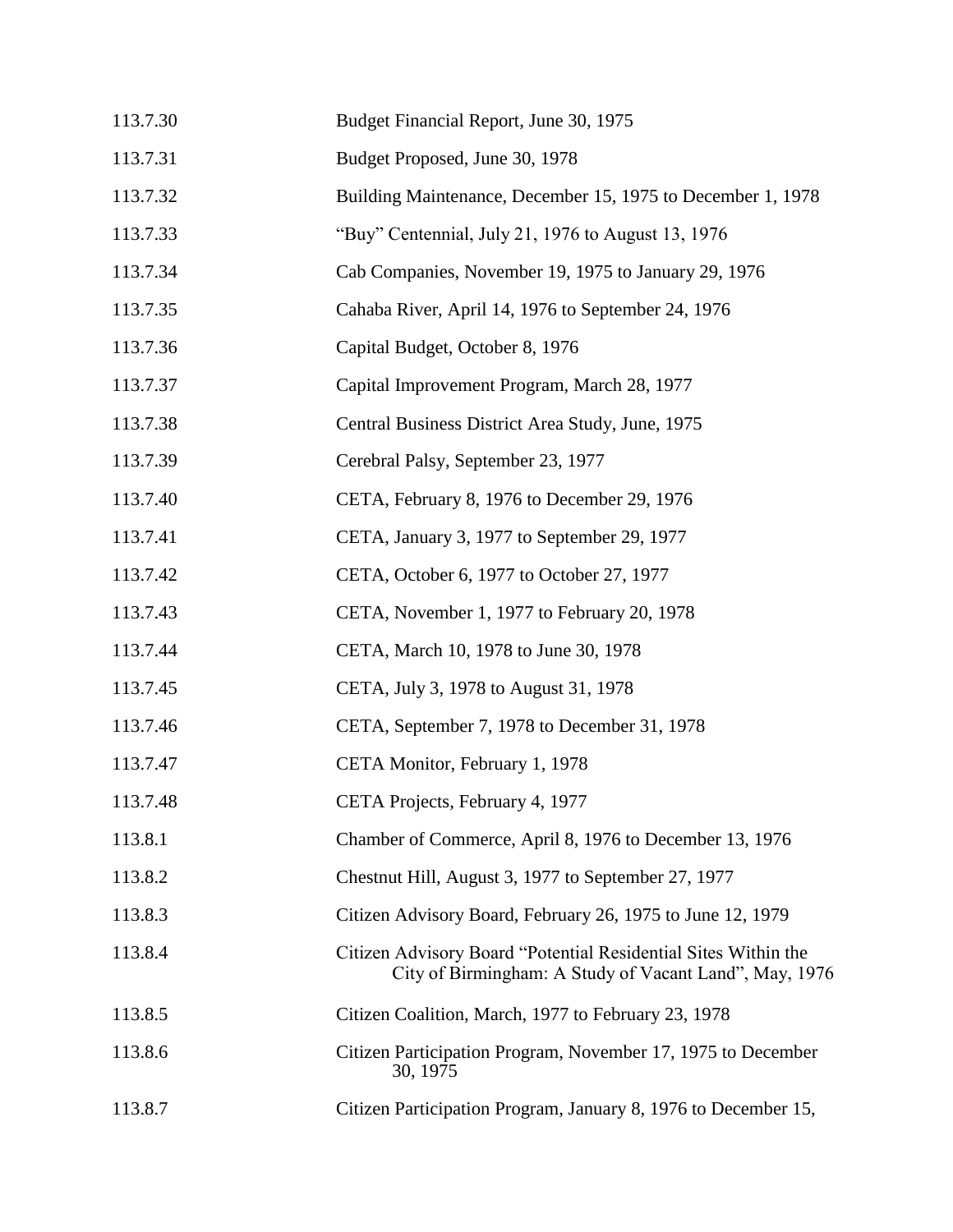| | |
|---|---|
| 113.7.30 | Budget Financial Report, June 30, 1975 |
| 113.7.31 | Budget Proposed, June 30, 1978 |
| 113.7.32 | Building Maintenance, December 15, 1975 to December 1, 1978 |
| 113.7.33 | "Buy" Centennial, July 21, 1976 to August 13, 1976 |
| 113.7.34 | Cab Companies, November 19, 1975 to January 29, 1976 |
| 113.7.35 | Cahaba River, April 14, 1976 to September 24, 1976 |
| 113.7.36 | Capital Budget, October 8, 1976 |
| 113.7.37 | Capital Improvement Program, March 28, 1977 |
| 113.7.38 | Central Business District Area Study, June, 1975 |
| 113.7.39 | Cerebral Palsy, September 23, 1977 |
| 113.7.40 | CETA, February 8, 1976 to December 29, 1976 |
| 113.7.41 | CETA, January 3, 1977 to September 29, 1977 |
| 113.7.42 | CETA, October 6, 1977 to October 27, 1977 |
| 113.7.43 | CETA, November 1, 1977 to February 20, 1978 |
| 113.7.44 | CETA, March 10, 1978 to June 30, 1978 |
| 113.7.45 | CETA, July 3, 1978 to August 31, 1978 |
| 113.7.46 | CETA, September 7, 1978 to December 31, 1978 |
| 113.7.47 | CETA Monitor, February 1, 1978 |
| 113.7.48 | CETA Projects, February 4, 1977 |
| 113.8.1 | Chamber of Commerce, April 8, 1976 to December 13, 1976 |
| 113.8.2 | Chestnut Hill, August 3, 1977 to September 27, 1977 |
| 113.8.3 | Citizen Advisory Board, February 26, 1975 to June 12, 1979 |
| 113.8.4 | Citizen Advisory Board "Potential Residential Sites Within the City of Birmingham: A Study of Vacant Land", May, 1976 |
| 113.8.5 | Citizen Coalition, March, 1977 to February 23, 1978 |
| 113.8.6 | Citizen Participation Program, November 17, 1975 to December 30, 1975 |
| 113.8.7 | Citizen Participation Program, January 8, 1976 to December 15, |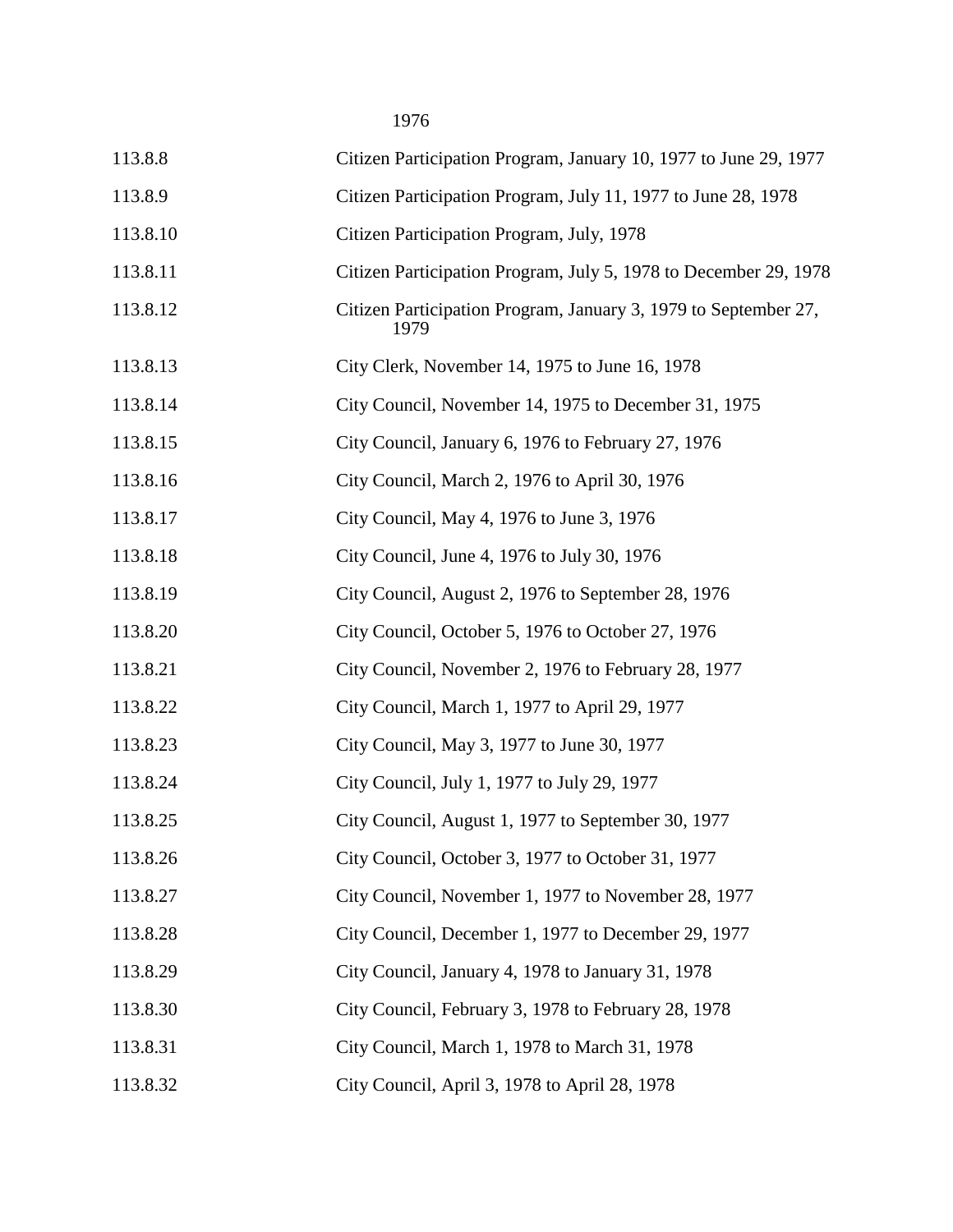1976

| | |
|---|---|
| 113.8.8 | Citizen Participation Program, January 10, 1977 to June 29, 1977 |
| 113.8.9 | Citizen Participation Program, July 11, 1977 to June 28, 1978 |
| 113.8.10 | Citizen Participation Program, July, 1978 |
| 113.8.11 | Citizen Participation Program, July 5, 1978 to December 29, 1978 |
| 113.8.12 | Citizen Participation Program, January 3, 1979 to September 27, 1979 |
| 113.8.13 | City Clerk, November 14, 1975 to June 16, 1978 |
| 113.8.14 | City Council, November 14, 1975 to December 31, 1975 |
| 113.8.15 | City Council, January 6, 1976 to February 27, 1976 |
| 113.8.16 | City Council, March 2, 1976 to April 30, 1976 |
| 113.8.17 | City Council, May 4, 1976 to June 3, 1976 |
| 113.8.18 | City Council, June 4, 1976 to July 30, 1976 |
| 113.8.19 | City Council, August 2, 1976 to September 28, 1976 |
| 113.8.20 | City Council, October 5, 1976 to October 27, 1976 |
| 113.8.21 | City Council, November 2, 1976 to February 28, 1977 |
| 113.8.22 | City Council, March 1, 1977 to April 29, 1977 |
| 113.8.23 | City Council, May 3, 1977 to June 30, 1977 |
| 113.8.24 | City Council, July 1, 1977 to July 29, 1977 |
| 113.8.25 | City Council, August 1, 1977 to September 30, 1977 |
| 113.8.26 | City Council, October 3, 1977 to October 31, 1977 |
| 113.8.27 | City Council, November 1, 1977 to November 28, 1977 |
| 113.8.28 | City Council, December 1, 1977 to December 29, 1977 |
| 113.8.29 | City Council, January 4, 1978 to January 31, 1978 |
| 113.8.30 | City Council, February 3, 1978 to February 28, 1978 |
| 113.8.31 | City Council, March 1, 1978 to March 31, 1978 |
| 113.8.32 | City Council, April 3, 1978 to April 28, 1978 |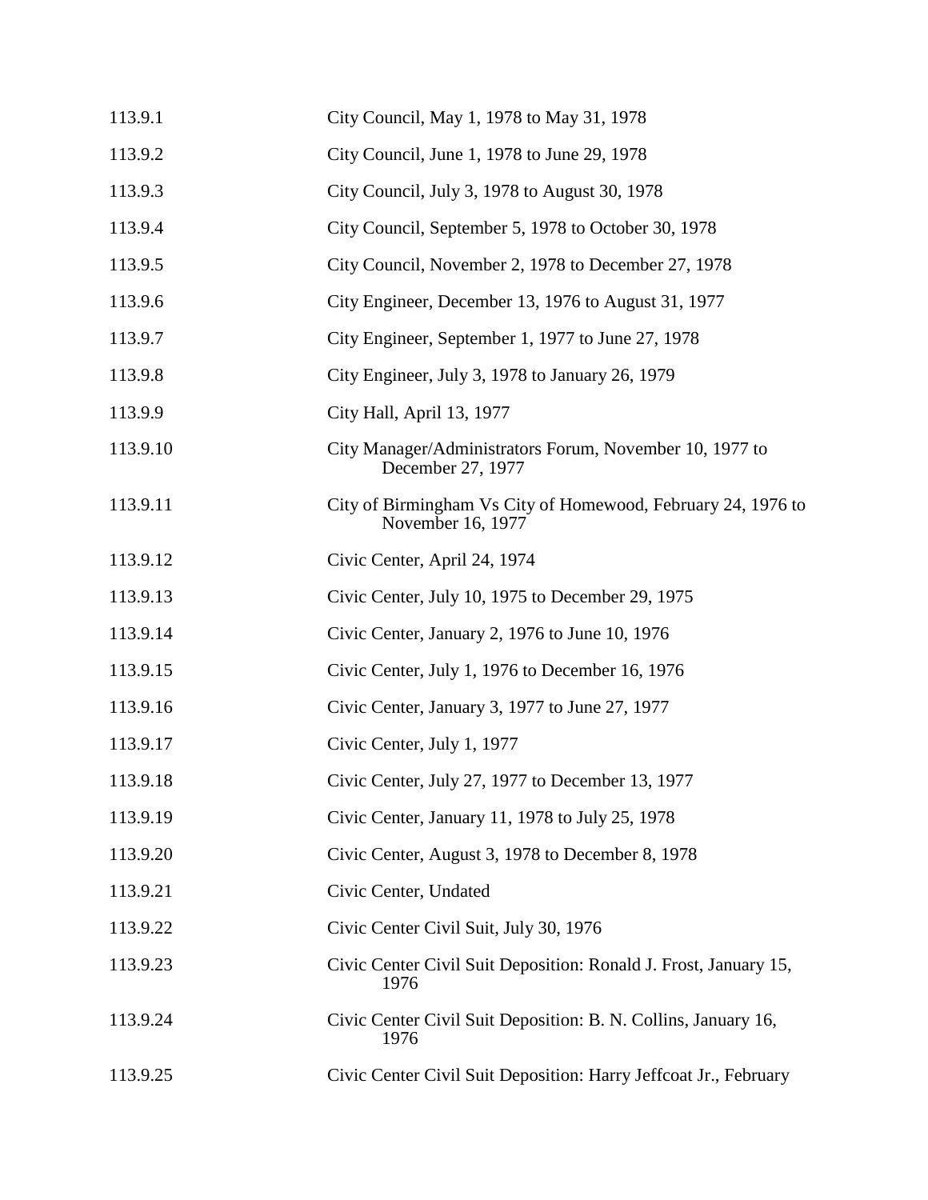| | |
|---|---|
| 113.9.1 | City Council, May 1, 1978 to May 31, 1978 |
| 113.9.2 | City Council, June 1, 1978 to June 29, 1978 |
| 113.9.3 | City Council, July 3, 1978 to August 30, 1978 |
| 113.9.4 | City Council, September 5, 1978 to October 30, 1978 |
| 113.9.5 | City Council, November 2, 1978 to December 27, 1978 |
| 113.9.6 | City Engineer, December 13, 1976 to August 31, 1977 |
| 113.9.7 | City Engineer, September 1, 1977 to June 27, 1978 |
| 113.9.8 | City Engineer, July 3, 1978 to January 26, 1979 |
| 113.9.9 | City Hall, April 13, 1977 |
| 113.9.10 | City Manager/Administrators Forum, November 10, 1977 to December 27, 1977 |
| 113.9.11 | City of Birmingham Vs City of Homewood, February 24, 1976 to November 16, 1977 |
| 113.9.12 | Civic Center, April 24, 1974 |
| 113.9.13 | Civic Center, July 10, 1975 to December 29, 1975 |
| 113.9.14 | Civic Center, January 2, 1976 to June 10, 1976 |
| 113.9.15 | Civic Center, July 1, 1976 to December 16, 1976 |
| 113.9.16 | Civic Center, January 3, 1977 to June 27, 1977 |
| 113.9.17 | Civic Center, July 1, 1977 |
| 113.9.18 | Civic Center, July 27, 1977 to December 13, 1977 |
| 113.9.19 | Civic Center, January 11, 1978 to July 25, 1978 |
| 113.9.20 | Civic Center, August 3, 1978 to December 8, 1978 |
| 113.9.21 | Civic Center, Undated |
| 113.9.22 | Civic Center Civil Suit, July 30, 1976 |
| 113.9.23 | Civic Center Civil Suit Deposition: Ronald J. Frost, January 15, 1976 |
| 113.9.24 | Civic Center Civil Suit Deposition: B. N. Collins, January 16, 1976 |
| 113.9.25 | Civic Center Civil Suit Deposition: Harry Jeffcoat Jr., February |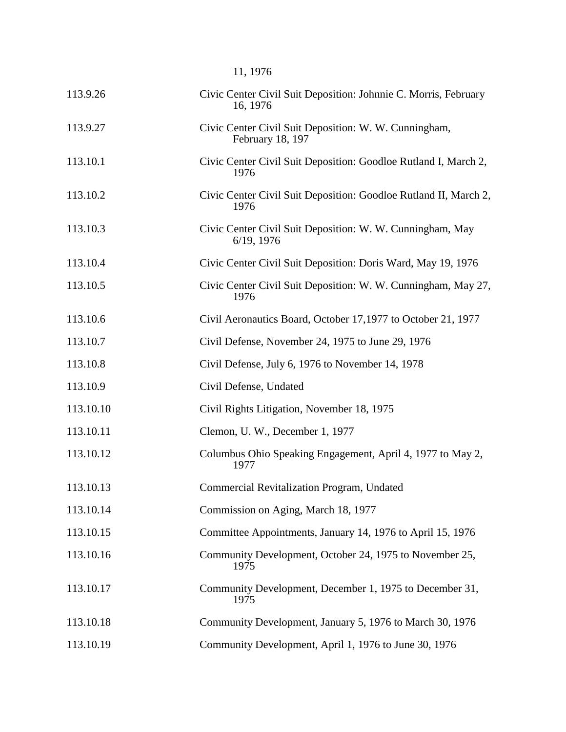11, 1976

| | |
|---|---|
| 113.9.26 | Civic Center Civil Suit Deposition: Johnnie C. Morris, February 16, 1976 |
| 113.9.27 | Civic Center Civil Suit Deposition: W. W. Cunningham, February 18, 197 |
| 113.10.1 | Civic Center Civil Suit Deposition: Goodloe Rutland I, March 2, 1976 |
| 113.10.2 | Civic Center Civil Suit Deposition: Goodloe Rutland II, March 2, 1976 |
| 113.10.3 | Civic Center Civil Suit Deposition: W. W. Cunningham, May 6/19, 1976 |
| 113.10.4 | Civic Center Civil Suit Deposition: Doris Ward, May 19, 1976 |
| 113.10.5 | Civic Center Civil Suit Deposition: W. W. Cunningham, May 27, 1976 |
| 113.10.6 | Civil Aeronautics Board, October 17,1977 to October 21, 1977 |
| 113.10.7 | Civil Defense, November 24, 1975 to June 29, 1976 |
| 113.10.8 | Civil Defense, July 6, 1976 to November 14, 1978 |
| 113.10.9 | Civil Defense, Undated |
| 113.10.10 | Civil Rights Litigation, November 18, 1975 |
| 113.10.11 | Clemon, U. W., December 1, 1977 |
| 113.10.12 | Columbus Ohio Speaking Engagement, April 4, 1977 to May 2, 1977 |
| 113.10.13 | Commercial Revitalization Program, Undated |
| 113.10.14 | Commission on Aging, March 18, 1977 |
| 113.10.15 | Committee Appointments, January 14, 1976 to April 15, 1976 |
| 113.10.16 | Community Development, October 24, 1975 to November 25, 1975 |
| 113.10.17 | Community Development, December 1, 1975 to December 31, 1975 |
| 113.10.18 | Community Development, January 5, 1976 to March 30, 1976 |
| 113.10.19 | Community Development, April 1, 1976 to June 30, 1976 |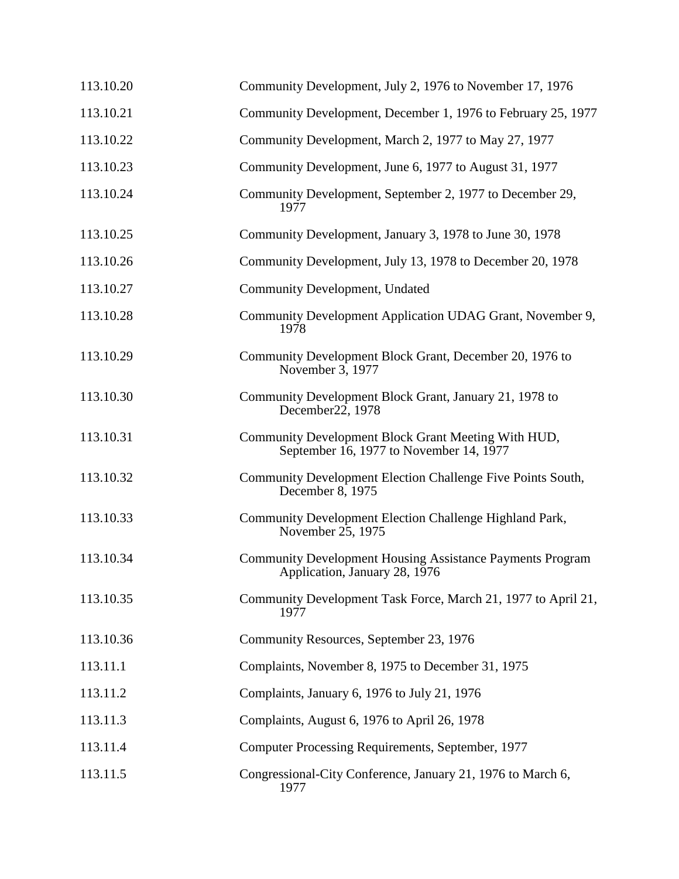| | |
|---|---|
| 113.10.20 | Community Development, July 2, 1976 to November 17, 1976 |
| 113.10.21 | Community Development, December 1, 1976 to February 25, 1977 |
| 113.10.22 | Community Development, March 2, 1977 to May 27, 1977 |
| 113.10.23 | Community Development, June 6, 1977 to August 31, 1977 |
| 113.10.24 | Community Development, September 2, 1977 to December 29, 1977 |
| 113.10.25 | Community Development, January 3, 1978 to June 30, 1978 |
| 113.10.26 | Community Development, July 13, 1978 to December 20, 1978 |
| 113.10.27 | Community Development, Undated |
| 113.10.28 | Community Development Application UDAG Grant, November 9, 1978 |
| 113.10.29 | Community Development Block Grant, December 20, 1976 to November 3, 1977 |
| 113.10.30 | Community Development Block Grant, January 21, 1978 to December22, 1978 |
| 113.10.31 | Community Development Block Grant Meeting With HUD, September 16, 1977 to November 14, 1977 |
| 113.10.32 | Community Development Election Challenge Five Points South, December 8, 1975 |
| 113.10.33 | Community Development Election Challenge Highland Park, November 25, 1975 |
| 113.10.34 | Community Development Housing Assistance Payments Program Application, January 28, 1976 |
| 113.10.35 | Community Development Task Force, March 21, 1977 to April 21, 1977 |
| 113.10.36 | Community Resources, September 23, 1976 |
| 113.11.1 | Complaints, November 8, 1975 to December 31, 1975 |
| 113.11.2 | Complaints, January 6, 1976 to July 21, 1976 |
| 113.11.3 | Complaints, August 6, 1976 to April 26, 1978 |
| 113.11.4 | Computer Processing Requirements, September, 1977 |
| 113.11.5 | Congressional-City Conference, January 21, 1976 to March 6, 1977 |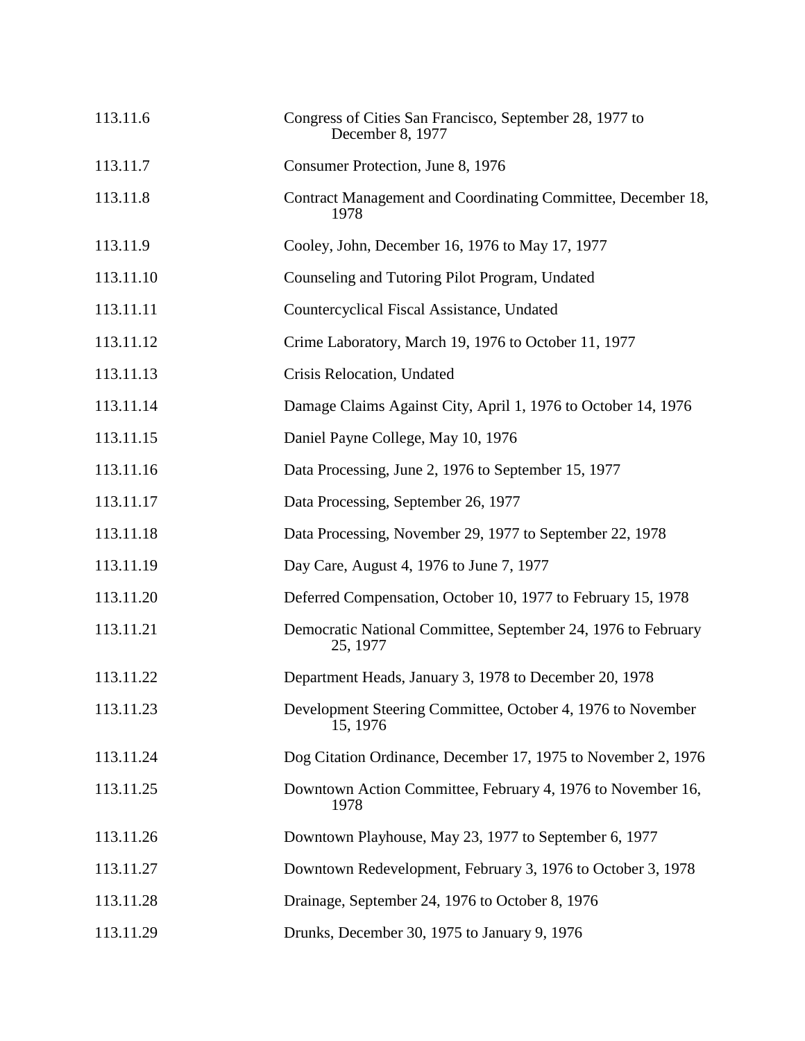| | |
|---|---|
| 113.11.6 | Congress of Cities San Francisco, September 28, 1977 to December 8, 1977 |
| 113.11.7 | Consumer Protection, June 8, 1976 |
| 113.11.8 | Contract Management and Coordinating Committee, December 18, 1978 |
| 113.11.9 | Cooley, John, December 16, 1976 to May 17, 1977 |
| 113.11.10 | Counseling and Tutoring Pilot Program, Undated |
| 113.11.11 | Countercyclical Fiscal Assistance, Undated |
| 113.11.12 | Crime Laboratory, March 19, 1976 to October 11, 1977 |
| 113.11.13 | Crisis Relocation, Undated |
| 113.11.14 | Damage Claims Against City, April 1, 1976 to October 14, 1976 |
| 113.11.15 | Daniel Payne College, May 10, 1976 |
| 113.11.16 | Data Processing, June 2, 1976 to September 15, 1977 |
| 113.11.17 | Data Processing, September 26, 1977 |
| 113.11.18 | Data Processing, November 29, 1977 to September 22, 1978 |
| 113.11.19 | Day Care, August 4, 1976 to June 7, 1977 |
| 113.11.20 | Deferred Compensation, October 10, 1977 to February 15, 1978 |
| 113.11.21 | Democratic National Committee, September 24, 1976 to February 25, 1977 |
| 113.11.22 | Department Heads, January 3, 1978 to December 20, 1978 |
| 113.11.23 | Development Steering Committee, October 4, 1976 to November 15, 1976 |
| 113.11.24 | Dog Citation Ordinance, December 17, 1975 to November 2, 1976 |
| 113.11.25 | Downtown Action Committee, February 4, 1976 to November 16, 1978 |
| 113.11.26 | Downtown Playhouse, May 23, 1977 to September 6, 1977 |
| 113.11.27 | Downtown Redevelopment, February 3, 1976 to October 3, 1978 |
| 113.11.28 | Drainage, September 24, 1976 to October 8, 1976 |
| 113.11.29 | Drunks, December 30, 1975 to January 9, 1976 |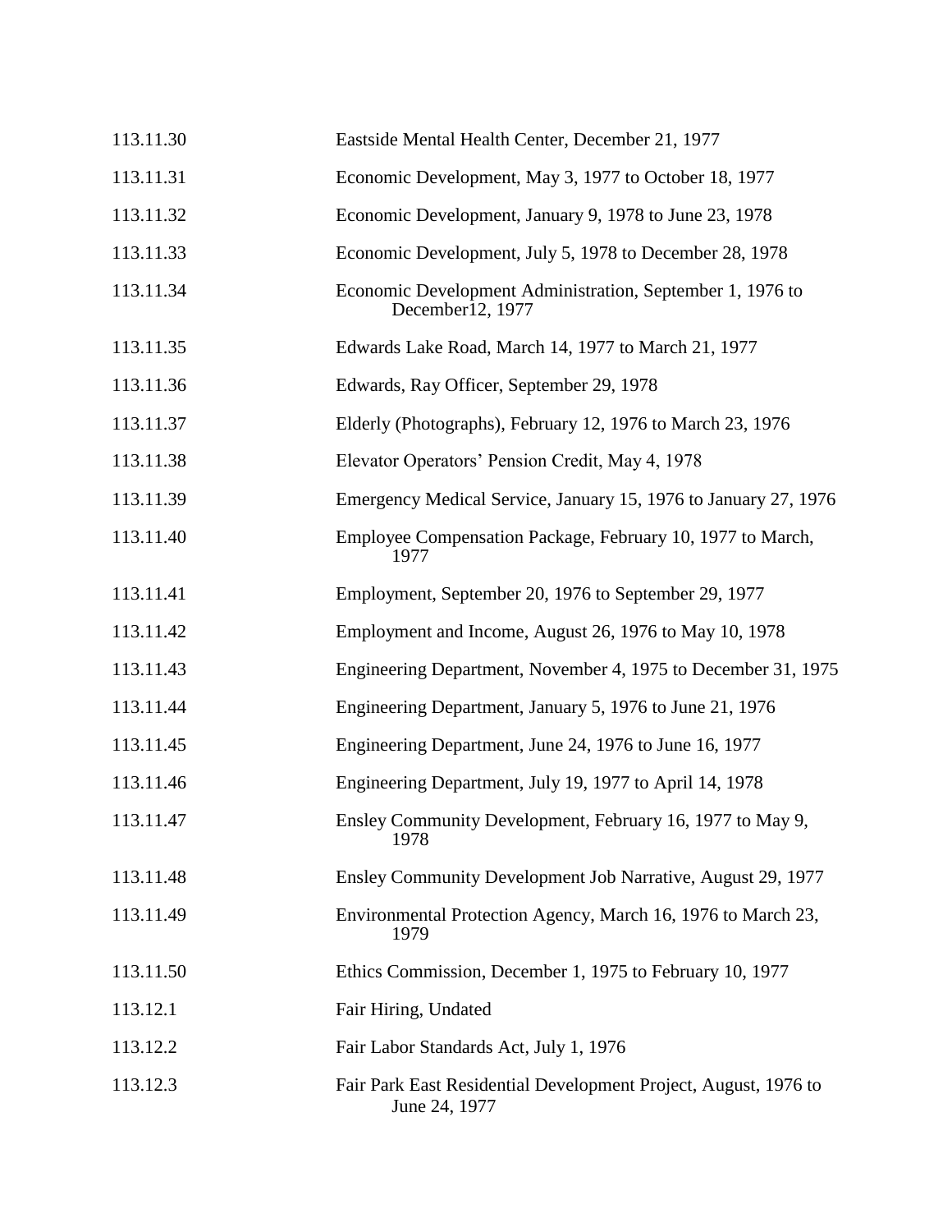| | |
|---|---|
| 113.11.30 | Eastside Mental Health Center, December 21, 1977 |
| 113.11.31 | Economic Development, May 3, 1977 to October 18, 1977 |
| 113.11.32 | Economic Development, January 9, 1978 to June 23, 1978 |
| 113.11.33 | Economic Development, July 5, 1978 to December 28, 1978 |
| 113.11.34 | Economic Development Administration, September 1, 1976 to December12, 1977 |
| 113.11.35 | Edwards Lake Road, March 14, 1977 to March 21, 1977 |
| 113.11.36 | Edwards, Ray Officer, September 29, 1978 |
| 113.11.37 | Elderly (Photographs), February 12, 1976 to March 23, 1976 |
| 113.11.38 | Elevator Operators' Pension Credit, May 4, 1978 |
| 113.11.39 | Emergency Medical Service, January 15, 1976 to January 27, 1976 |
| 113.11.40 | Employee Compensation Package, February 10, 1977 to March, 1977 |
| 113.11.41 | Employment, September 20, 1976 to September 29, 1977 |
| 113.11.42 | Employment and Income, August 26, 1976 to May 10, 1978 |
| 113.11.43 | Engineering Department, November 4, 1975 to December 31, 1975 |
| 113.11.44 | Engineering Department, January 5, 1976 to June 21, 1976 |
| 113.11.45 | Engineering Department, June 24, 1976 to June 16, 1977 |
| 113.11.46 | Engineering Department, July 19, 1977 to April 14, 1978 |
| 113.11.47 | Ensley Community Development, February 16, 1977 to May 9, 1978 |
| 113.11.48 | Ensley Community Development Job Narrative, August 29, 1977 |
| 113.11.49 | Environmental Protection Agency, March 16, 1976 to March 23, 1979 |
| 113.11.50 | Ethics Commission, December 1, 1975 to February 10, 1977 |
| 113.12.1 | Fair Hiring, Undated |
| 113.12.2 | Fair Labor Standards Act, July 1, 1976 |
| 113.12.3 | Fair Park East Residential Development Project, August, 1976 to June 24, 1977 |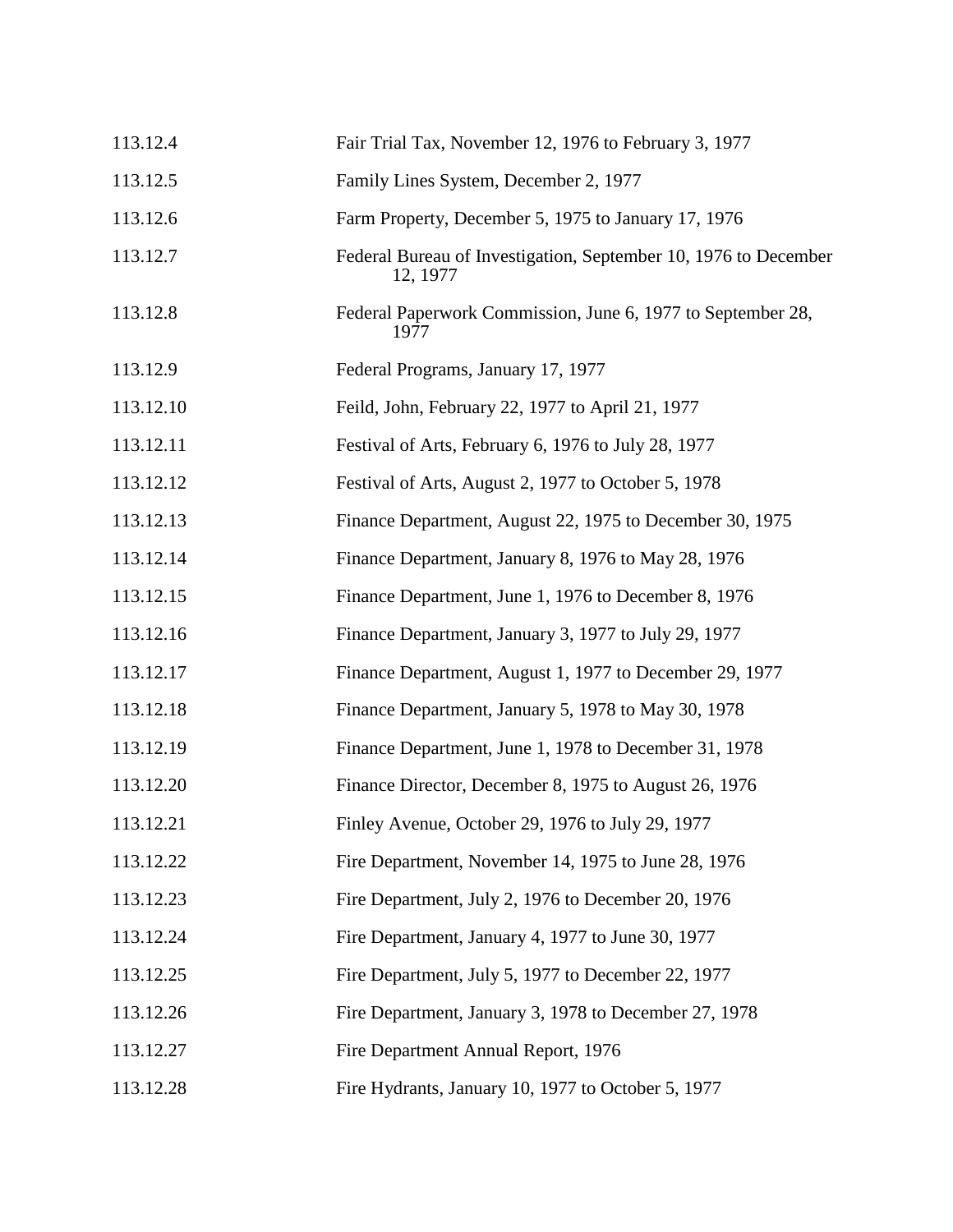| | |
|---|---|
| 113.12.4 | Fair Trial Tax, November 12, 1976 to February 3, 1977 |
| 113.12.5 | Family Lines System, December 2, 1977 |
| 113.12.6 | Farm Property, December 5, 1975 to January 17, 1976 |
| 113.12.7 | Federal Bureau of Investigation, September 10, 1976 to December 12, 1977 |
| 113.12.8 | Federal Paperwork Commission, June 6, 1977 to September 28, 1977 |
| 113.12.9 | Federal Programs, January 17, 1977 |
| 113.12.10 | Feild, John, February 22, 1977 to April 21, 1977 |
| 113.12.11 | Festival of Arts, February 6, 1976 to July 28, 1977 |
| 113.12.12 | Festival of Arts, August 2, 1977 to October 5, 1978 |
| 113.12.13 | Finance Department, August 22, 1975 to December 30, 1975 |
| 113.12.14 | Finance Department, January 8, 1976 to May 28, 1976 |
| 113.12.15 | Finance Department, June 1, 1976 to December 8, 1976 |
| 113.12.16 | Finance Department, January 3, 1977 to July 29, 1977 |
| 113.12.17 | Finance Department, August 1, 1977 to December 29, 1977 |
| 113.12.18 | Finance Department, January 5, 1978 to May 30, 1978 |
| 113.12.19 | Finance Department, June 1, 1978 to December 31, 1978 |
| 113.12.20 | Finance Director, December 8, 1975 to August 26, 1976 |
| 113.12.21 | Finley Avenue, October 29, 1976 to July 29, 1977 |
| 113.12.22 | Fire Department, November 14, 1975 to June 28, 1976 |
| 113.12.23 | Fire Department, July 2, 1976 to December 20, 1976 |
| 113.12.24 | Fire Department, January 4, 1977 to June 30, 1977 |
| 113.12.25 | Fire Department, July 5, 1977 to December 22, 1977 |
| 113.12.26 | Fire Department, January 3, 1978 to December 27, 1978 |
| 113.12.27 | Fire Department Annual Report, 1976 |
| 113.12.28 | Fire Hydrants, January 10, 1977 to October 5, 1977 |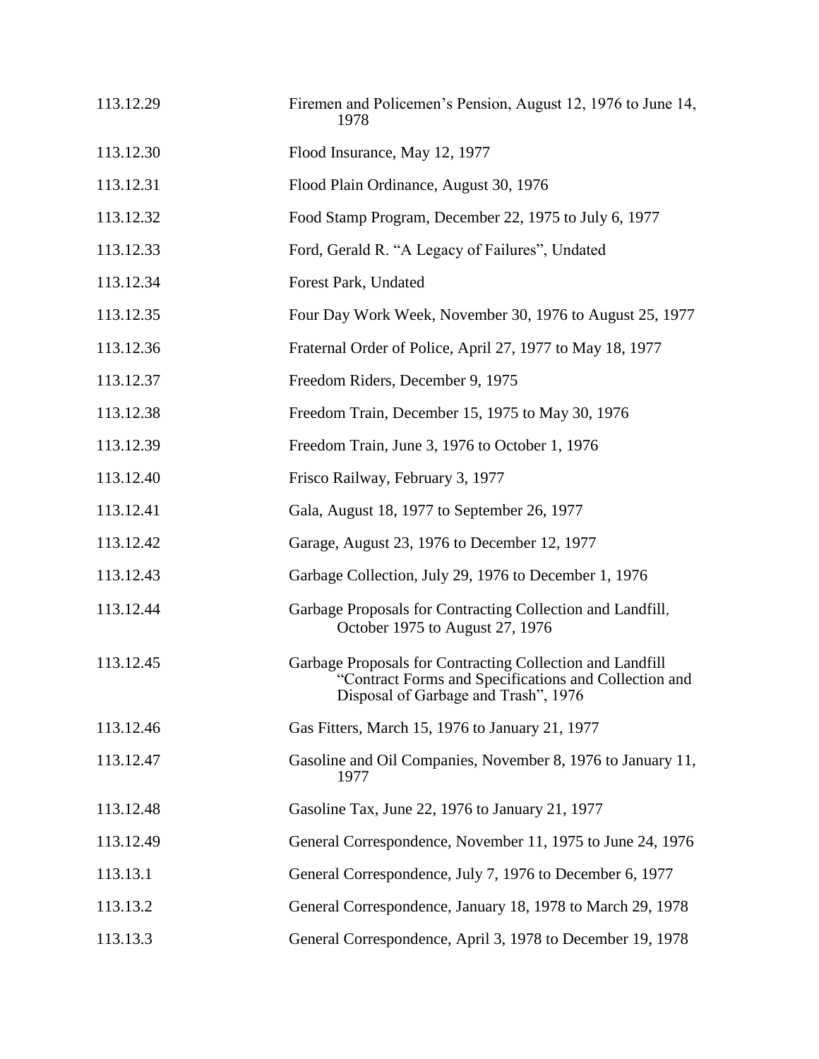| | |
|---|---|
| 113.12.29 | Firemen and Policemen's Pension, August 12, 1976 to June 14, 1978 |
| 113.12.30 | Flood Insurance, May 12, 1977 |
| 113.12.31 | Flood Plain Ordinance, August 30, 1976 |
| 113.12.32 | Food Stamp Program, December 22, 1975 to July 6, 1977 |
| 113.12.33 | Ford, Gerald R. "A Legacy of Failures", Undated |
| 113.12.34 | Forest Park, Undated |
| 113.12.35 | Four Day Work Week, November 30, 1976 to August 25, 1977 |
| 113.12.36 | Fraternal Order of Police, April 27, 1977 to May 18, 1977 |
| 113.12.37 | Freedom Riders, December 9, 1975 |
| 113.12.38 | Freedom Train, December 15, 1975 to May 30, 1976 |
| 113.12.39 | Freedom Train, June 3, 1976 to October 1, 1976 |
| 113.12.40 | Frisco Railway, February 3, 1977 |
| 113.12.41 | Gala, August 18, 1977 to September 26, 1977 |
| 113.12.42 | Garage, August 23, 1976 to December 12, 1977 |
| 113.12.43 | Garbage Collection, July 29, 1976 to December 1, 1976 |
| 113.12.44 | Garbage Proposals for Contracting Collection and Landfill, October 1975 to August 27, 1976 |
| 113.12.45 | Garbage Proposals for Contracting Collection and Landfill "Contract Forms and Specifications and Collection and Disposal of Garbage and Trash", 1976 |
| 113.12.46 | Gas Fitters, March 15, 1976 to January 21, 1977 |
| 113.12.47 | Gasoline and Oil Companies, November 8, 1976 to January 11, 1977 |
| 113.12.48 | Gasoline Tax, June 22, 1976 to January 21, 1977 |
| 113.12.49 | General Correspondence, November 11, 1975 to June 24, 1976 |
| 113.13.1 | General Correspondence, July 7, 1976 to December 6, 1977 |
| 113.13.2 | General Correspondence, January 18, 1978 to March 29, 1978 |
| 113.13.3 | General Correspondence, April 3, 1978 to December 19, 1978 |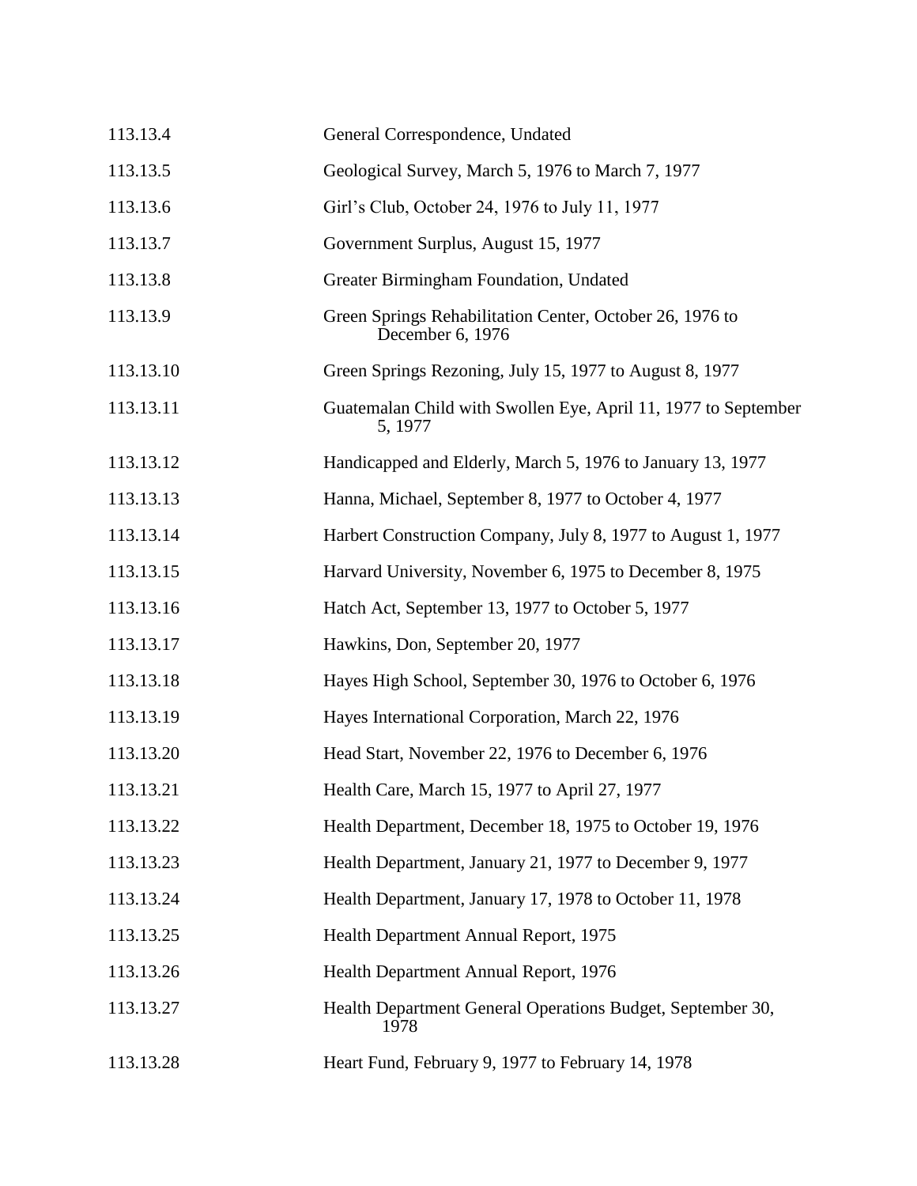| | |
|---|---|
| 113.13.4 | General Correspondence, Undated |
| 113.13.5 | Geological Survey, March 5, 1976 to March 7, 1977 |
| 113.13.6 | Girl's Club, October 24, 1976 to July 11, 1977 |
| 113.13.7 | Government Surplus, August 15, 1977 |
| 113.13.8 | Greater Birmingham Foundation, Undated |
| 113.13.9 | Green Springs Rehabilitation Center, October 26, 1976 to December 6, 1976 |
| 113.13.10 | Green Springs Rezoning, July 15, 1977 to August 8, 1977 |
| 113.13.11 | Guatemalan Child with Swollen Eye, April 11, 1977 to September 5, 1977 |
| 113.13.12 | Handicapped and Elderly, March 5, 1976 to January 13, 1977 |
| 113.13.13 | Hanna, Michael, September 8, 1977 to October 4, 1977 |
| 113.13.14 | Harbert Construction Company, July 8, 1977 to August 1, 1977 |
| 113.13.15 | Harvard University, November 6, 1975 to December 8, 1975 |
| 113.13.16 | Hatch Act, September 13, 1977 to October 5, 1977 |
| 113.13.17 | Hawkins, Don, September 20, 1977 |
| 113.13.18 | Hayes High School, September 30, 1976 to October 6, 1976 |
| 113.13.19 | Hayes International Corporation, March 22, 1976 |
| 113.13.20 | Head Start, November 22, 1976 to December 6, 1976 |
| 113.13.21 | Health Care, March 15, 1977 to April 27, 1977 |
| 113.13.22 | Health Department, December 18, 1975 to October 19, 1976 |
| 113.13.23 | Health Department, January 21, 1977 to December 9, 1977 |
| 113.13.24 | Health Department, January 17, 1978 to October 11, 1978 |
| 113.13.25 | Health Department Annual Report, 1975 |
| 113.13.26 | Health Department Annual Report, 1976 |
| 113.13.27 | Health Department General Operations Budget, September 30, 1978 |
| 113.13.28 | Heart Fund, February 9, 1977 to February 14, 1978 |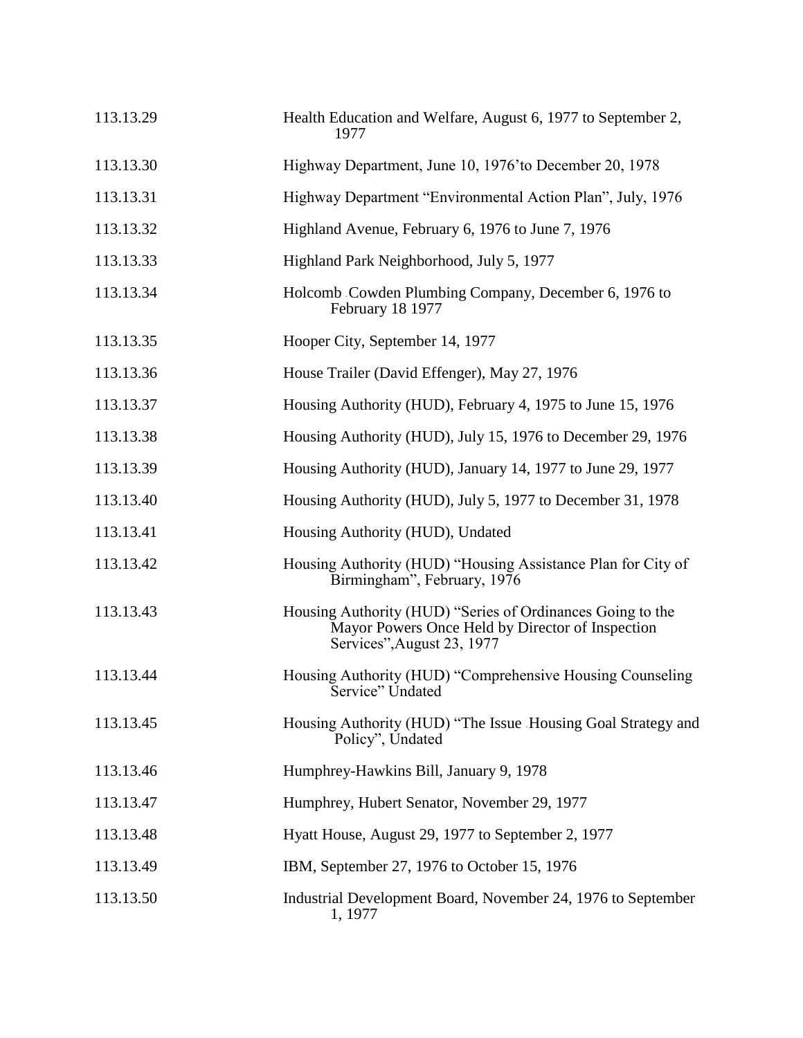| | |
|---|---|
| 113.13.29 | Health Education and Welfare, August 6, 1977 to September 2, 1977 |
| 113.13.30 | Highway Department, June 10, 1976'to December 20, 1978 |
| 113.13.31 | Highway Department "Environmental Action Plan", July, 1976 |
| 113.13.32 | Highland Avenue, February 6, 1976 to June 7, 1976 |
| 113.13.33 | Highland Park Neighborhood, July 5, 1977 |
| 113.13.34 | Holcomb Cowden Plumbing Company, December 6, 1976 to February 18 1977 |
| 113.13.35 | Hooper City, September 14, 1977 |
| 113.13.36 | House Trailer (David Effenger), May 27, 1976 |
| 113.13.37 | Housing Authority (HUD), February 4, 1975 to June 15, 1976 |
| 113.13.38 | Housing Authority (HUD), July 15, 1976 to December 29, 1976 |
| 113.13.39 | Housing Authority (HUD), January 14, 1977 to June 29, 1977 |
| 113.13.40 | Housing Authority (HUD), July 5, 1977 to December 31, 1978 |
| 113.13.41 | Housing Authority (HUD), Undated |
| 113.13.42 | Housing Authority (HUD) "Housing Assistance Plan for City of Birmingham", February, 1976 |
| 113.13.43 | Housing Authority (HUD) "Series of Ordinances Going to the Mayor Powers Once Held by Director of Inspection Services",August 23, 1977 |
| 113.13.44 | Housing Authority (HUD) "Comprehensive Housing Counseling Service" Undated |
| 113.13.45 | Housing Authority (HUD) "The Issue Housing Goal Strategy and Policy", Undated |
| 113.13.46 | Humphrey-Hawkins Bill, January 9, 1978 |
| 113.13.47 | Humphrey, Hubert Senator, November 29, 1977 |
| 113.13.48 | Hyatt House, August 29, 1977 to September 2, 1977 |
| 113.13.49 | IBM, September 27, 1976 to October 15, 1976 |
| 113.13.50 | Industrial Development Board, November 24, 1976 to September 1, 1977 |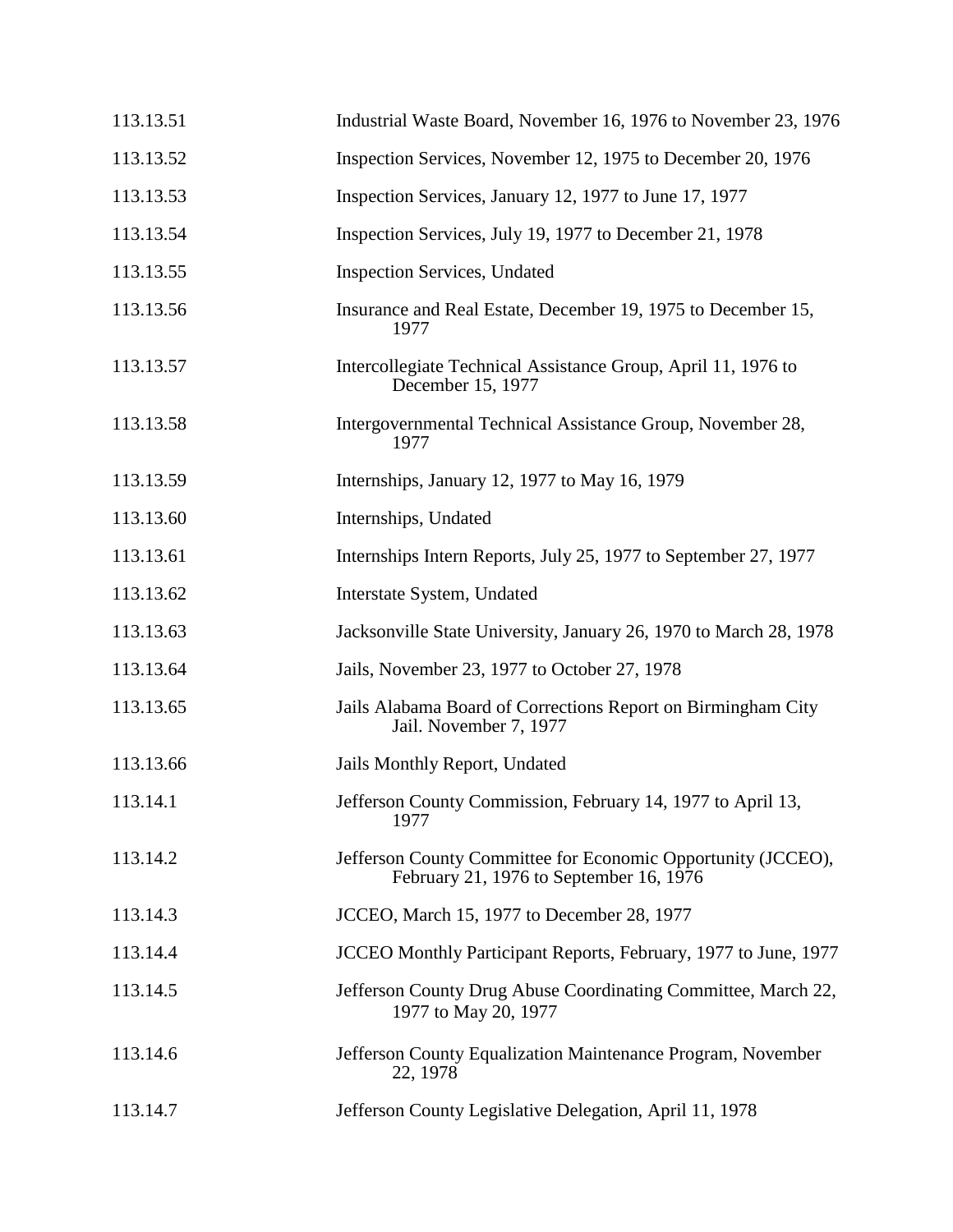| | |
|---|---|
| 113.13.51 | Industrial Waste Board, November 16, 1976 to November 23, 1976 |
| 113.13.52 | Inspection Services, November 12, 1975 to December 20, 1976 |
| 113.13.53 | Inspection Services, January 12, 1977 to June 17, 1977 |
| 113.13.54 | Inspection Services, July 19, 1977 to December 21, 1978 |
| 113.13.55 | Inspection Services, Undated |
| 113.13.56 | Insurance and Real Estate, December 19, 1975 to December 15, 1977 |
| 113.13.57 | Intercollegiate Technical Assistance Group, April 11, 1976 to December 15, 1977 |
| 113.13.58 | Intergovernmental Technical Assistance Group, November 28, 1977 |
| 113.13.59 | Internships, January 12, 1977 to May 16, 1979 |
| 113.13.60 | Internships, Undated |
| 113.13.61 | Internships Intern Reports, July 25, 1977 to September 27, 1977 |
| 113.13.62 | Interstate System, Undated |
| 113.13.63 | Jacksonville State University, January 26, 1970 to March 28, 1978 |
| 113.13.64 | Jails, November 23, 1977 to October 27, 1978 |
| 113.13.65 | Jails Alabama Board of Corrections Report on Birmingham City Jail. November 7, 1977 |
| 113.13.66 | Jails Monthly Report, Undated |
| 113.14.1 | Jefferson County Commission, February 14, 1977 to April 13, 1977 |
| 113.14.2 | Jefferson County Committee for Economic Opportunity (JCCEO), February 21, 1976 to September 16, 1976 |
| 113.14.3 | JCCEO, March 15, 1977 to December 28, 1977 |
| 113.14.4 | JCCEO Monthly Participant Reports, February, 1977 to June, 1977 |
| 113.14.5 | Jefferson County Drug Abuse Coordinating Committee, March 22, 1977 to May 20, 1977 |
| 113.14.6 | Jefferson County Equalization Maintenance Program, November 22, 1978 |
| 113.14.7 | Jefferson County Legislative Delegation, April 11, 1978 |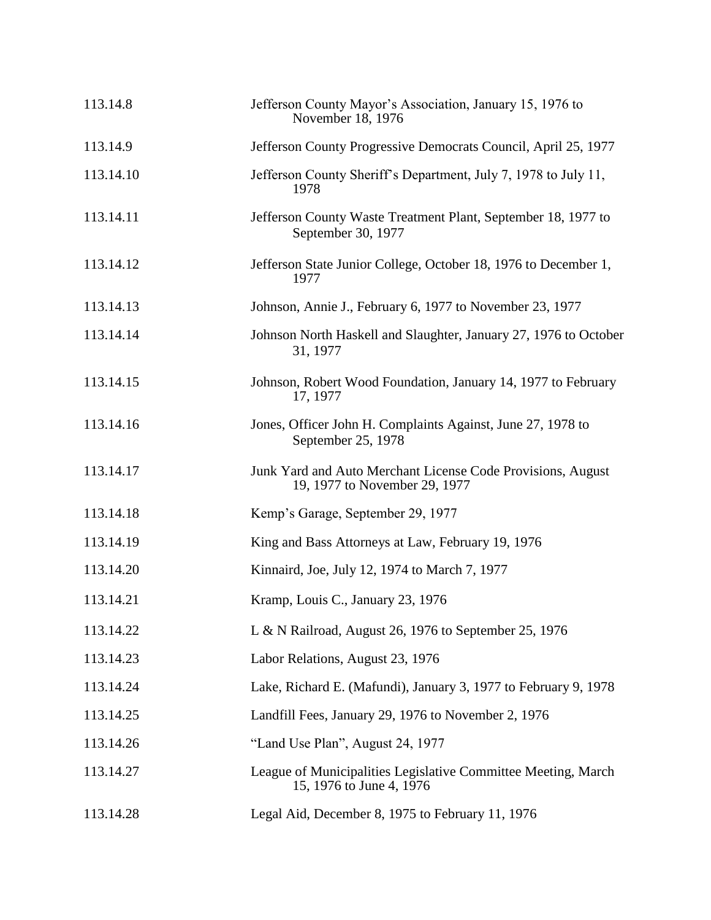| | |
|---|---|
| 113.14.8 | Jefferson County Mayor's Association, January 15, 1976 to November 18, 1976 |
| 113.14.9 | Jefferson County Progressive Democrats Council, April 25, 1977 |
| 113.14.10 | Jefferson County Sheriff's Department, July 7, 1978 to July 11, 1978 |
| 113.14.11 | Jefferson County Waste Treatment Plant, September 18, 1977 to September 30, 1977 |
| 113.14.12 | Jefferson State Junior College, October 18, 1976 to December 1, 1977 |
| 113.14.13 | Johnson, Annie J., February 6, 1977 to November 23, 1977 |
| 113.14.14 | Johnson North Haskell and Slaughter, January 27, 1976 to October 31, 1977 |
| 113.14.15 | Johnson, Robert Wood Foundation, January 14, 1977 to February 17, 1977 |
| 113.14.16 | Jones, Officer John H. Complaints Against, June 27, 1978 to September 25, 1978 |
| 113.14.17 | Junk Yard and Auto Merchant License Code Provisions, August 19, 1977 to November 29, 1977 |
| 113.14.18 | Kemp's Garage, September 29, 1977 |
| 113.14.19 | King and Bass Attorneys at Law, February 19, 1976 |
| 113.14.20 | Kinnaird, Joe, July 12, 1974 to March 7, 1977 |
| 113.14.21 | Kramp, Louis C., January 23, 1976 |
| 113.14.22 | L & N Railroad, August 26, 1976 to September 25, 1976 |
| 113.14.23 | Labor Relations, August 23, 1976 |
| 113.14.24 | Lake, Richard E. (Mafundi), January 3, 1977 to February 9, 1978 |
| 113.14.25 | Landfill Fees, January 29, 1976 to November 2, 1976 |
| 113.14.26 | "Land Use Plan", August 24, 1977 |
| 113.14.27 | League of Municipalities Legislative Committee Meeting, March 15, 1976 to June 4, 1976 |
| 113.14.28 | Legal Aid, December 8, 1975 to February 11, 1976 |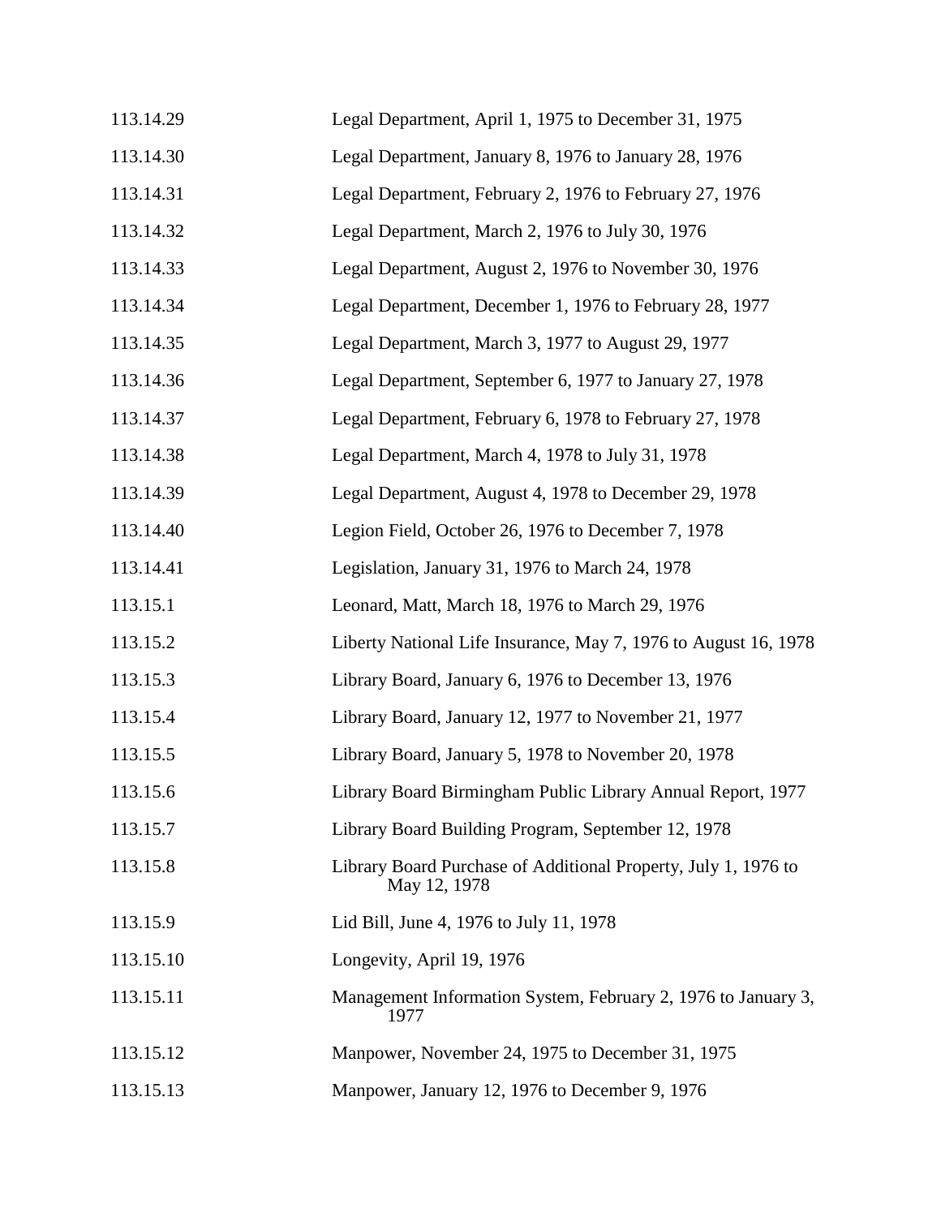| | |
|---|---|
| 113.14.29 | Legal Department, April 1, 1975 to December 31, 1975 |
| 113.14.30 | Legal Department, January 8, 1976 to January 28, 1976 |
| 113.14.31 | Legal Department, February 2, 1976 to February 27, 1976 |
| 113.14.32 | Legal Department, March 2, 1976 to July 30, 1976 |
| 113.14.33 | Legal Department, August 2, 1976 to November 30, 1976 |
| 113.14.34 | Legal Department, December 1, 1976 to February 28, 1977 |
| 113.14.35 | Legal Department, March 3, 1977 to August 29, 1977 |
| 113.14.36 | Legal Department, September 6, 1977 to January 27, 1978 |
| 113.14.37 | Legal Department, February 6, 1978 to February 27, 1978 |
| 113.14.38 | Legal Department, March 4, 1978 to July 31, 1978 |
| 113.14.39 | Legal Department, August 4, 1978 to December 29, 1978 |
| 113.14.40 | Legion Field, October 26, 1976 to December 7, 1978 |
| 113.14.41 | Legislation, January 31, 1976 to March 24, 1978 |
| 113.15.1 | Leonard, Matt, March 18, 1976 to March 29, 1976 |
| 113.15.2 | Liberty National Life Insurance, May 7, 1976 to August 16, 1978 |
| 113.15.3 | Library Board, January 6, 1976 to December 13, 1976 |
| 113.15.4 | Library Board, January 12, 1977 to November 21, 1977 |
| 113.15.5 | Library Board, January 5, 1978 to November 20, 1978 |
| 113.15.6 | Library Board Birmingham Public Library Annual Report, 1977 |
| 113.15.7 | Library Board Building Program, September 12, 1978 |
| 113.15.8 | Library Board Purchase of Additional Property, July 1, 1976 to May 12, 1978 |
| 113.15.9 | Lid Bill, June 4, 1976 to July 11, 1978 |
| 113.15.10 | Longevity, April 19, 1976 |
| 113.15.11 | Management Information System, February 2, 1976 to January 3, 1977 |
| 113.15.12 | Manpower, November 24, 1975 to December 31, 1975 |
| 113.15.13 | Manpower, January 12, 1976 to December 9, 1976 |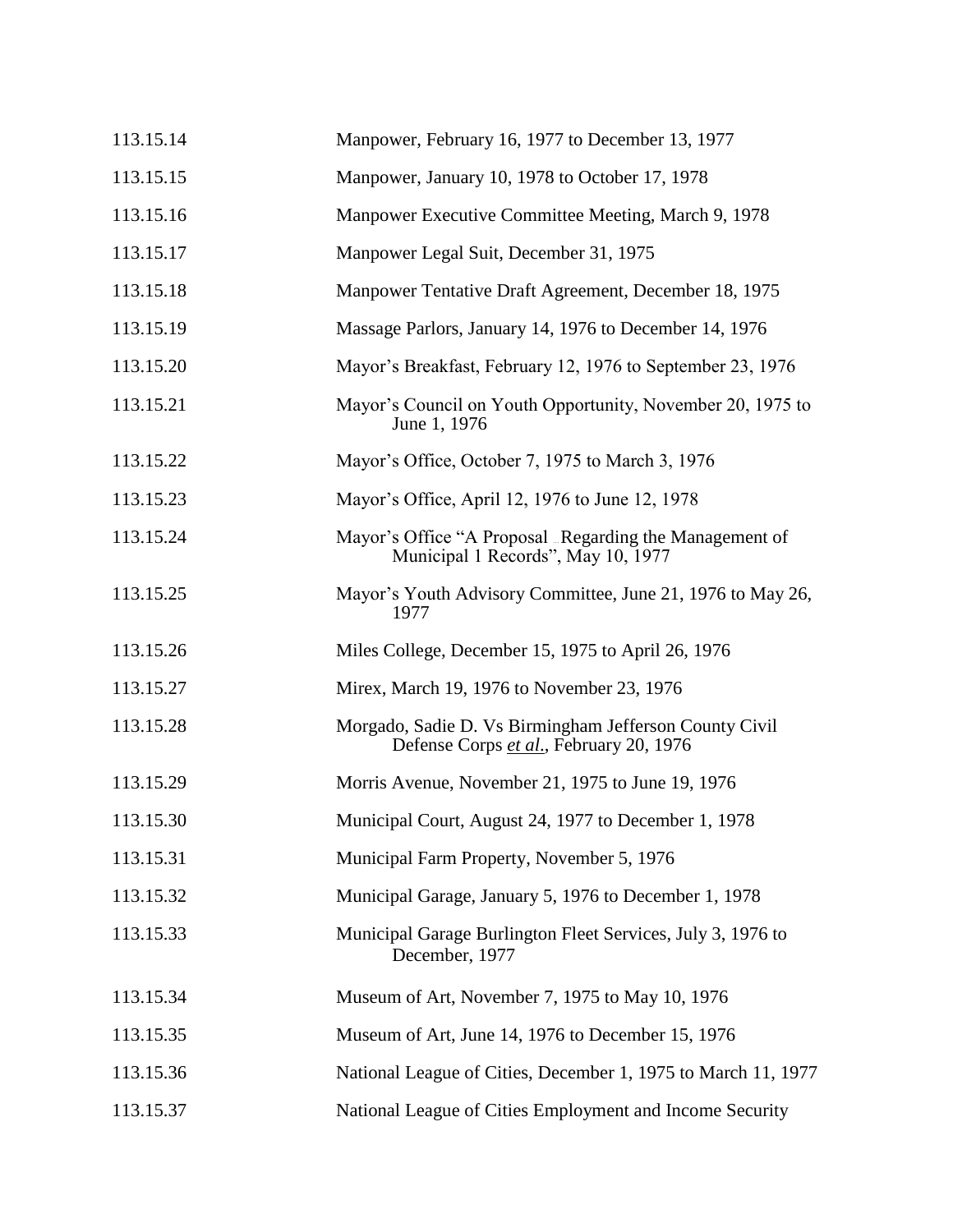| | |
|---|---|
| 113.15.14 | Manpower, February 16, 1977 to December 13, 1977 |
| 113.15.15 | Manpower, January 10, 1978 to October 17, 1978 |
| 113.15.16 | Manpower Executive Committee Meeting, March 9, 1978 |
| 113.15.17 | Manpower Legal Suit, December 31, 1975 |
| 113.15.18 | Manpower Tentative Draft Agreement, December 18, 1975 |
| 113.15.19 | Massage Parlors, January 14, 1976 to December 14, 1976 |
| 113.15.20 | Mayor's Breakfast, February 12, 1976 to September 23, 1976 |
| 113.15.21 | Mayor's Council on Youth Opportunity, November 20, 1975 to June 1, 1976 |
| 113.15.22 | Mayor's Office, October 7, 1975 to March 3, 1976 |
| 113.15.23 | Mayor's Office, April 12, 1976 to June 12, 1978 |
| 113.15.24 | Mayor's Office "A Proposal…Regarding the Management of Municipal 1 Records", May 10, 1977 |
| 113.15.25 | Mayor's Youth Advisory Committee, June 21, 1976 to May 26, 1977 |
| 113.15.26 | Miles College, December 15, 1975 to April 26, 1976 |
| 113.15.27 | Mirex, March 19, 1976 to November 23, 1976 |
| 113.15.28 | Morgado, Sadie D. Vs Birmingham Jefferson County Civil Defense Corps <u>*et al*.</u>, February 20, 1976 |
| 113.15.29 | Morris Avenue, November 21, 1975 to June 19, 1976 |
| 113.15.30 | Municipal Court, August 24, 1977 to December 1, 1978 |
| 113.15.31 | Municipal Farm Property, November 5, 1976 |
| 113.15.32 | Municipal Garage, January 5, 1976 to December 1, 1978 |
| 113.15.33 | Municipal Garage Burlington Fleet Services, July 3, 1976 to December, 1977 |
| 113.15.34 | Museum of Art, November 7, 1975 to May 10, 1976 |
| 113.15.35 | Museum of Art, June 14, 1976 to December 15, 1976 |
| 113.15.36 | National League of Cities, December 1, 1975 to March 11, 1977 |
| 113.15.37 | National League of Cities Employment and Income Security |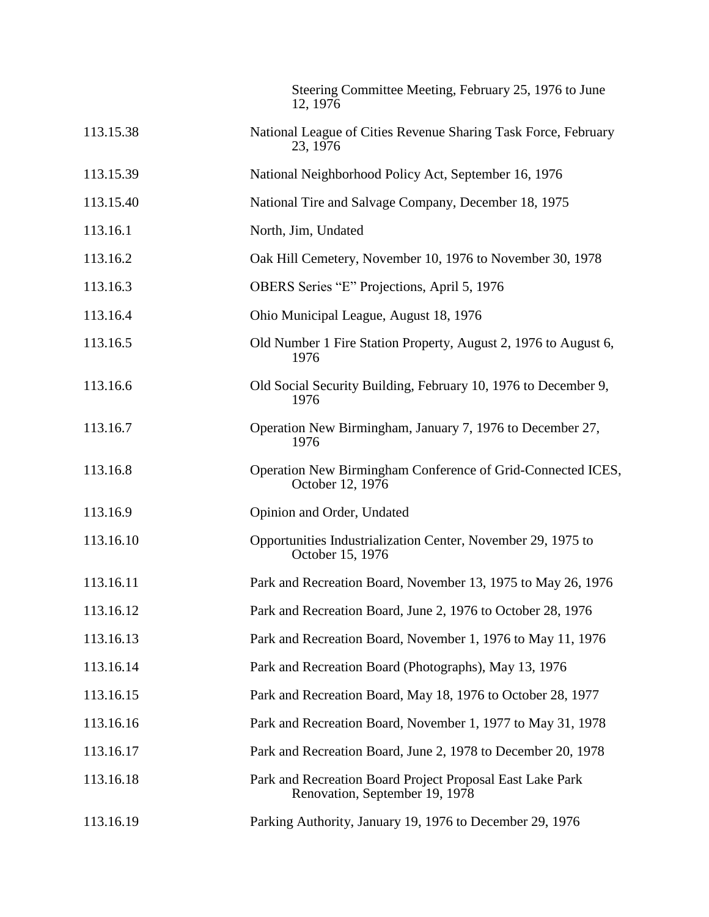| | |
|---|---|
| | Steering Committee Meeting, February 25, 1976 to June 12, 1976 |
| 113.15.38 | National League of Cities Revenue Sharing Task Force, February 23, 1976 |
| 113.15.39 | National Neighborhood Policy Act, September 16, 1976 |
| 113.15.40 | National Tire and Salvage Company, December 18, 1975 |
| 113.16.1 | North, Jim, Undated |
| 113.16.2 | Oak Hill Cemetery, November 10, 1976 to November 30, 1978 |
| 113.16.3 | OBERS Series "E" Projections, April 5, 1976 |
| 113.16.4 | Ohio Municipal League, August 18, 1976 |
| 113.16.5 | Old Number 1 Fire Station Property, August 2, 1976 to August 6, 1976 |
| 113.16.6 | Old Social Security Building, February 10, 1976 to December 9, 1976 |
| 113.16.7 | Operation New Birmingham, January 7, 1976 to December 27, 1976 |
| 113.16.8 | Operation New Birmingham Conference of Grid-Connected ICES, October 12, 1976 |
| 113.16.9 | Opinion and Order, Undated |
| 113.16.10 | Opportunities Industrialization Center, November 29, 1975 to October 15, 1976 |
| 113.16.11 | Park and Recreation Board, November 13, 1975 to May 26, 1976 |
| 113.16.12 | Park and Recreation Board, June 2, 1976 to October 28, 1976 |
| 113.16.13 | Park and Recreation Board, November 1, 1976 to May 11, 1976 |
| 113.16.14 | Park and Recreation Board (Photographs), May 13, 1976 |
| 113.16.15 | Park and Recreation Board, May 18, 1976 to October 28, 1977 |
| 113.16.16 | Park and Recreation Board, November 1, 1977 to May 31, 1978 |
| 113.16.17 | Park and Recreation Board, June 2, 1978 to December 20, 1978 |
| 113.16.18 | Park and Recreation Board Project Proposal East Lake Park Renovation, September 19, 1978 |
| 113.16.19 | Parking Authority, January 19, 1976 to December 29, 1976 |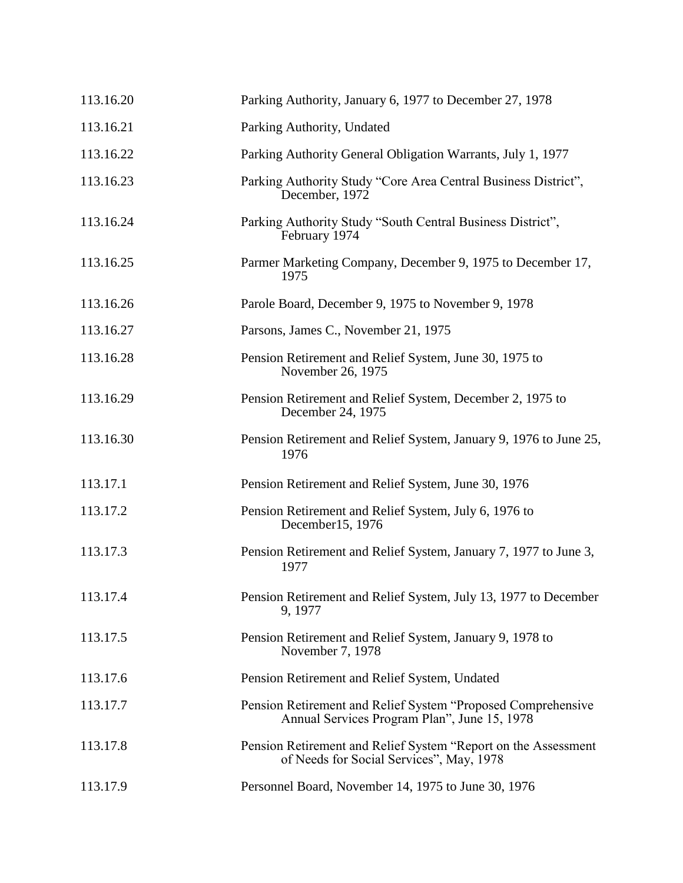| | |
|---|---|
| 113.16.20 | Parking Authority, January 6, 1977 to December 27, 1978 |
| 113.16.21 | Parking Authority, Undated |
| 113.16.22 | Parking Authority General Obligation Warrants, July 1, 1977 |
| 113.16.23 | Parking Authority Study "Core Area Central Business District", December, 1972 |
| 113.16.24 | Parking Authority Study "South Central Business District", February 1974 |
| 113.16.25 | Parmer Marketing Company, December 9, 1975 to December 17, 1975 |
| 113.16.26 | Parole Board, December 9, 1975 to November 9, 1978 |
| 113.16.27 | Parsons, James C., November 21, 1975 |
| 113.16.28 | Pension Retirement and Relief System, June 30, 1975 to November 26, 1975 |
| 113.16.29 | Pension Retirement and Relief System, December 2, 1975 to December 24, 1975 |
| 113.16.30 | Pension Retirement and Relief System, January 9, 1976 to June 25, 1976 |
| 113.17.1 | Pension Retirement and Relief System, June 30, 1976 |
| 113.17.2 | Pension Retirement and Relief System, July 6, 1976 to December15, 1976 |
| 113.17.3 | Pension Retirement and Relief System, January 7, 1977 to June 3, 1977 |
| 113.17.4 | Pension Retirement and Relief System, July 13, 1977 to December 9, 1977 |
| 113.17.5 | Pension Retirement and Relief System, January 9, 1978 to November 7, 1978 |
| 113.17.6 | Pension Retirement and Relief System, Undated |
| 113.17.7 | Pension Retirement and Relief System "Proposed Comprehensive Annual Services Program Plan", June 15, 1978 |
| 113.17.8 | Pension Retirement and Relief System "Report on the Assessment of Needs for Social Services", May, 1978 |
| 113.17.9 | Personnel Board, November 14, 1975 to June 30, 1976 |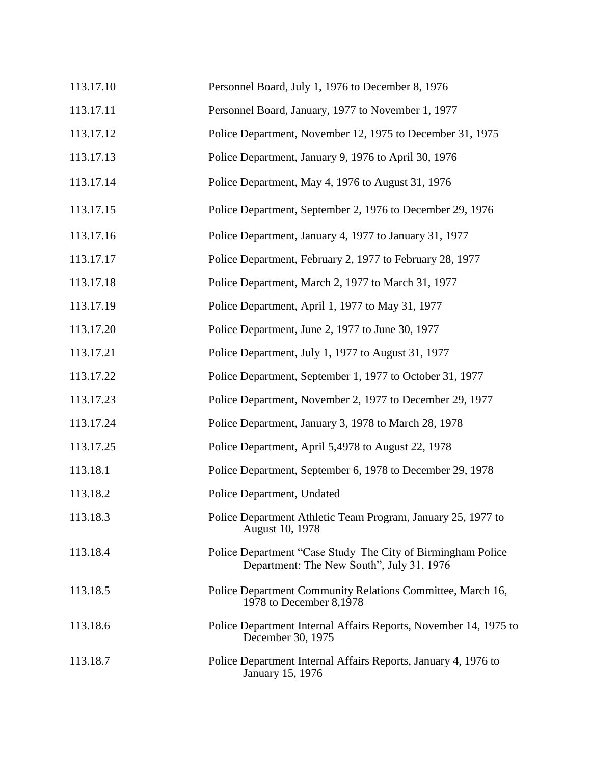| | |
|---|---|
| 113.17.10 | Personnel Board, July 1, 1976 to December 8, 1976 |
| 113.17.11 | Personnel Board, January, 1977 to November 1, 1977 |
| 113.17.12 | Police Department, November 12, 1975 to December 31, 1975 |
| 113.17.13 | Police Department, January 9, 1976 to April 30, 1976 |
| 113.17.14 | Police Department, May 4, 1976 to August 31, 1976 |
| 113.17.15 | Police Department, September 2, 1976 to December 29, 1976 |
| 113.17.16 | Police Department, January 4, 1977 to January 31, 1977 |
| 113.17.17 | Police Department, February 2, 1977 to February 28, 1977 |
| 113.17.18 | Police Department, March 2, 1977 to March 31, 1977 |
| 113.17.19 | Police Department, April 1, 1977 to May 31, 1977 |
| 113.17.20 | Police Department, June 2, 1977 to June 30, 1977 |
| 113.17.21 | Police Department, July 1, 1977 to August 31, 1977 |
| 113.17.22 | Police Department, September 1, 1977 to October 31, 1977 |
| 113.17.23 | Police Department, November 2, 1977 to December 29, 1977 |
| 113.17.24 | Police Department, January 3, 1978 to March 28, 1978 |
| 113.17.25 | Police Department, April 5,4978 to August 22, 1978 |
| 113.18.1 | Police Department, September 6, 1978 to December 29, 1978 |
| 113.18.2 | Police Department, Undated |
| 113.18.3 | Police Department Athletic Team Program, January 25, 1977 to August 10, 1978 |
| 113.18.4 | Police Department "Case Study The City of Birmingham Police Department: The New South", July 31, 1976 |
| 113.18.5 | Police Department Community Relations Committee, March 16, 1978 to December 8,1978 |
| 113.18.6 | Police Department Internal Affairs Reports, November 14, 1975 to December 30, 1975 |
| 113.18.7 | Police Department Internal Affairs Reports, January 4, 1976 to January 15, 1976 |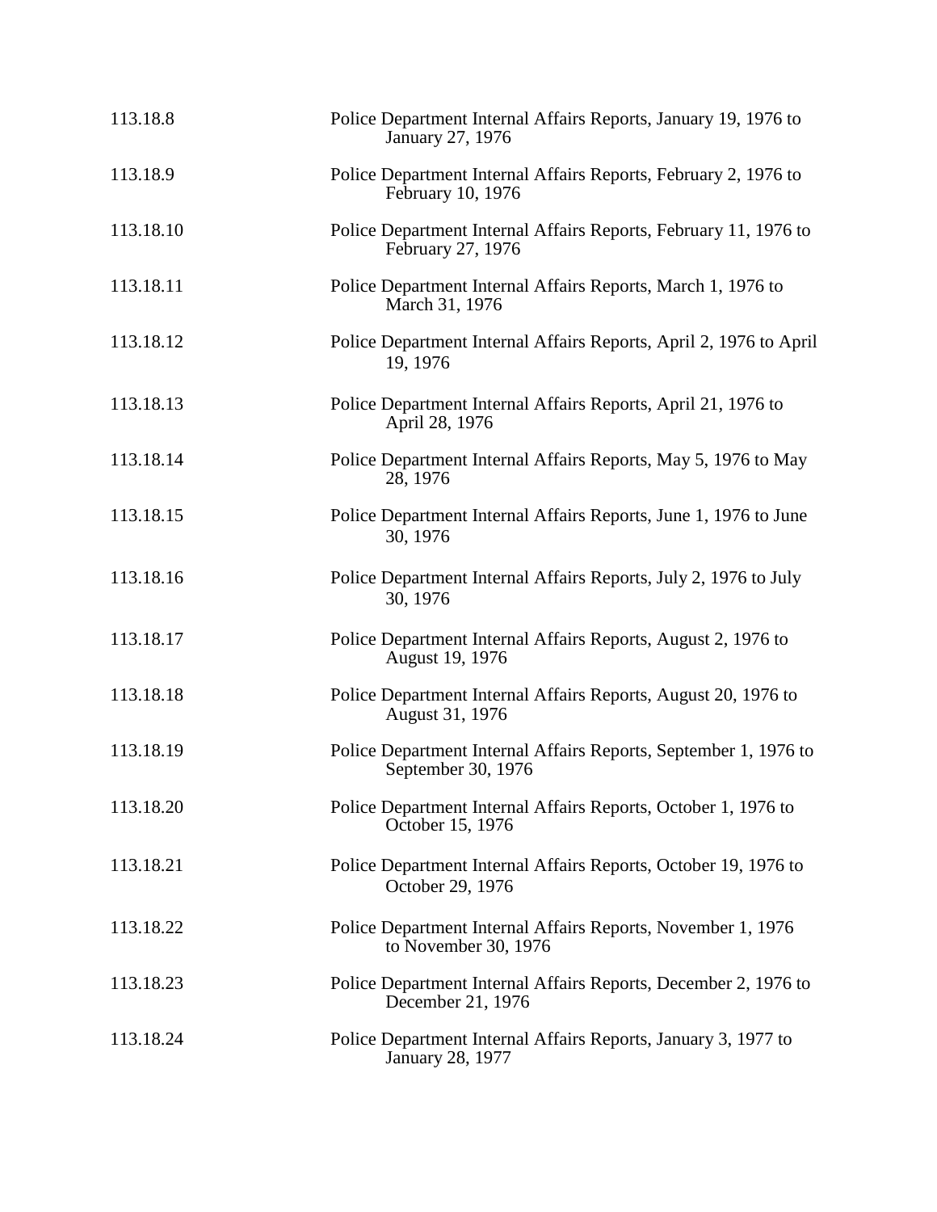| | |
|---|---|
| 113.18.8 | Police Department Internal Affairs Reports, January 19, 1976 to January 27, 1976 |
| 113.18.9 | Police Department Internal Affairs Reports, February 2, 1976 to February 10, 1976 |
| 113.18.10 | Police Department Internal Affairs Reports, February 11, 1976 to February 27, 1976 |
| 113.18.11 | Police Department Internal Affairs Reports, March 1, 1976 to March 31, 1976 |
| 113.18.12 | Police Department Internal Affairs Reports, April 2, 1976 to April 19, 1976 |
| 113.18.13 | Police Department Internal Affairs Reports, April 21, 1976 to April 28, 1976 |
| 113.18.14 | Police Department Internal Affairs Reports, May 5, 1976 to May 28, 1976 |
| 113.18.15 | Police Department Internal Affairs Reports, June 1, 1976 to June 30, 1976 |
| 113.18.16 | Police Department Internal Affairs Reports, July 2, 1976 to July 30, 1976 |
| 113.18.17 | Police Department Internal Affairs Reports, August 2, 1976 to August 19, 1976 |
| 113.18.18 | Police Department Internal Affairs Reports, August 20, 1976 to August 31, 1976 |
| 113.18.19 | Police Department Internal Affairs Reports, September 1, 1976 to September 30, 1976 |
| 113.18.20 | Police Department Internal Affairs Reports, October 1, 1976 to October 15, 1976 |
| 113.18.21 | Police Department Internal Affairs Reports, October 19, 1976 to October 29, 1976 |
| 113.18.22 | Police Department Internal Affairs Reports, November 1, 1976 to November 30, 1976 |
| 113.18.23 | Police Department Internal Affairs Reports, December 2, 1976 to December 21, 1976 |
| 113.18.24 | Police Department Internal Affairs Reports, January 3, 1977 to January 28, 1977 |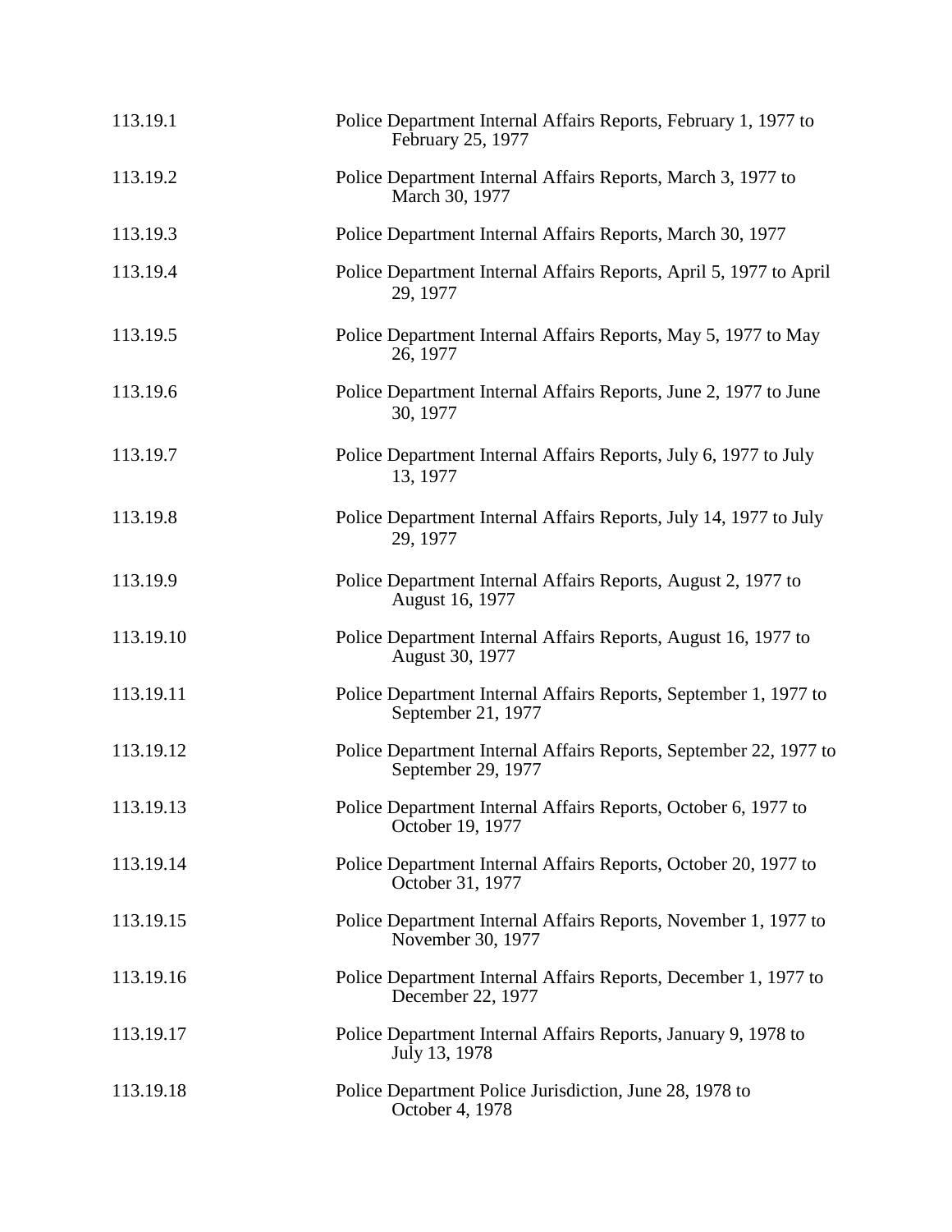113.19.1 Police Department Internal Affairs Reports, February 1, 1977 to February 25, 1977

113.19.2 Police Department Internal Affairs Reports, March 3, 1977 to March 30, 1977

113.19.3 Police Department Internal Affairs Reports, March 30, 1977

113.19.4 Police Department Internal Affairs Reports, April 5, 1977 to April 29, 1977

113.19.5 Police Department Internal Affairs Reports, May 5, 1977 to May 26, 1977

113.19.6 Police Department Internal Affairs Reports, June 2, 1977 to June 30, 1977

113.19.7 Police Department Internal Affairs Reports, July 6, 1977 to July 13, 1977

113.19.8 Police Department Internal Affairs Reports, July 14, 1977 to July 29, 1977

113.19.9 Police Department Internal Affairs Reports, August 2, 1977 to August 16, 1977

113.19.10 Police Department Internal Affairs Reports, August 16, 1977 to August 30, 1977

113.19.11 Police Department Internal Affairs Reports, September 1, 1977 to September 21, 1977

113.19.12 Police Department Internal Affairs Reports, September 22, 1977 to September 29, 1977

113.19.13 Police Department Internal Affairs Reports, October 6, 1977 to October 19, 1977

113.19.14 Police Department Internal Affairs Reports, October 20, 1977 to October 31, 1977

113.19.15 Police Department Internal Affairs Reports, November 1, 1977 to November 30, 1977

113.19.16 Police Department Internal Affairs Reports, December 1, 1977 to December 22, 1977

113.19.17 Police Department Internal Affairs Reports, January 9, 1978 to July 13, 1978

113.19.18 Police Department Police Jurisdiction, June 28, 1978 to October 4, 1978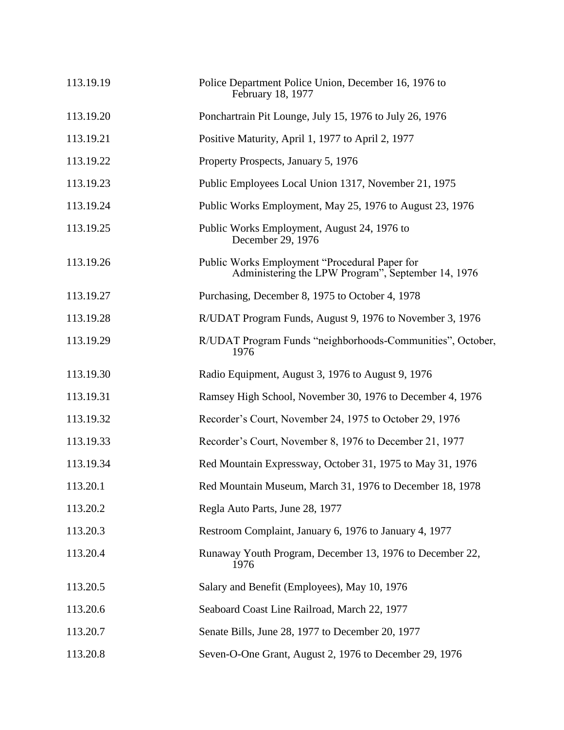| | |
|---|---|
| 113.19.19 | Police Department Police Union, December 16, 1976 to February 18, 1977 |
| 113.19.20 | Ponchartrain Pit Lounge, July 15, 1976 to July 26, 1976 |
| 113.19.21 | Positive Maturity, April 1, 1977 to April 2, 1977 |
| 113.19.22 | Property Prospects, January 5, 1976 |
| 113.19.23 | Public Employees Local Union 1317, November 21, 1975 |
| 113.19.24 | Public Works Employment, May 25, 1976 to August 23, 1976 |
| 113.19.25 | Public Works Employment, August 24, 1976 to December 29, 1976 |
| 113.19.26 | Public Works Employment "Procedural Paper for Administering the LPW Program", September 14, 1976 |
| 113.19.27 | Purchasing, December 8, 1975 to October 4, 1978 |
| 113.19.28 | R/UDAT Program Funds, August 9, 1976 to November 3, 1976 |
| 113.19.29 | R/UDAT Program Funds "neighborhoods-Communities", October, 1976 |
| 113.19.30 | Radio Equipment, August 3, 1976 to August 9, 1976 |
| 113.19.31 | Ramsey High School, November 30, 1976 to December 4, 1976 |
| 113.19.32 | Recorder's Court, November 24, 1975 to October 29, 1976 |
| 113.19.33 | Recorder's Court, November 8, 1976 to December 21, 1977 |
| 113.19.34 | Red Mountain Expressway, October 31, 1975 to May 31, 1976 |
| 113.20.1 | Red Mountain Museum, March 31, 1976 to December 18, 1978 |
| 113.20.2 | Regla Auto Parts, June 28, 1977 |
| 113.20.3 | Restroom Complaint, January 6, 1976 to January 4, 1977 |
| 113.20.4 | Runaway Youth Program, December 13, 1976 to December 22, 1976 |
| 113.20.5 | Salary and Benefit (Employees), May 10, 1976 |
| 113.20.6 | Seaboard Coast Line Railroad, March 22, 1977 |
| 113.20.7 | Senate Bills, June 28, 1977 to December 20, 1977 |
| 113.20.8 | Seven-O-One Grant, August 2, 1976 to December 29, 1976 |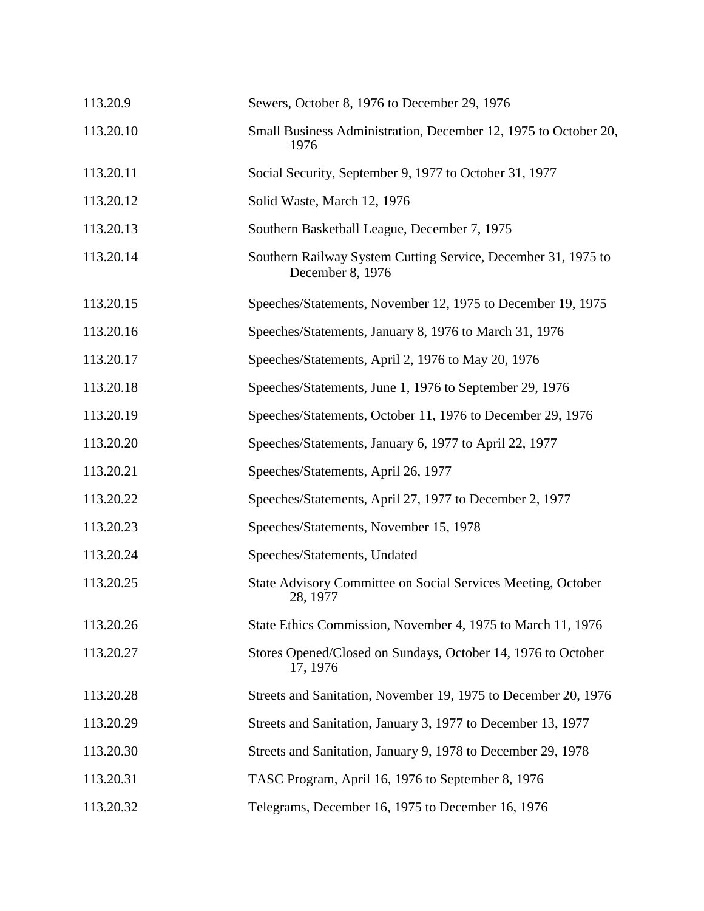| | |
|---|---|
| 113.20.9 | Sewers, October 8, 1976 to December 29, 1976 |
| 113.20.10 | Small Business Administration, December 12, 1975 to October 20, 1976 |
| 113.20.11 | Social Security, September 9, 1977 to October 31, 1977 |
| 113.20.12 | Solid Waste, March 12, 1976 |
| 113.20.13 | Southern Basketball League, December 7, 1975 |
| 113.20.14 | Southern Railway System Cutting Service, December 31, 1975 to December 8, 1976 |
| 113.20.15 | Speeches/Statements, November 12, 1975 to December 19, 1975 |
| 113.20.16 | Speeches/Statements, January 8, 1976 to March 31, 1976 |
| 113.20.17 | Speeches/Statements, April 2, 1976 to May 20, 1976 |
| 113.20.18 | Speeches/Statements, June 1, 1976 to September 29, 1976 |
| 113.20.19 | Speeches/Statements, October 11, 1976 to December 29, 1976 |
| 113.20.20 | Speeches/Statements, January 6, 1977 to April 22, 1977 |
| 113.20.21 | Speeches/Statements, April 26, 1977 |
| 113.20.22 | Speeches/Statements, April 27, 1977 to December 2, 1977 |
| 113.20.23 | Speeches/Statements, November 15, 1978 |
| 113.20.24 | Speeches/Statements, Undated |
| 113.20.25 | State Advisory Committee on Social Services Meeting, October 28, 1977 |
| 113.20.26 | State Ethics Commission, November 4, 1975 to March 11, 1976 |
| 113.20.27 | Stores Opened/Closed on Sundays, October 14, 1976 to October 17, 1976 |
| 113.20.28 | Streets and Sanitation, November 19, 1975 to December 20, 1976 |
| 113.20.29 | Streets and Sanitation, January 3, 1977 to December 13, 1977 |
| 113.20.30 | Streets and Sanitation, January 9, 1978 to December 29, 1978 |
| 113.20.31 | TASC Program, April 16, 1976 to September 8, 1976 |
| 113.20.32 | Telegrams, December 16, 1975 to December 16, 1976 |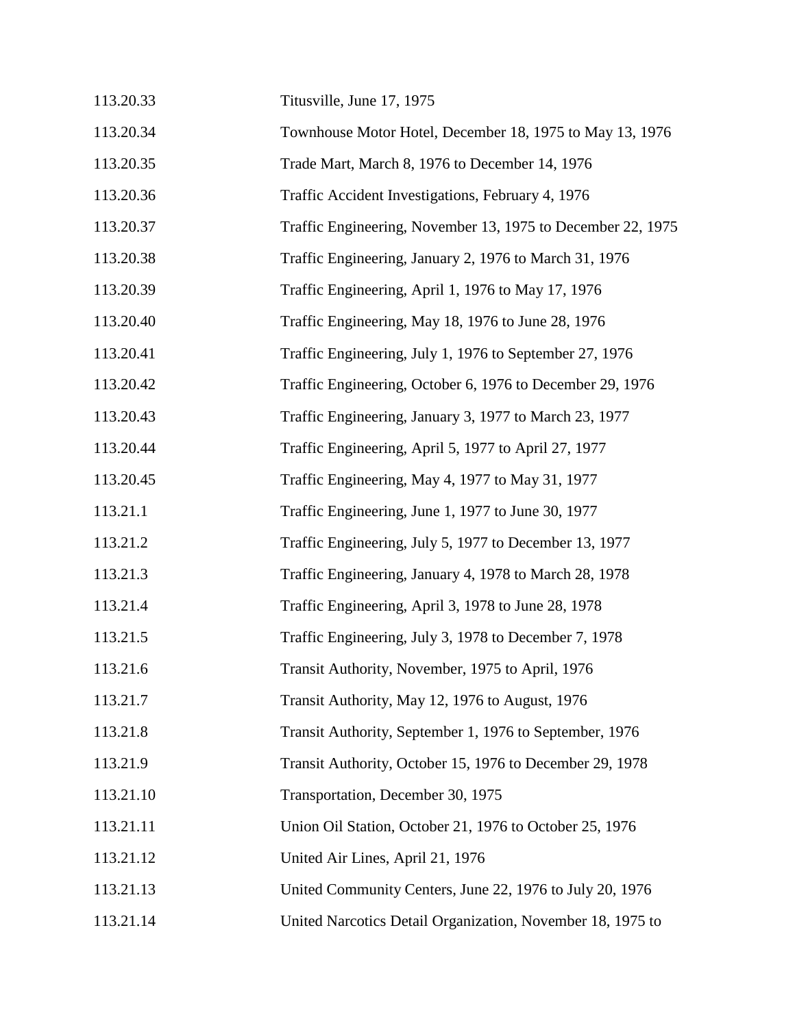| | |
|---|---|
| 113.20.33 | Titusville, June 17, 1975 |
| 113.20.34 | Townhouse Motor Hotel, December 18, 1975 to May 13, 1976 |
| 113.20.35 | Trade Mart, March 8, 1976 to December 14, 1976 |
| 113.20.36 | Traffic Accident Investigations, February 4, 1976 |
| 113.20.37 | Traffic Engineering, November 13, 1975 to December 22, 1975 |
| 113.20.38 | Traffic Engineering, January 2, 1976 to March 31, 1976 |
| 113.20.39 | Traffic Engineering, April 1, 1976 to May 17, 1976 |
| 113.20.40 | Traffic Engineering, May 18, 1976 to June 28, 1976 |
| 113.20.41 | Traffic Engineering, July 1, 1976 to September 27, 1976 |
| 113.20.42 | Traffic Engineering, October 6, 1976 to December 29, 1976 |
| 113.20.43 | Traffic Engineering, January 3, 1977 to March 23, 1977 |
| 113.20.44 | Traffic Engineering, April 5, 1977 to April 27, 1977 |
| 113.20.45 | Traffic Engineering, May 4, 1977 to May 31, 1977 |
| 113.21.1 | Traffic Engineering, June 1, 1977 to June 30, 1977 |
| 113.21.2 | Traffic Engineering, July 5, 1977 to December 13, 1977 |
| 113.21.3 | Traffic Engineering, January 4, 1978 to March 28, 1978 |
| 113.21.4 | Traffic Engineering, April 3, 1978 to June 28, 1978 |
| 113.21.5 | Traffic Engineering, July 3, 1978 to December 7, 1978 |
| 113.21.6 | Transit Authority, November, 1975 to April, 1976 |
| 113.21.7 | Transit Authority, May 12, 1976 to August, 1976 |
| 113.21.8 | Transit Authority, September 1, 1976 to September, 1976 |
| 113.21.9 | Transit Authority, October 15, 1976 to December 29, 1978 |
| 113.21.10 | Transportation, December 30, 1975 |
| 113.21.11 | Union Oil Station, October 21, 1976 to October 25, 1976 |
| 113.21.12 | United Air Lines, April 21, 1976 |
| 113.21.13 | United Community Centers, June 22, 1976 to July 20, 1976 |
| 113.21.14 | United Narcotics Detail Organization, November 18, 1975 to |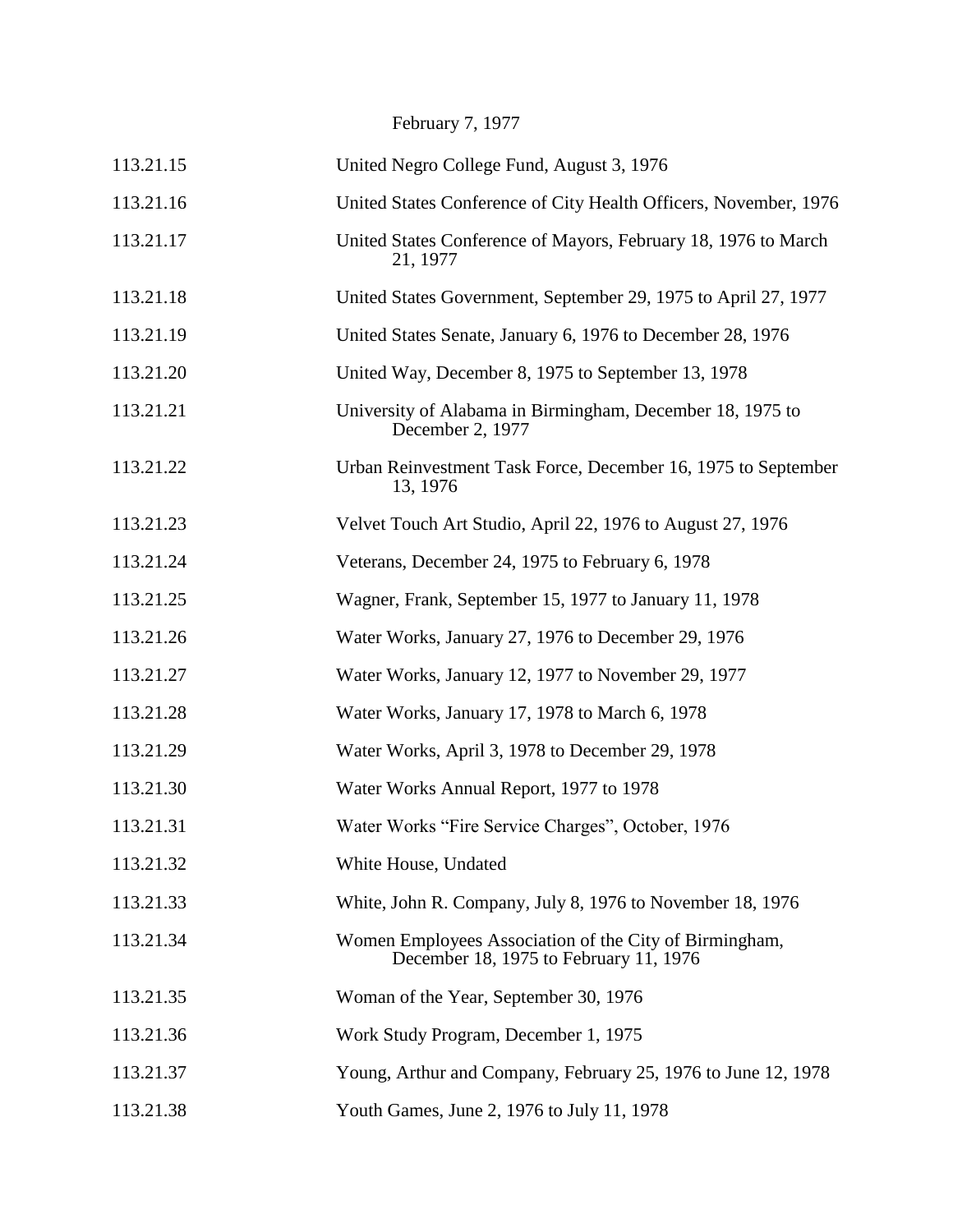February 7, 1977

| | |
|---|---|
| 113.21.15 | United Negro College Fund, August 3, 1976 |
| 113.21.16 | United States Conference of City Health Officers, November, 1976 |
| 113.21.17 | United States Conference of Mayors, February 18, 1976 to March 21, 1977 |
| 113.21.18 | United States Government, September 29, 1975 to April 27, 1977 |
| 113.21.19 | United States Senate, January 6, 1976 to December 28, 1976 |
| 113.21.20 | United Way, December 8, 1975 to September 13, 1978 |
| 113.21.21 | University of Alabama in Birmingham, December 18, 1975 to December 2, 1977 |
| 113.21.22 | Urban Reinvestment Task Force, December 16, 1975 to September 13, 1976 |
| 113.21.23 | Velvet Touch Art Studio, April 22, 1976 to August 27, 1976 |
| 113.21.24 | Veterans, December 24, 1975 to February 6, 1978 |
| 113.21.25 | Wagner, Frank, September 15, 1977 to January 11, 1978 |
| 113.21.26 | Water Works, January 27, 1976 to December 29, 1976 |
| 113.21.27 | Water Works, January 12, 1977 to November 29, 1977 |
| 113.21.28 | Water Works, January 17, 1978 to March 6, 1978 |
| 113.21.29 | Water Works, April 3, 1978 to December 29, 1978 |
| 113.21.30 | Water Works Annual Report, 1977 to 1978 |
| 113.21.31 | Water Works "Fire Service Charges", October, 1976 |
| 113.21.32 | White House, Undated |
| 113.21.33 | White, John R. Company, July 8, 1976 to November 18, 1976 |
| 113.21.34 | Women Employees Association of the City of Birmingham, December 18, 1975 to February 11, 1976 |
| 113.21.35 | Woman of the Year, September 30, 1976 |
| 113.21.36 | Work Study Program, December 1, 1975 |
| 113.21.37 | Young, Arthur and Company, February 25, 1976 to June 12, 1978 |
| 113.21.38 | Youth Games, June 2, 1976 to July 11, 1978 |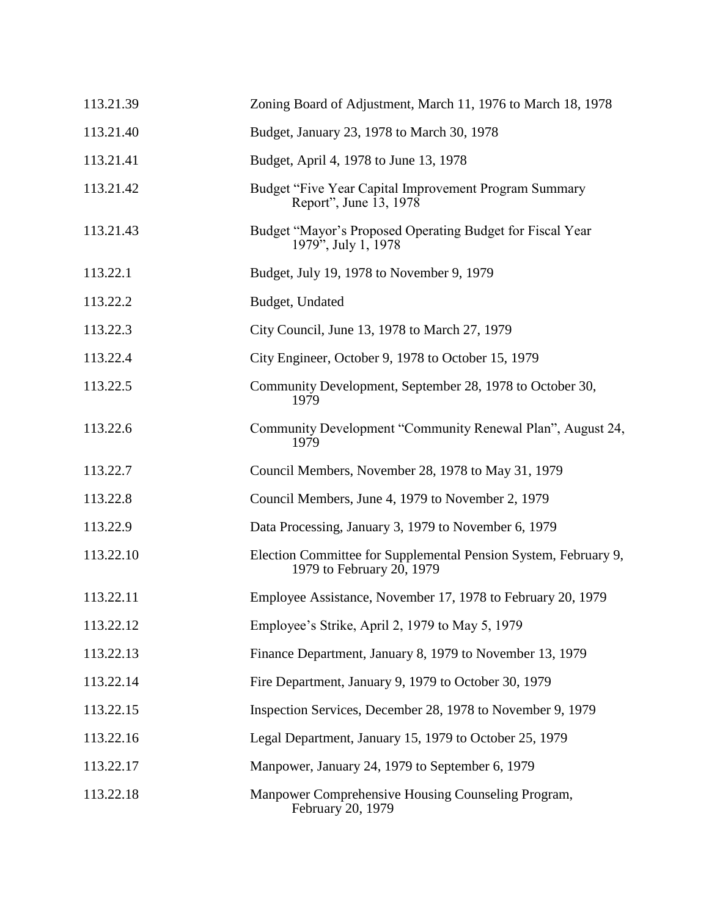| | |
|---|---|
| 113.21.39 | Zoning Board of Adjustment, March 11, 1976 to March 18, 1978 |
| 113.21.40 | Budget, January 23, 1978 to March 30, 1978 |
| 113.21.41 | Budget, April 4, 1978 to June 13, 1978 |
| 113.21.42 | Budget "Five Year Capital Improvement Program Summary Report", June 13, 1978 |
| 113.21.43 | Budget "Mayor's Proposed Operating Budget for Fiscal Year 1979", July 1, 1978 |
| 113.22.1 | Budget, July 19, 1978 to November 9, 1979 |
| 113.22.2 | Budget, Undated |
| 113.22.3 | City Council, June 13, 1978 to March 27, 1979 |
| 113.22.4 | City Engineer, October 9, 1978 to October 15, 1979 |
| 113.22.5 | Community Development, September 28, 1978 to October 30, 1979 |
| 113.22.6 | Community Development "Community Renewal Plan", August 24, 1979 |
| 113.22.7 | Council Members, November 28, 1978 to May 31, 1979 |
| 113.22.8 | Council Members, June 4, 1979 to November 2, 1979 |
| 113.22.9 | Data Processing, January 3, 1979 to November 6, 1979 |
| 113.22.10 | Election Committee for Supplemental Pension System, February 9, 1979 to February 20, 1979 |
| 113.22.11 | Employee Assistance, November 17, 1978 to February 20, 1979 |
| 113.22.12 | Employee's Strike, April 2, 1979 to May 5, 1979 |
| 113.22.13 | Finance Department, January 8, 1979 to November 13, 1979 |
| 113.22.14 | Fire Department, January 9, 1979 to October 30, 1979 |
| 113.22.15 | Inspection Services, December 28, 1978 to November 9, 1979 |
| 113.22.16 | Legal Department, January 15, 1979 to October 25, 1979 |
| 113.22.17 | Manpower, January 24, 1979 to September 6, 1979 |
| 113.22.18 | Manpower Comprehensive Housing Counseling Program, February 20, 1979 |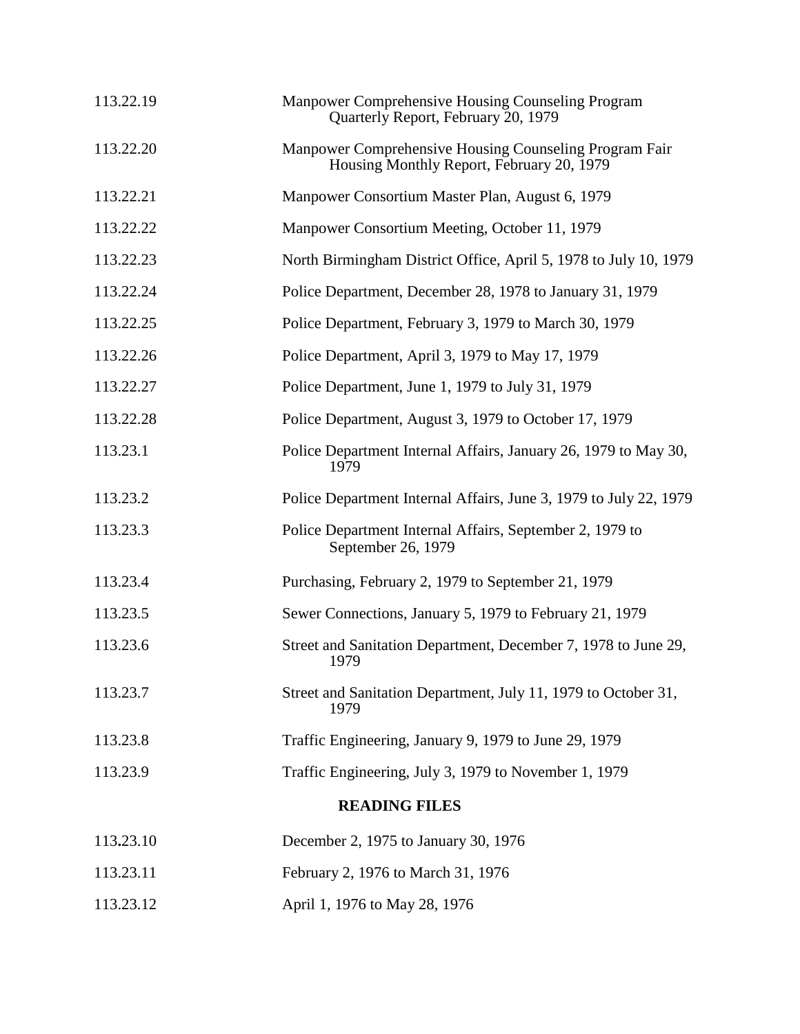| | |
|---|---|
| 113.22.19 | Manpower Comprehensive Housing Counseling Program Quarterly Report, February 20, 1979 |
| 113.22.20 | Manpower Comprehensive Housing Counseling Program Fair Housing Monthly Report, February 20, 1979 |
| 113.22.21 | Manpower Consortium Master Plan, August 6, 1979 |
| 113.22.22 | Manpower Consortium Meeting, October 11, 1979 |
| 113.22.23 | North Birmingham District Office, April 5, 1978 to July 10, 1979 |
| 113.22.24 | Police Department, December 28, 1978 to January 31, 1979 |
| 113.22.25 | Police Department, February 3, 1979 to March 30, 1979 |
| 113.22.26 | Police Department, April 3, 1979 to May 17, 1979 |
| 113.22.27 | Police Department, June 1, 1979 to July 31, 1979 |
| 113.22.28 | Police Department, August 3, 1979 to October 17, 1979 |
| 113.23.1 | Police Department Internal Affairs, January 26, 1979 to May 30, 1979 |
| 113.23.2 | Police Department Internal Affairs, June 3, 1979 to July 22, 1979 |
| 113.23.3 | Police Department Internal Affairs, September 2, 1979 to September 26, 1979 |
| 113.23.4 | Purchasing, February 2, 1979 to September 21, 1979 |
| 113.23.5 | Sewer Connections, January 5, 1979 to February 21, 1979 |
| 113.23.6 | Street and Sanitation Department, December 7, 1978 to June 29, 1979 |
| 113.23.7 | Street and Sanitation Department, July 11, 1979 to October 31, 1979 |
| 113.23.8 | Traffic Engineering, January 9, 1979 to June 29, 1979 |
| 113.23.9 | Traffic Engineering, July 3, 1979 to November 1, 1979 |

**READING FILES**

| | |
|---|---|
| 113.23.10 | December 2, 1975 to January 30, 1976 |
| 113.23.11 | February 2, 1976 to March 31, 1976 |
| 113.23.12 | April 1, 1976 to May 28, 1976 |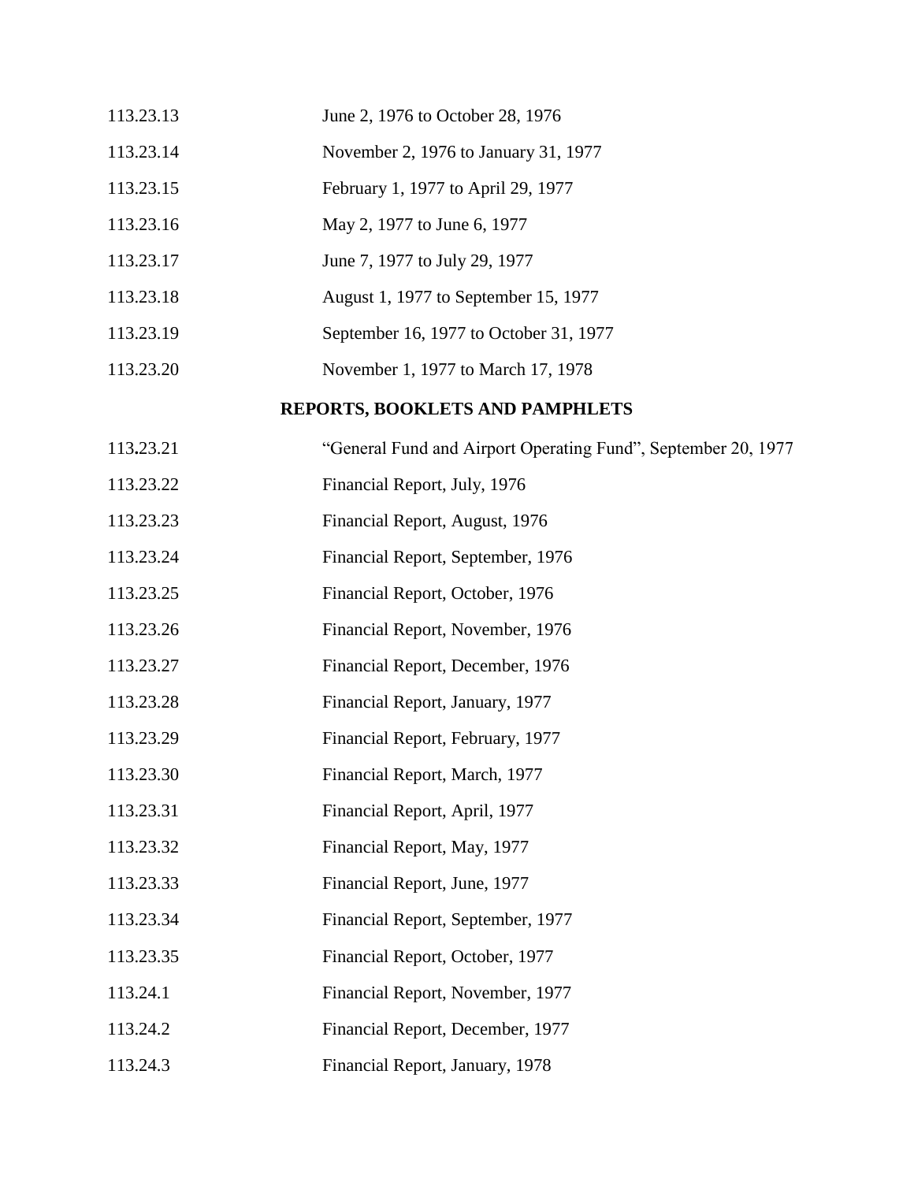| | |
|---|---|
| 113.23.13 | June 2, 1976 to October 28, 1976 |
| 113.23.14 | November 2, 1976 to January 31, 1977 |
| 113.23.15 | February 1, 1977 to April 29, 1977 |
| 113.23.16 | May 2, 1977 to June 6, 1977 |
| 113.23.17 | June 7, 1977 to July 29, 1977 |
| 113.23.18 | August 1, 1977 to September 15, 1977 |
| 113.23.19 | September 16, 1977 to October 31, 1977 |
| 113.23.20 | November 1, 1977 to March 17, 1978 |

## REPORTS, BOOKLETS AND PAMPHLETS

| | |
|---|---|
| 113.23.21 | "General Fund and Airport Operating Fund", September 20, 1977 |
| 113.23.22 | Financial Report, July, 1976 |
| 113.23.23 | Financial Report, August, 1976 |
| 113.23.24 | Financial Report, September, 1976 |
| 113.23.25 | Financial Report, October, 1976 |
| 113.23.26 | Financial Report, November, 1976 |
| 113.23.27 | Financial Report, December, 1976 |
| 113.23.28 | Financial Report, January, 1977 |
| 113.23.29 | Financial Report, February, 1977 |
| 113.23.30 | Financial Report, March, 1977 |
| 113.23.31 | Financial Report, April, 1977 |
| 113.23.32 | Financial Report, May, 1977 |
| 113.23.33 | Financial Report, June, 1977 |
| 113.23.34 | Financial Report, September, 1977 |
| 113.23.35 | Financial Report, October, 1977 |
| 113.24.1 | Financial Report, November, 1977 |
| 113.24.2 | Financial Report, December, 1977 |
| 113.24.3 | Financial Report, January, 1978 |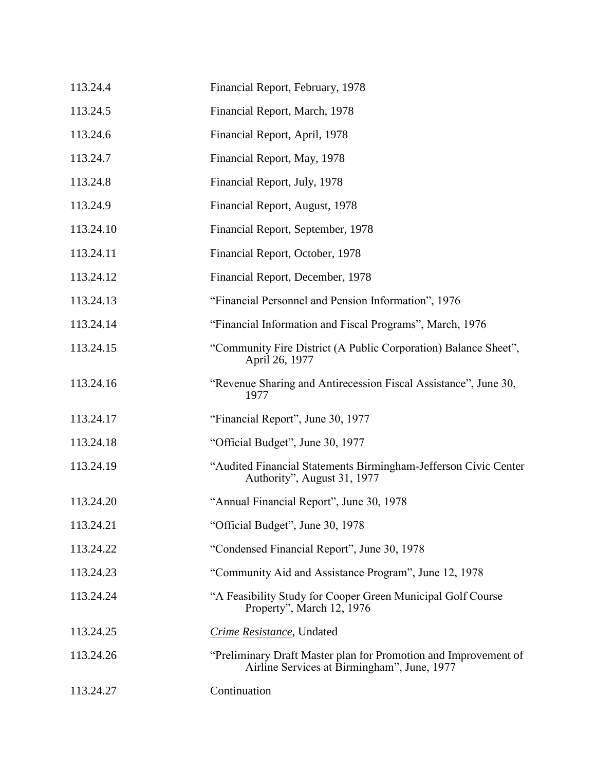| | |
|---|---|
| 113.24.4 | Financial Report, February, 1978 |
| 113.24.5 | Financial Report, March, 1978 |
| 113.24.6 | Financial Report, April, 1978 |
| 113.24.7 | Financial Report, May, 1978 |
| 113.24.8 | Financial Report, July, 1978 |
| 113.24.9 | Financial Report, August, 1978 |
| 113.24.10 | Financial Report, September, 1978 |
| 113.24.11 | Financial Report, October, 1978 |
| 113.24.12 | Financial Report, December, 1978 |
| 113.24.13 | "Financial Personnel and Pension Information", 1976 |
| 113.24.14 | "Financial Information and Fiscal Programs", March, 1976 |
| 113.24.15 | "Community Fire District (A Public Corporation) Balance Sheet", April 26, 1977 |
| 113.24.16 | "Revenue Sharing and Antirecession Fiscal Assistance", June 30, 1977 |
| 113.24.17 | "Financial Report", June 30, 1977 |
| 113.24.18 | "Official Budget", June 30, 1977 |
| 113.24.19 | "Audited Financial Statements Birmingham-Jefferson Civic Center Authority", August 31, 1977 |
| 113.24.20 | "Annual Financial Report", June 30, 1978 |
| 113.24.21 | "Official Budget", June 30, 1978 |
| 113.24.22 | "Condensed Financial Report", June 30, 1978 |
| 113.24.23 | "Community Aid and Assistance Program", June 12, 1978 |
| 113.24.24 | "A Feasibility Study for Cooper Green Municipal Golf Course Property", March 12, 1976 |
| 113.24.25 | *Crime Resistance*, Undated |
| 113.24.26 | "Preliminary Draft Master plan for Promotion and Improvement of Airline Services at Birmingham", June, 1977 |
| 113.24.27 | Continuation |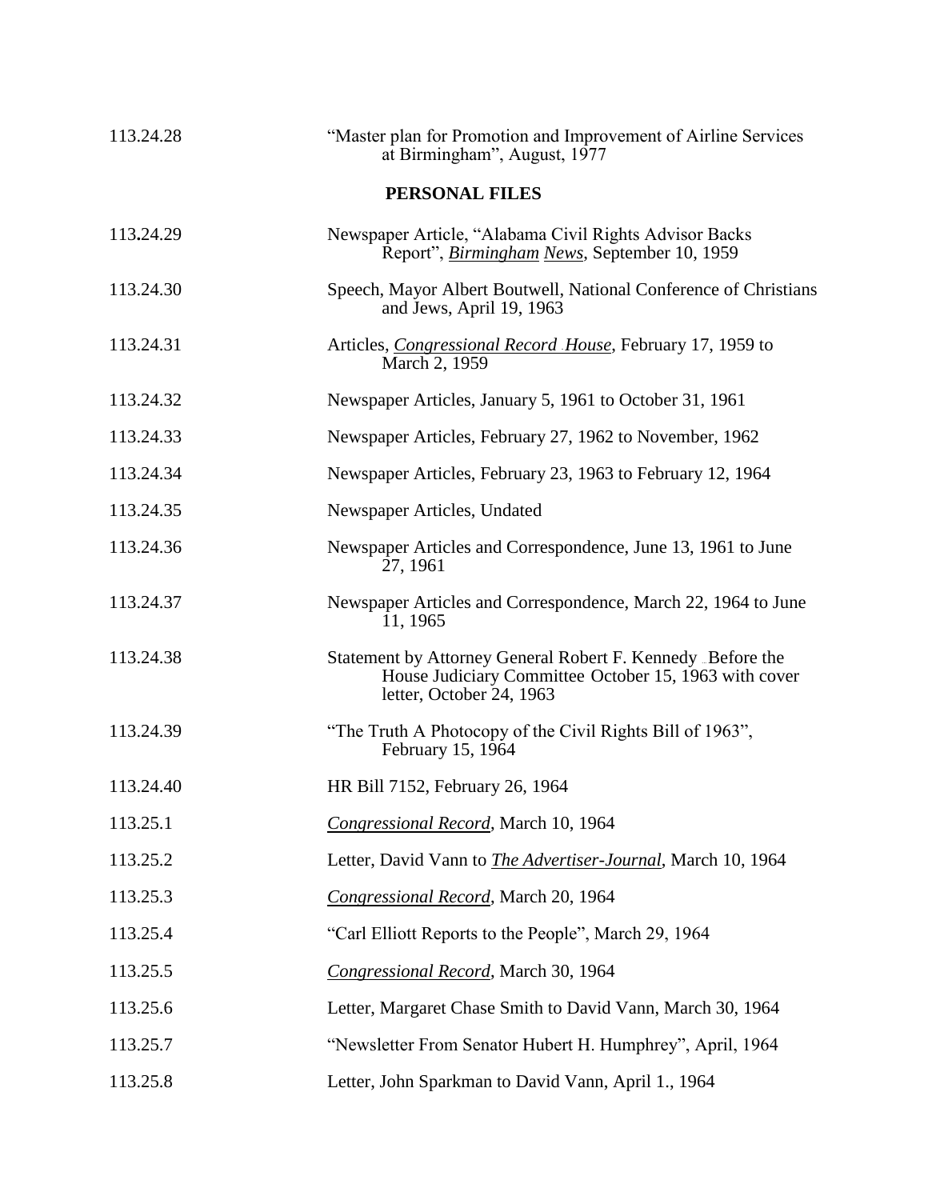| | |
|---|---|
| 113.24.28 | "Master plan for Promotion and Improvement of Airline Services at Birmingham", August, 1977 |

**PERSONAL FILES**

| | |
|---|---|
| 113.24.29 | Newspaper Article, "Alabama Civil Rights Advisor Backs Report", *Birmingham News*, September 10, 1959 |
| 113.24.30 | Speech, Mayor Albert Boutwell, National Conference of Christians and Jews, April 19, 1963 |
| 113.24.31 | Articles, *Congressional Record House*, February 17, 1959 to March 2, 1959 |
| 113.24.32 | Newspaper Articles, January 5, 1961 to October 31, 1961 |
| 113.24.33 | Newspaper Articles, February 27, 1962 to November, 1962 |
| 113.24.34 | Newspaper Articles, February 23, 1963 to February 12, 1964 |
| 113.24.35 | Newspaper Articles, Undated |
| 113.24.36 | Newspaper Articles and Correspondence, June 13, 1961 to June 27, 1961 |
| 113.24.37 | Newspaper Articles and Correspondence, March 22, 1964 to June 11, 1965 |
| 113.24.38 | Statement by Attorney General Robert F. Kennedy Before the House Judiciary Committee October 15, 1963 with cover letter, October 24, 1963 |
| 113.24.39 | "The Truth A Photocopy of the Civil Rights Bill of 1963", February 15, 1964 |
| 113.24.40 | HR Bill 7152, February 26, 1964 |
| 113.25.1 | *Congressional Record*, March 10, 1964 |
| 113.25.2 | Letter, David Vann to *The Advertiser-Journal*, March 10, 1964 |
| 113.25.3 | *Congressional Record*, March 20, 1964 |
| 113.25.4 | "Carl Elliott Reports to the People", March 29, 1964 |
| 113.25.5 | *Congressional Record*, March 30, 1964 |
| 113.25.6 | Letter, Margaret Chase Smith to David Vann, March 30, 1964 |
| 113.25.7 | "Newsletter From Senator Hubert H. Humphrey", April, 1964 |
| 113.25.8 | Letter, John Sparkman to David Vann, April 1., 1964 |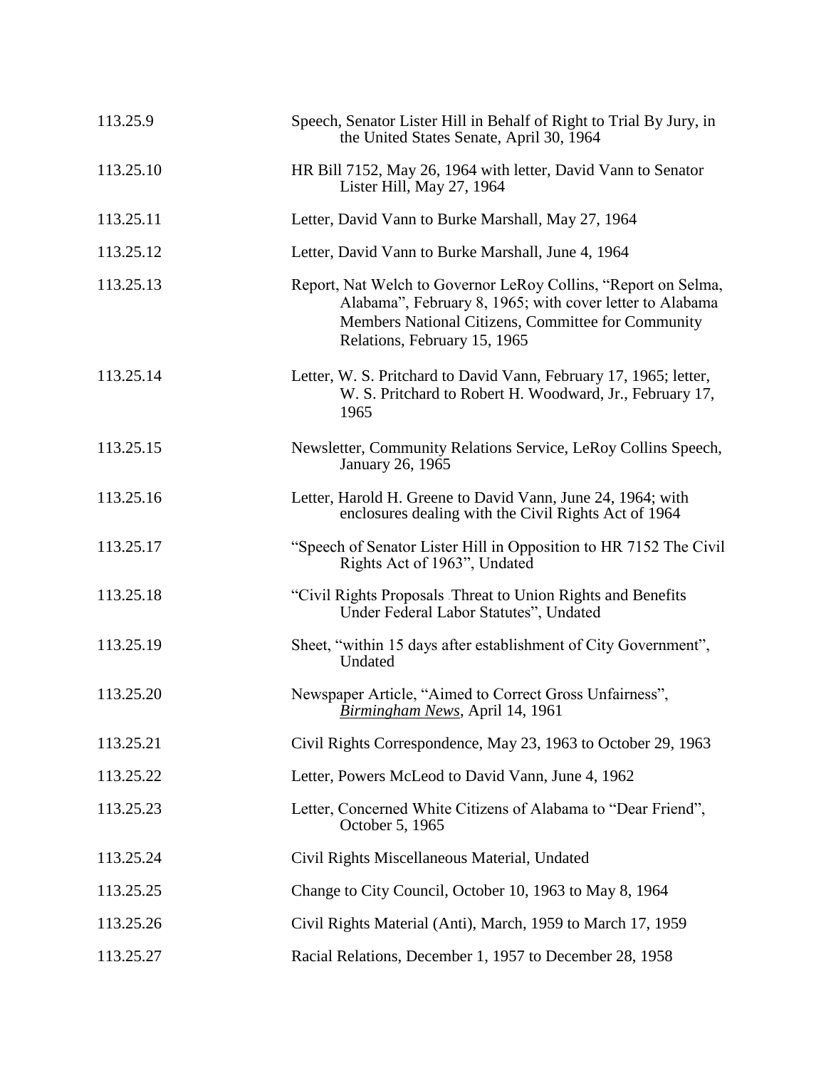| | |
|---|---|
| 113.25.9 | Speech, Senator Lister Hill in Behalf of Right to Trial By Jury, in the United States Senate, April 30, 1964 |
| 113.25.10 | HR Bill 7152, May 26, 1964 with letter, David Vann to Senator Lister Hill, May 27, 1964 |
| 113.25.11 | Letter, David Vann to Burke Marshall, May 27, 1964 |
| 113.25.12 | Letter, David Vann to Burke Marshall, June 4, 1964 |
| 113.25.13 | Report, Nat Welch to Governor LeRoy Collins, "Report on Selma, Alabama", February 8, 1965; with cover letter to Alabama Members National Citizens, Committee for Community Relations, February 15, 1965 |
| 113.25.14 | Letter, W. S. Pritchard to David Vann, February 17, 1965; letter, W. S. Pritchard to Robert H. Woodward, Jr., February 17, 1965 |
| 113.25.15 | Newsletter, Community Relations Service, LeRoy Collins Speech, January 26, 1965 |
| 113.25.16 | Letter, Harold H. Greene to David Vann, June 24, 1964; with enclosures dealing with the Civil Rights Act of 1964 |
| 113.25.17 | "Speech of Senator Lister Hill in Opposition to HR 7152 The Civil Rights Act of 1963", Undated |
| 113.25.18 | "Civil Rights Proposals Threat to Union Rights and Benefits Under Federal Labor Statutes", Undated |
| 113.25.19 | Sheet, "within 15 days after establishment of City Government", Undated |
| 113.25.20 | Newspaper Article, "Aimed to Correct Gross Unfairness", *Birmingham News*, April 14, 1961 |
| 113.25.21 | Civil Rights Correspondence, May 23, 1963 to October 29, 1963 |
| 113.25.22 | Letter, Powers McLeod to David Vann, June 4, 1962 |
| 113.25.23 | Letter, Concerned White Citizens of Alabama to "Dear Friend", October 5, 1965 |
| 113.25.24 | Civil Rights Miscellaneous Material, Undated |
| 113.25.25 | Change to City Council, October 10, 1963 to May 8, 1964 |
| 113.25.26 | Civil Rights Material (Anti), March, 1959 to March 17, 1959 |
| 113.25.27 | Racial Relations, December 1, 1957 to December 28, 1958 |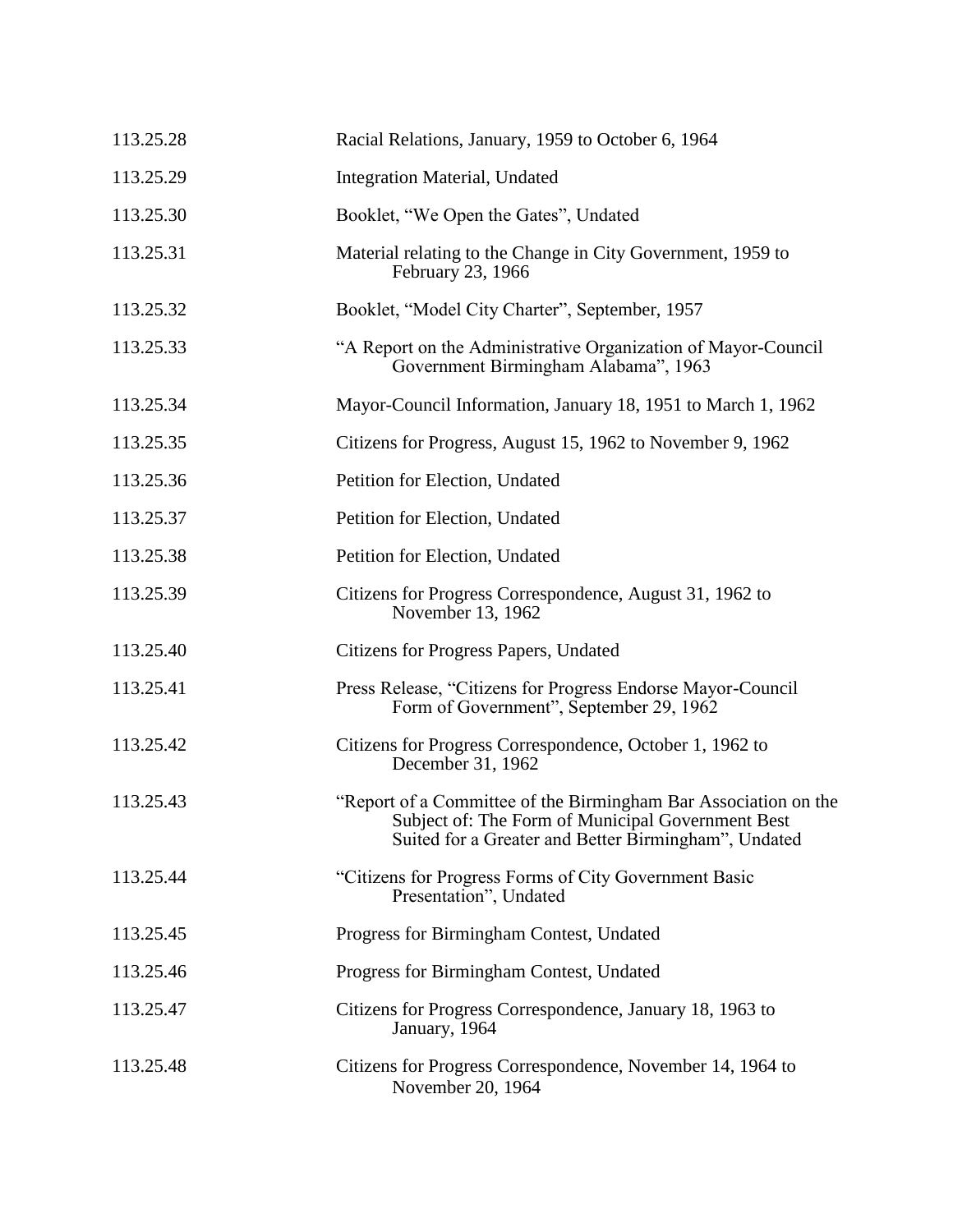| | |
|---|---|
| 113.25.28 | Racial Relations, January, 1959 to October 6, 1964 |
| 113.25.29 | Integration Material, Undated |
| 113.25.30 | Booklet, "We Open the Gates", Undated |
| 113.25.31 | Material relating to the Change in City Government, 1959 to February 23, 1966 |
| 113.25.32 | Booklet, "Model City Charter", September, 1957 |
| 113.25.33 | "A Report on the Administrative Organization of Mayor-Council Government Birmingham Alabama", 1963 |
| 113.25.34 | Mayor-Council Information, January 18, 1951 to March 1, 1962 |
| 113.25.35 | Citizens for Progress, August 15, 1962 to November 9, 1962 |
| 113.25.36 | Petition for Election, Undated |
| 113.25.37 | Petition for Election, Undated |
| 113.25.38 | Petition for Election, Undated |
| 113.25.39 | Citizens for Progress Correspondence, August 31, 1962 to November 13, 1962 |
| 113.25.40 | Citizens for Progress Papers, Undated |
| 113.25.41 | Press Release, "Citizens for Progress Endorse Mayor-Council Form of Government", September 29, 1962 |
| 113.25.42 | Citizens for Progress Correspondence, October 1, 1962 to December 31, 1962 |
| 113.25.43 | "Report of a Committee of the Birmingham Bar Association on the Subject of: The Form of Municipal Government Best Suited for a Greater and Better Birmingham", Undated |
| 113.25.44 | "Citizens for Progress Forms of City Government Basic Presentation", Undated |
| 113.25.45 | Progress for Birmingham Contest, Undated |
| 113.25.46 | Progress for Birmingham Contest, Undated |
| 113.25.47 | Citizens for Progress Correspondence, January 18, 1963 to January, 1964 |
| 113.25.48 | Citizens for Progress Correspondence, November 14, 1964 to November 20, 1964 |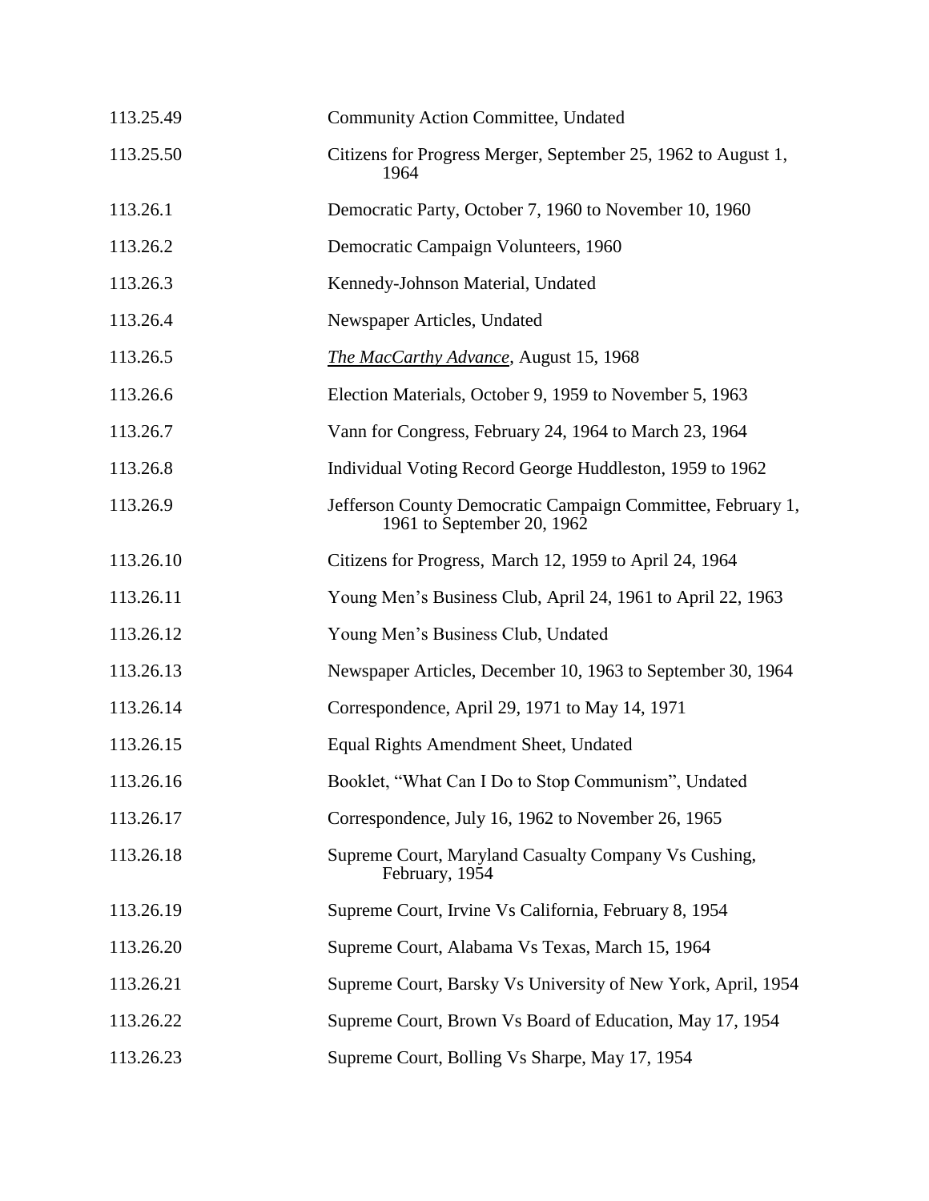| | |
|---|---|
| 113.25.49 | Community Action Committee, Undated |
| 113.25.50 | Citizens for Progress Merger, September 25, 1962 to August 1, 1964 |
| 113.26.1 | Democratic Party, October 7, 1960 to November 10, 1960 |
| 113.26.2 | Democratic Campaign Volunteers, 1960 |
| 113.26.3 | Kennedy-Johnson Material, Undated |
| 113.26.4 | Newspaper Articles, Undated |
| 113.26.5 | *The MacCarthy Advance*, August 15, 1968 |
| 113.26.6 | Election Materials, October 9, 1959 to November 5, 1963 |
| 113.26.7 | Vann for Congress, February 24, 1964 to March 23, 1964 |
| 113.26.8 | Individual Voting Record George Huddleston, 1959 to 1962 |
| 113.26.9 | Jefferson County Democratic Campaign Committee, February 1, 1961 to September 20, 1962 |
| 113.26.10 | Citizens for Progress, March 12, 1959 to April 24, 1964 |
| 113.26.11 | Young Men's Business Club, April 24, 1961 to April 22, 1963 |
| 113.26.12 | Young Men's Business Club, Undated |
| 113.26.13 | Newspaper Articles, December 10, 1963 to September 30, 1964 |
| 113.26.14 | Correspondence, April 29, 1971 to May 14, 1971 |
| 113.26.15 | Equal Rights Amendment Sheet, Undated |
| 113.26.16 | Booklet, "What Can I Do to Stop Communism", Undated |
| 113.26.17 | Correspondence, July 16, 1962 to November 26, 1965 |
| 113.26.18 | Supreme Court, Maryland Casualty Company Vs Cushing, February, 1954 |
| 113.26.19 | Supreme Court, Irvine Vs California, February 8, 1954 |
| 113.26.20 | Supreme Court, Alabama Vs Texas, March 15, 1964 |
| 113.26.21 | Supreme Court, Barsky Vs University of New York, April, 1954 |
| 113.26.22 | Supreme Court, Brown Vs Board of Education, May 17, 1954 |
| 113.26.23 | Supreme Court, Bolling Vs Sharpe, May 17, 1954 |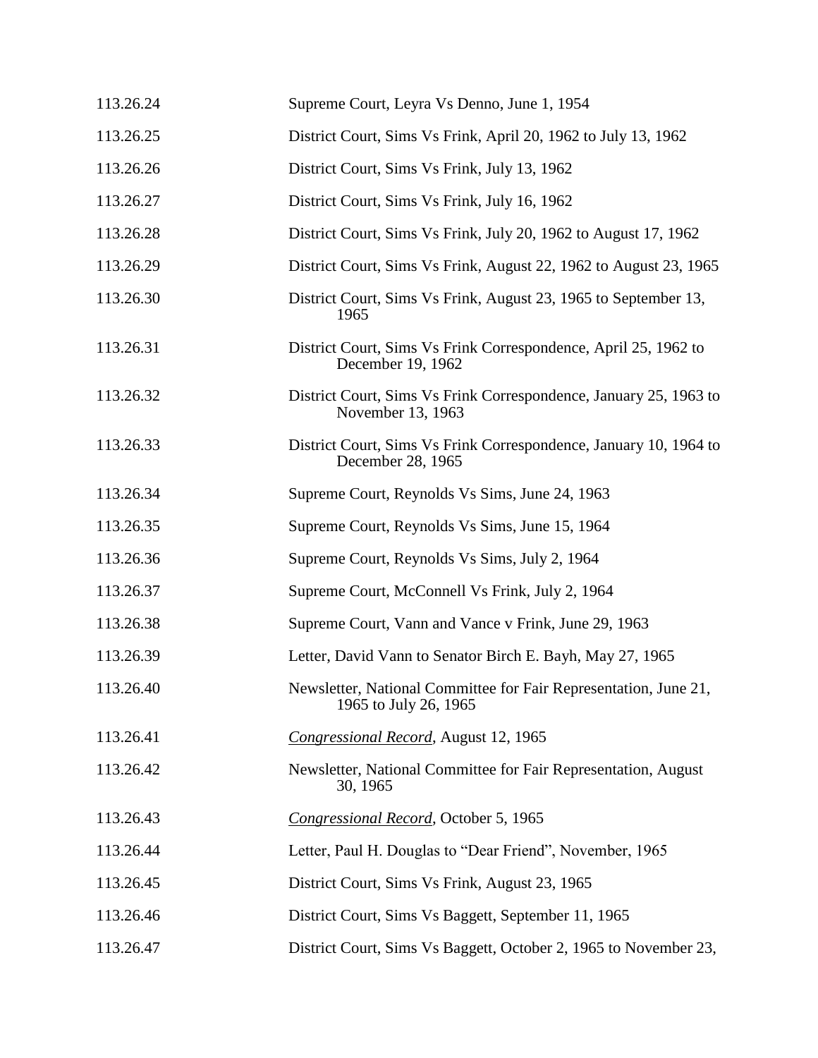| | |
|---|---|
| 113.26.24 | Supreme Court, Leyra Vs Denno, June 1, 1954 |
| 113.26.25 | District Court, Sims Vs Frink, April 20, 1962 to July 13, 1962 |
| 113.26.26 | District Court, Sims Vs Frink, July 13, 1962 |
| 113.26.27 | District Court, Sims Vs Frink, July 16, 1962 |
| 113.26.28 | District Court, Sims Vs Frink, July 20, 1962 to August 17, 1962 |
| 113.26.29 | District Court, Sims Vs Frink, August 22, 1962 to August 23, 1965 |
| 113.26.30 | District Court, Sims Vs Frink, August 23, 1965 to September 13, 1965 |
| 113.26.31 | District Court, Sims Vs Frink Correspondence, April 25, 1962 to December 19, 1962 |
| 113.26.32 | District Court, Sims Vs Frink Correspondence, January 25, 1963 to November 13, 1963 |
| 113.26.33 | District Court, Sims Vs Frink Correspondence, January 10, 1964 to December 28, 1965 |
| 113.26.34 | Supreme Court, Reynolds Vs Sims, June 24, 1963 |
| 113.26.35 | Supreme Court, Reynolds Vs Sims, June 15, 1964 |
| 113.26.36 | Supreme Court, Reynolds Vs Sims, July 2, 1964 |
| 113.26.37 | Supreme Court, McConnell Vs Frink, July 2, 1964 |
| 113.26.38 | Supreme Court, Vann and Vance v Frink, June 29, 1963 |
| 113.26.39 | Letter, David Vann to Senator Birch E. Bayh, May 27, 1965 |
| 113.26.40 | Newsletter, National Committee for Fair Representation, June 21, 1965 to July 26, 1965 |
| 113.26.41 | *Congressional Record*, August 12, 1965 |
| 113.26.42 | Newsletter, National Committee for Fair Representation, August 30, 1965 |
| 113.26.43 | *Congressional Record*, October 5, 1965 |
| 113.26.44 | Letter, Paul H. Douglas to "Dear Friend", November, 1965 |
| 113.26.45 | District Court, Sims Vs Frink, August 23, 1965 |
| 113.26.46 | District Court, Sims Vs Baggett, September 11, 1965 |
| 113.26.47 | District Court, Sims Vs Baggett, October 2, 1965 to November 23, |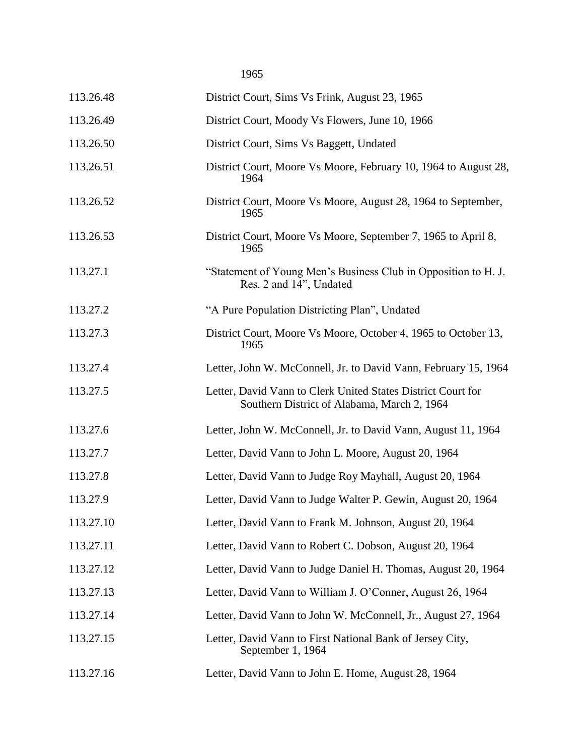1965

| | |
|---|---|
| 113.26.48 | District Court, Sims Vs Frink, August 23, 1965 |
| 113.26.49 | District Court, Moody Vs Flowers, June 10, 1966 |
| 113.26.50 | District Court, Sims Vs Baggett, Undated |
| 113.26.51 | District Court, Moore Vs Moore, February 10, 1964 to August 28, 1964 |
| 113.26.52 | District Court, Moore Vs Moore, August 28, 1964 to September, 1965 |
| 113.26.53 | District Court, Moore Vs Moore, September 7, 1965 to April 8, 1965 |
| 113.27.1 | "Statement of Young Men's Business Club in Opposition to H. J. Res. 2 and 14", Undated |
| 113.27.2 | "A Pure Population Districting Plan", Undated |
| 113.27.3 | District Court, Moore Vs Moore, October 4, 1965 to October 13, 1965 |
| 113.27.4 | Letter, John W. McConnell, Jr. to David Vann, February 15, 1964 |
| 113.27.5 | Letter, David Vann to Clerk United States District Court for Southern District of Alabama, March 2, 1964 |
| 113.27.6 | Letter, John W. McConnell, Jr. to David Vann, August 11, 1964 |
| 113.27.7 | Letter, David Vann to John L. Moore, August 20, 1964 |
| 113.27.8 | Letter, David Vann to Judge Roy Mayhall, August 20, 1964 |
| 113.27.9 | Letter, David Vann to Judge Walter P. Gewin, August 20, 1964 |
| 113.27.10 | Letter, David Vann to Frank M. Johnson, August 20, 1964 |
| 113.27.11 | Letter, David Vann to Robert C. Dobson, August 20, 1964 |
| 113.27.12 | Letter, David Vann to Judge Daniel H. Thomas, August 20, 1964 |
| 113.27.13 | Letter, David Vann to William J. O'Conner, August 26, 1964 |
| 113.27.14 | Letter, David Vann to John W. McConnell, Jr., August 27, 1964 |
| 113.27.15 | Letter, David Vann to First National Bank of Jersey City, September 1, 1964 |
| 113.27.16 | Letter, David Vann to John E. Home, August 28, 1964 |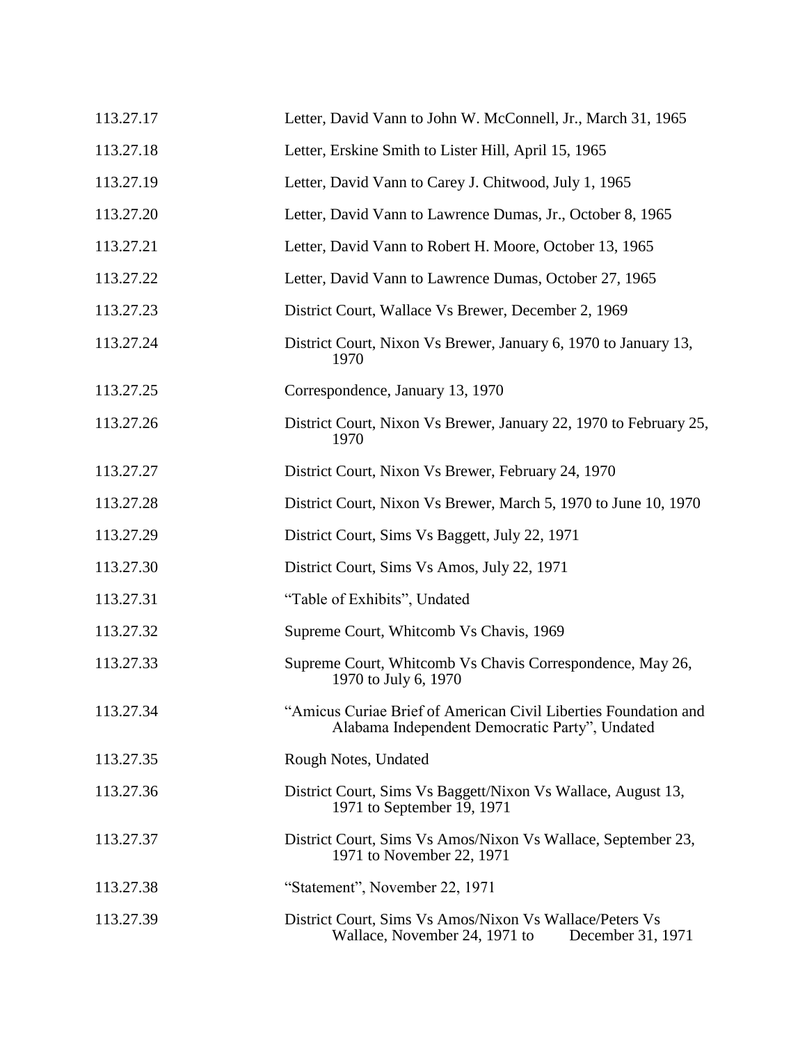| | |
|---|---|
| 113.27.17 | Letter, David Vann to John W. McConnell, Jr., March 31, 1965 |
| 113.27.18 | Letter, Erskine Smith to Lister Hill, April 15, 1965 |
| 113.27.19 | Letter, David Vann to Carey J. Chitwood, July 1, 1965 |
| 113.27.20 | Letter, David Vann to Lawrence Dumas, Jr., October 8, 1965 |
| 113.27.21 | Letter, David Vann to Robert H. Moore, October 13, 1965 |
| 113.27.22 | Letter, David Vann to Lawrence Dumas, October 27, 1965 |
| 113.27.23 | District Court, Wallace Vs Brewer, December 2, 1969 |
| 113.27.24 | District Court, Nixon Vs Brewer, January 6, 1970 to January 13, 1970 |
| 113.27.25 | Correspondence, January 13, 1970 |
| 113.27.26 | District Court, Nixon Vs Brewer, January 22, 1970 to February 25, 1970 |
| 113.27.27 | District Court, Nixon Vs Brewer, February 24, 1970 |
| 113.27.28 | District Court, Nixon Vs Brewer, March 5, 1970 to June 10, 1970 |
| 113.27.29 | District Court, Sims Vs Baggett, July 22, 1971 |
| 113.27.30 | District Court, Sims Vs Amos, July 22, 1971 |
| 113.27.31 | "Table of Exhibits", Undated |
| 113.27.32 | Supreme Court, Whitcomb Vs Chavis, 1969 |
| 113.27.33 | Supreme Court, Whitcomb Vs Chavis Correspondence, May 26, 1970 to July 6, 1970 |
| 113.27.34 | "Amicus Curiae Brief of American Civil Liberties Foundation and Alabama Independent Democratic Party", Undated |
| 113.27.35 | Rough Notes, Undated |
| 113.27.36 | District Court, Sims Vs Baggett/Nixon Vs Wallace, August 13, 1971 to September 19, 1971 |
| 113.27.37 | District Court, Sims Vs Amos/Nixon Vs Wallace, September 23, 1971 to November 22, 1971 |
| 113.27.38 | "Statement", November 22, 1971 |
| 113.27.39 | District Court, Sims Vs Amos/Nixon Vs Wallace/Peters Vs Wallace, November 24, 1971 to December 31, 1971 |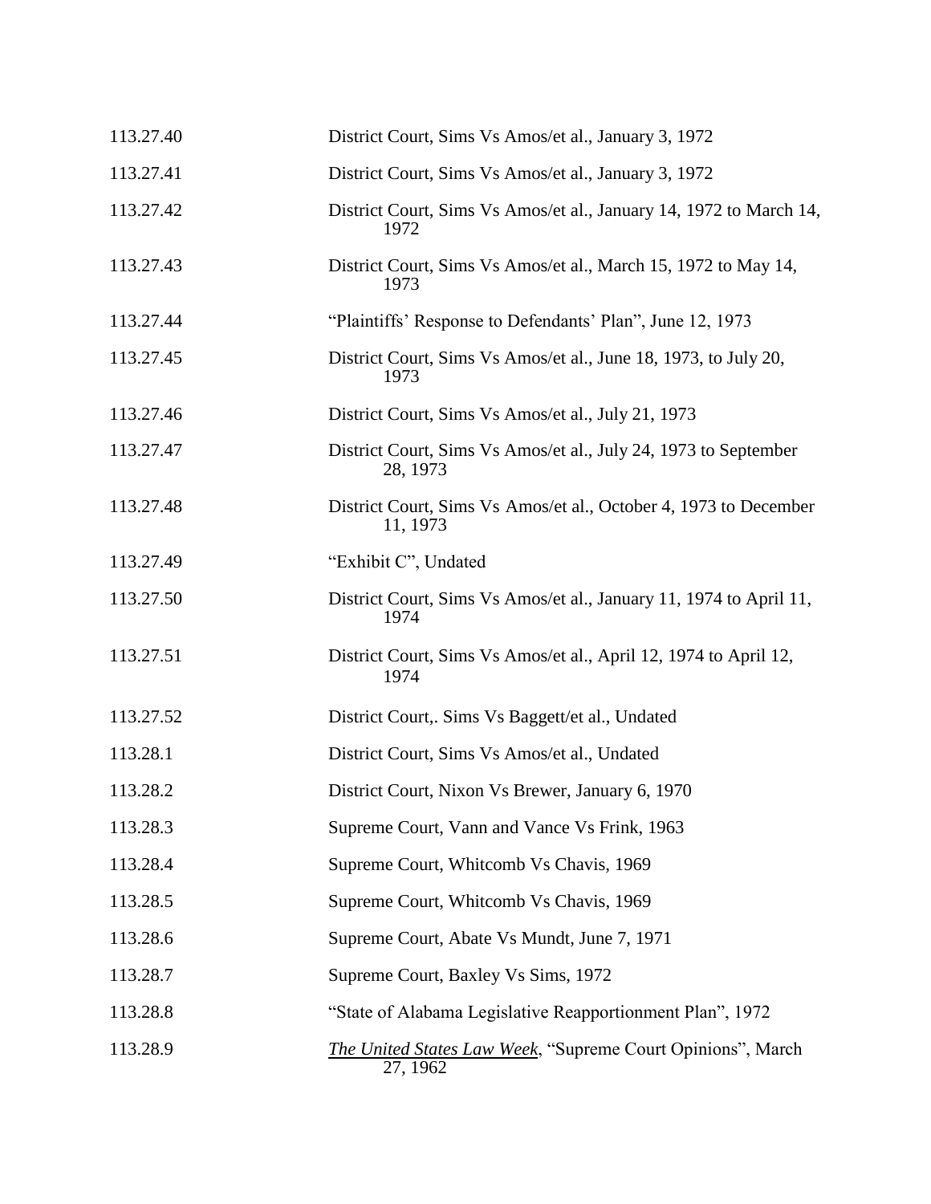| | |
|---|---|
| 113.27.40 | District Court, Sims Vs Amos/et al., January 3, 1972 |
| 113.27.41 | District Court, Sims Vs Amos/et al., January 3, 1972 |
| 113.27.42 | District Court, Sims Vs Amos/et al., January 14, 1972 to March 14, 1972 |
| 113.27.43 | District Court, Sims Vs Amos/et al., March 15, 1972 to May 14, 1973 |
| 113.27.44 | "Plaintiffs' Response to Defendants' Plan", June 12, 1973 |
| 113.27.45 | District Court, Sims Vs Amos/et al., June 18, 1973, to July 20, 1973 |
| 113.27.46 | District Court, Sims Vs Amos/et al., July 21, 1973 |
| 113.27.47 | District Court, Sims Vs Amos/et al., July 24, 1973 to September 28, 1973 |
| 113.27.48 | District Court, Sims Vs Amos/et al., October 4, 1973 to December 11, 1973 |
| 113.27.49 | "Exhibit C", Undated |
| 113.27.50 | District Court, Sims Vs Amos/et al., January 11, 1974 to April 11, 1974 |
| 113.27.51 | District Court, Sims Vs Amos/et al., April 12, 1974 to April 12, 1974 |
| 113.27.52 | District Court,. Sims Vs Baggett/et al., Undated |
| 113.28.1 | District Court, Sims Vs Amos/et al., Undated |
| 113.28.2 | District Court, Nixon Vs Brewer, January 6, 1970 |
| 113.28.3 | Supreme Court, Vann and Vance Vs Frink, 1963 |
| 113.28.4 | Supreme Court, Whitcomb Vs Chavis, 1969 |
| 113.28.5 | Supreme Court, Whitcomb Vs Chavis, 1969 |
| 113.28.6 | Supreme Court, Abate Vs Mundt, June 7, 1971 |
| 113.28.7 | Supreme Court, Baxley Vs Sims, 1972 |
| 113.28.8 | "State of Alabama Legislative Reapportionment Plan", 1972 |
| 113.28.9 | *The United States Law Week*, "Supreme Court Opinions", March 27, 1962 |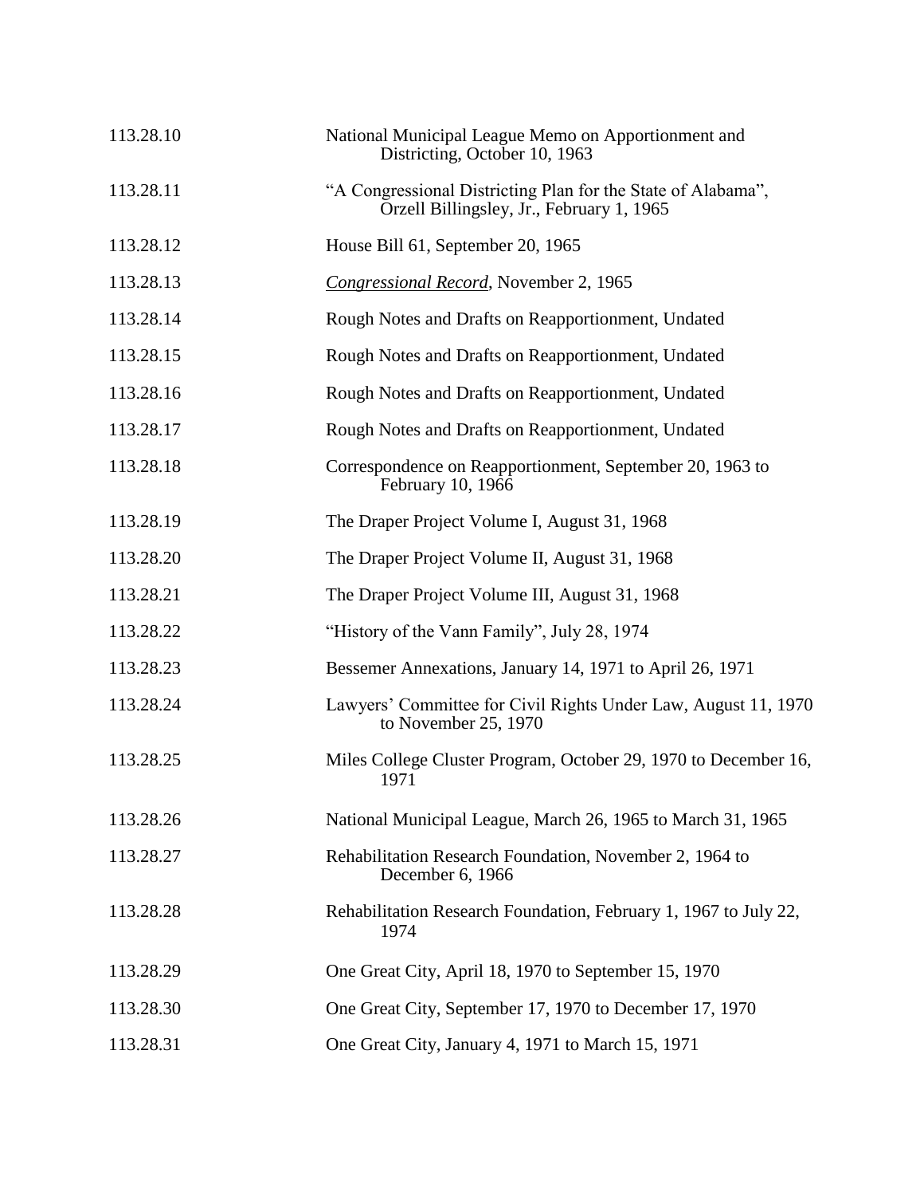| | |
|---|---|
| 113.28.10 | National Municipal League Memo on Apportionment and Districting, October 10, 1963 |
| 113.28.11 | "A Congressional Districting Plan for the State of Alabama", Orzell Billingsley, Jr., February 1, 1965 |
| 113.28.12 | House Bill 61, September 20, 1965 |
| 113.28.13 | *Congressional Record*, November 2, 1965 |
| 113.28.14 | Rough Notes and Drafts on Reapportionment, Undated |
| 113.28.15 | Rough Notes and Drafts on Reapportionment, Undated |
| 113.28.16 | Rough Notes and Drafts on Reapportionment, Undated |
| 113.28.17 | Rough Notes and Drafts on Reapportionment, Undated |
| 113.28.18 | Correspondence on Reapportionment, September 20, 1963 to February 10, 1966 |
| 113.28.19 | The Draper Project Volume I, August 31, 1968 |
| 113.28.20 | The Draper Project Volume II, August 31, 1968 |
| 113.28.21 | The Draper Project Volume III, August 31, 1968 |
| 113.28.22 | "History of the Vann Family", July 28, 1974 |
| 113.28.23 | Bessemer Annexations, January 14, 1971 to April 26, 1971 |
| 113.28.24 | Lawyers' Committee for Civil Rights Under Law, August 11, 1970 to November 25, 1970 |
| 113.28.25 | Miles College Cluster Program, October 29, 1970 to December 16, 1971 |
| 113.28.26 | National Municipal League, March 26, 1965 to March 31, 1965 |
| 113.28.27 | Rehabilitation Research Foundation, November 2, 1964 to December 6, 1966 |
| 113.28.28 | Rehabilitation Research Foundation, February 1, 1967 to July 22, 1974 |
| 113.28.29 | One Great City, April 18, 1970 to September 15, 1970 |
| 113.28.30 | One Great City, September 17, 1970 to December 17, 1970 |
| 113.28.31 | One Great City, January 4, 1971 to March 15, 1971 |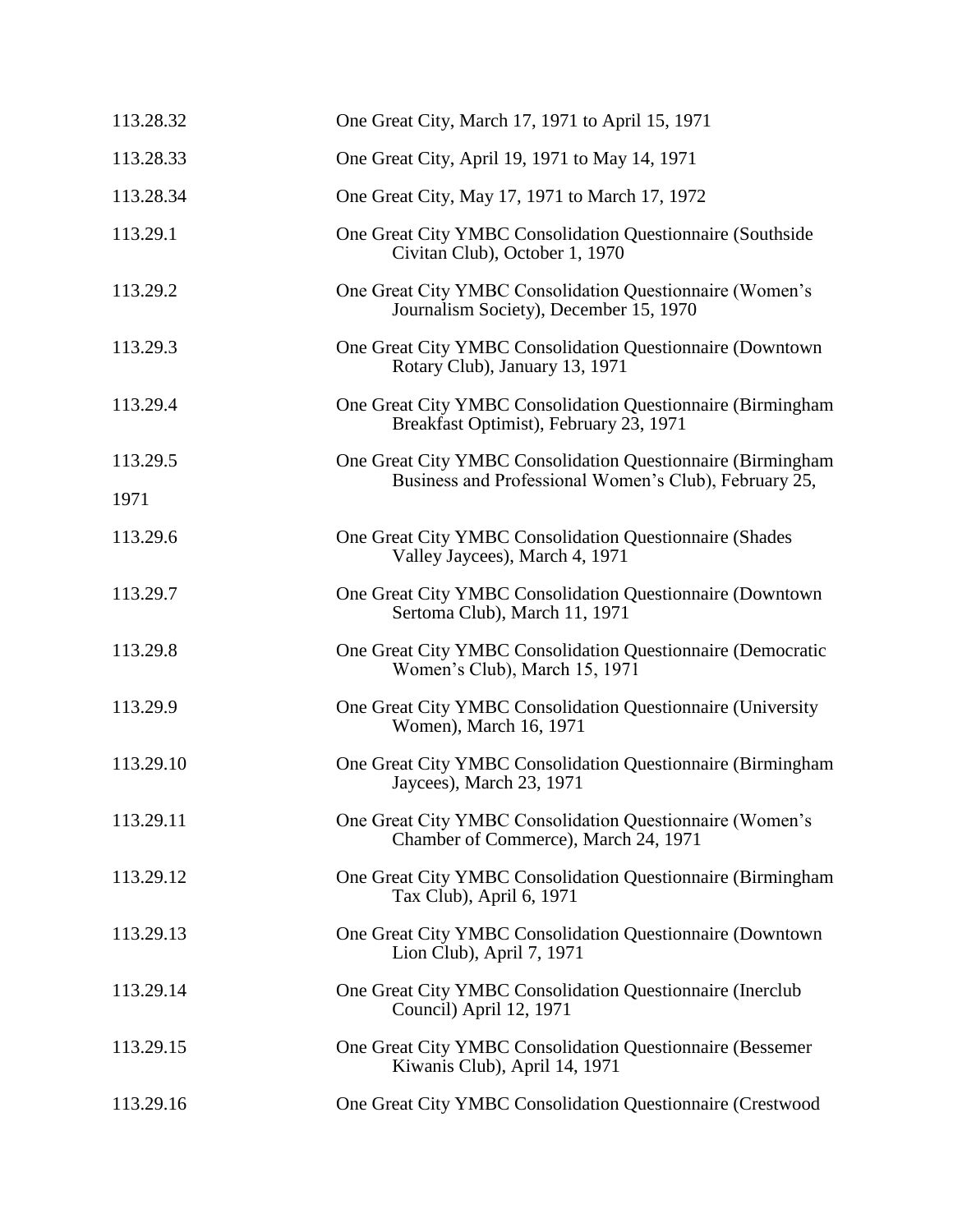| | |
|---|---|
| 113.28.32 | One Great City, March 17, 1971 to April 15, 1971 |
| 113.28.33 | One Great City, April 19, 1971 to May 14, 1971 |
| 113.28.34 | One Great City, May 17, 1971 to March 17, 1972 |
| 113.29.1 | One Great City YMBC Consolidation Questionnaire (Southside Civitan Club), October 1, 1970 |
| 113.29.2 | One Great City YMBC Consolidation Questionnaire (Women's Journalism Society), December 15, 1970 |
| 113.29.3 | One Great City YMBC Consolidation Questionnaire (Downtown Rotary Club), January 13, 1971 |
| 113.29.4 | One Great City YMBC Consolidation Questionnaire (Birmingham Breakfast Optimist), February 23, 1971 |
| 113.29.5 | One Great City YMBC Consolidation Questionnaire (Birmingham Business and Professional Women's Club), February 25, 1971 |
| 113.29.6 | One Great City YMBC Consolidation Questionnaire (Shades Valley Jaycees), March 4, 1971 |
| 113.29.7 | One Great City YMBC Consolidation Questionnaire (Downtown Sertoma Club), March 11, 1971 |
| 113.29.8 | One Great City YMBC Consolidation Questionnaire (Democratic Women's Club), March 15, 1971 |
| 113.29.9 | One Great City YMBC Consolidation Questionnaire (University Women), March 16, 1971 |
| 113.29.10 | One Great City YMBC Consolidation Questionnaire (Birmingham Jaycees), March 23, 1971 |
| 113.29.11 | One Great City YMBC Consolidation Questionnaire (Women's Chamber of Commerce), March 24, 1971 |
| 113.29.12 | One Great City YMBC Consolidation Questionnaire (Birmingham Tax Club), April 6, 1971 |
| 113.29.13 | One Great City YMBC Consolidation Questionnaire (Downtown Lion Club), April 7, 1971 |
| 113.29.14 | One Great City YMBC Consolidation Questionnaire (Inerclub Council) April 12, 1971 |
| 113.29.15 | One Great City YMBC Consolidation Questionnaire (Bessemer Kiwanis Club), April 14, 1971 |
| 113.29.16 | One Great City YMBC Consolidation Questionnaire (Crestwood |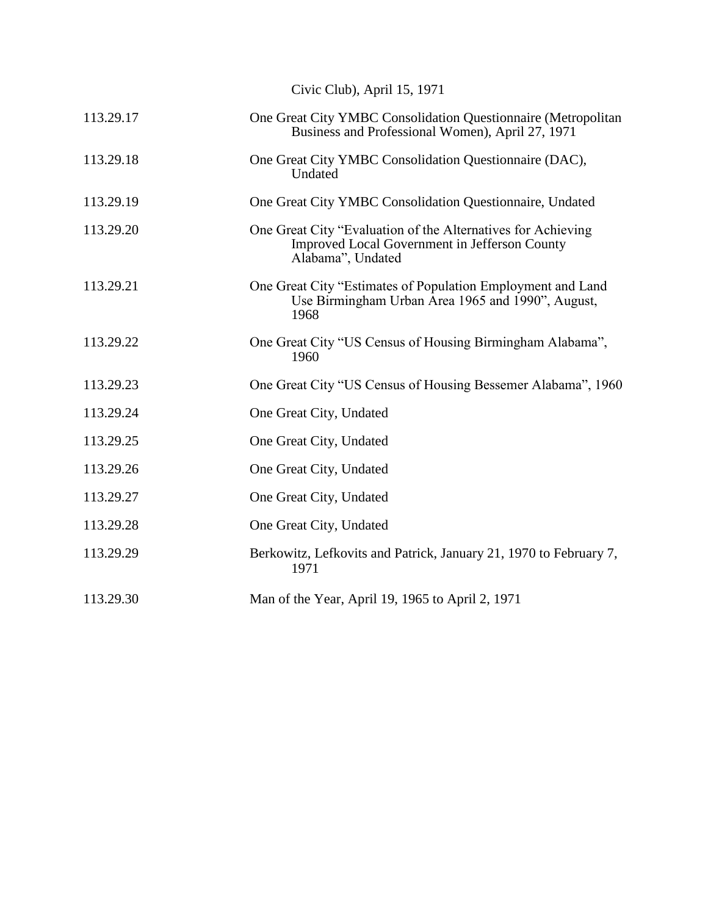| | |
|---|---|
| | Civic Club), April 15, 1971 |
| 113.29.17 | One Great City YMBC Consolidation Questionnaire (Metropolitan Business and Professional Women), April 27, 1971 |
| 113.29.18 | One Great City YMBC Consolidation Questionnaire (DAC), Undated |
| 113.29.19 | One Great City YMBC Consolidation Questionnaire, Undated |
| 113.29.20 | One Great City "Evaluation of the Alternatives for Achieving Improved Local Government in Jefferson County Alabama", Undated |
| 113.29.21 | One Great City "Estimates of Population Employment and Land Use Birmingham Urban Area 1965 and 1990", August, 1968 |
| 113.29.22 | One Great City "US Census of Housing Birmingham Alabama", 1960 |
| 113.29.23 | One Great City "US Census of Housing Bessemer Alabama", 1960 |
| 113.29.24 | One Great City, Undated |
| 113.29.25 | One Great City, Undated |
| 113.29.26 | One Great City, Undated |
| 113.29.27 | One Great City, Undated |
| 113.29.28 | One Great City, Undated |
| 113.29.29 | Berkowitz, Lefkovits and Patrick, January 21, 1970 to February 7, 1971 |
| 113.29.30 | Man of the Year, April 19, 1965 to April 2, 1971 |